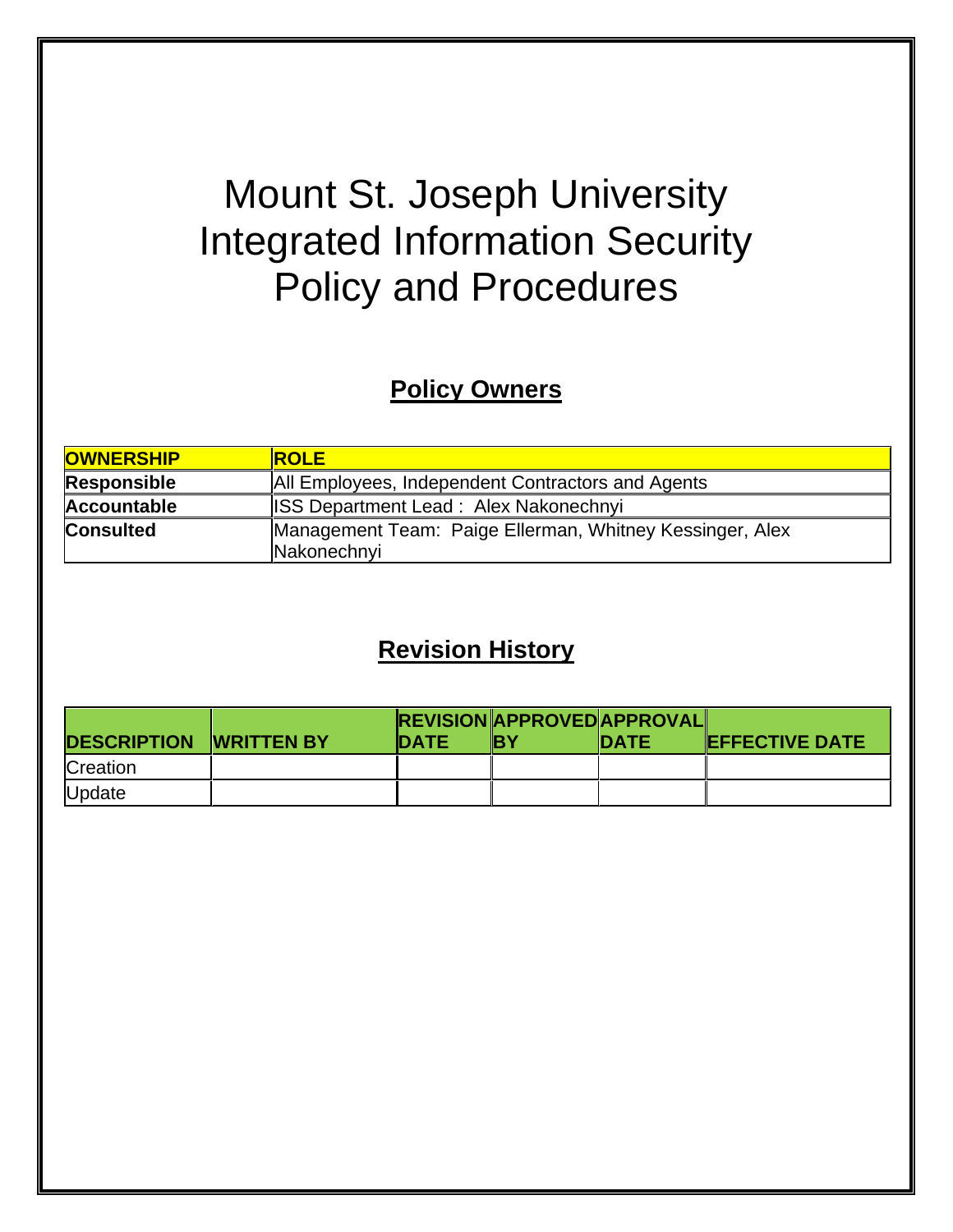# Mount St. Joseph University Integrated Information Security Policy and Procedures

## Policy Owners

| OWNERSHIP | ROLE |
|---|---|
| **Responsible** | All Employees, Independent Contractors and Agents |
| **Accountable** | ISS Department Lead : Alex Nakonechnyi |
| **Consulted** | Management Team: Paige Ellerman, Whitney Kessinger, Alex Nakonechnyi |

## Revision History

| DESCRIPTION | WRITTEN BY | REVISION DATE | APPROVED BY | APPROVAL DATE | EFFECTIVE DATE |
|---|---|---|---|---|---|
| Creation | | | | | |
| Update | | | | | |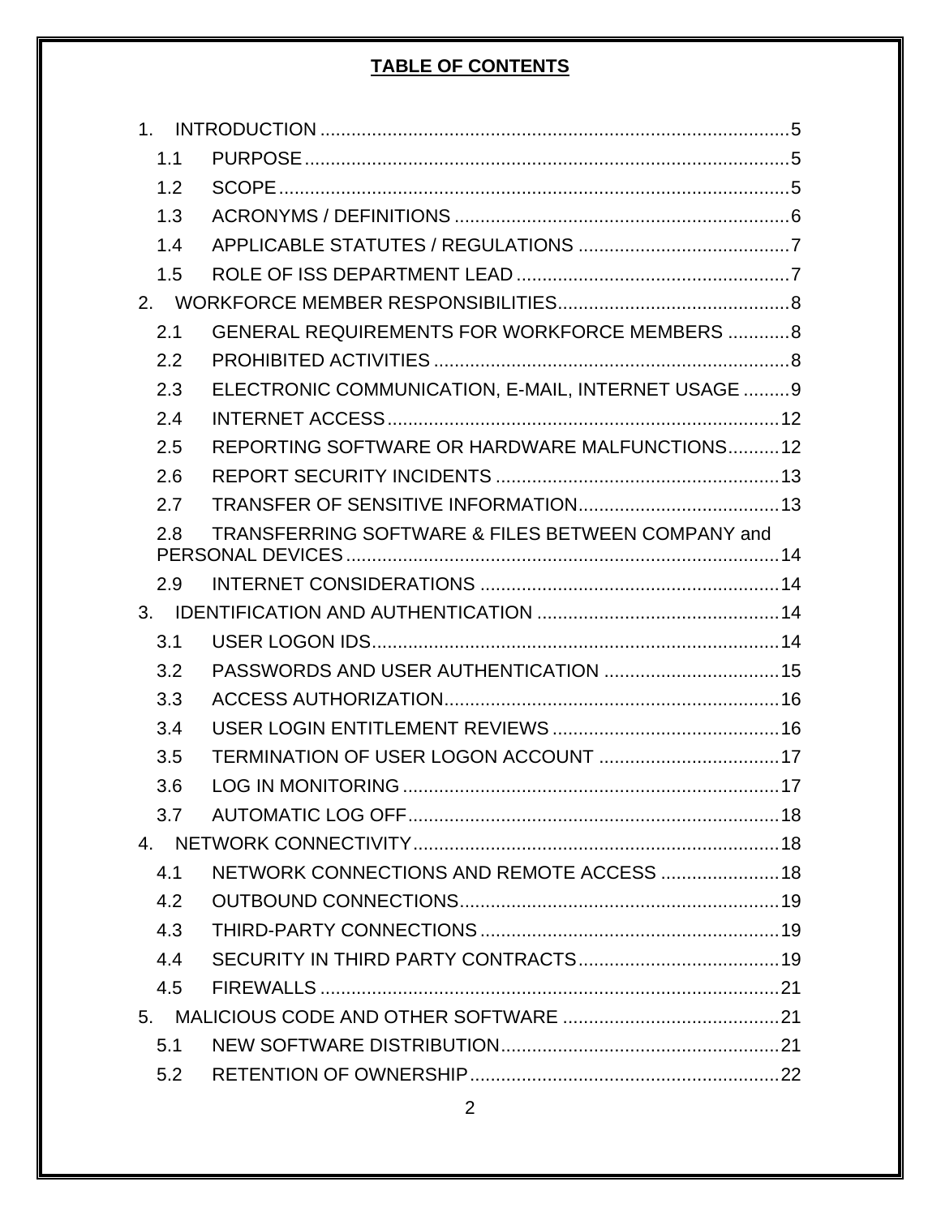**TABLE OF CONTENTS**

1. INTRODUCTION ........................................................................................... 5
   - 1.1 PURPOSE ............................................................................................. 5
   - 1.2 SCOPE .................................................................................................. 5
   - 1.3 ACRONYMS / DEFINITIONS ................................................................ 6
   - 1.4 APPLICABLE STATUTES / REGULATIONS ......................................... 7
   - 1.5 ROLE OF ISS DEPARTMENT LEAD ..................................................... 7
2. WORKFORCE MEMBER RESPONSIBILITIES............................................. 8
   - 2.1 GENERAL REQUIREMENTS FOR WORKFORCE MEMBERS ............ 8
   - 2.2 PROHIBITED ACTIVITIES .................................................................... 8
   - 2.3 ELECTRONIC COMMUNICATION, E-MAIL, INTERNET USAGE ......... 9
   - 2.4 INTERNET ACCESS ........................................................................... 12
   - 2.5 REPORTING SOFTWARE OR HARDWARE MALFUNCTIONS.......... 12
   - 2.6 REPORT SECURITY INCIDENTS ...................................................... 13
   - 2.7 TRANSFER OF SENSITIVE INFORMATION....................................... 13
   - 2.8 TRANSFERRING SOFTWARE & FILES BETWEEN COMPANY and PERSONAL DEVICES .................................................................................. 14
   - 2.9 INTERNET CONSIDERATIONS .......................................................... 14
3. IDENTIFICATION AND AUTHENTICATION ............................................... 14
   - 3.1 USER LOGON IDS............................................................................... 14
   - 3.2 PASSWORDS AND USER AUTHENTICATION .................................. 15
   - 3.3 ACCESS AUTHORIZATION................................................................. 16
   - 3.4 USER LOGIN ENTITLEMENT REVIEWS ............................................ 16
   - 3.5 TERMINATION OF USER LOGON ACCOUNT ................................... 17
   - 3.6 LOG IN MONITORING ......................................................................... 17
   - 3.7 AUTOMATIC LOG OFF........................................................................ 18
4. NETWORK CONNECTIVITY....................................................................... 18
   - 4.1 NETWORK CONNECTIONS AND REMOTE ACCESS ....................... 18
   - 4.2 OUTBOUND CONNECTIONS.............................................................. 19
   - 4.3 THIRD-PARTY CONNECTIONS .......................................................... 19
   - 4.4 SECURITY IN THIRD PARTY CONTRACTS....................................... 19
   - 4.5 FIREWALLS ......................................................................................... 21
5. MALICIOUS CODE AND OTHER SOFTWARE .......................................... 21
   - 5.1 NEW SOFTWARE DISTRIBUTION...................................................... 21
   - 5.2 RETENTION OF OWNERSHIP............................................................ 22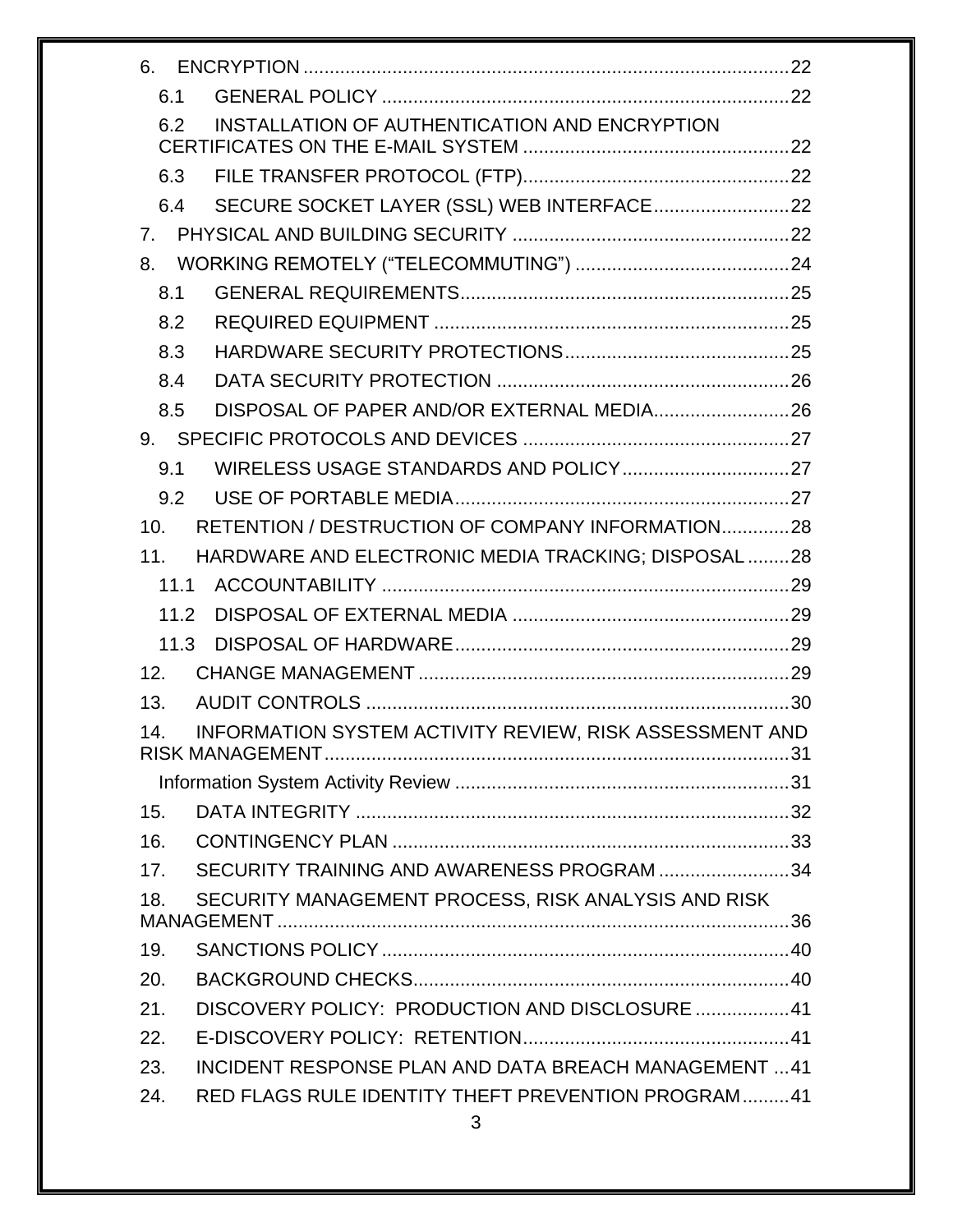6. ENCRYPTION .......... 22

6.1 GENERAL POLICY .......... 22

6.2 INSTALLATION OF AUTHENTICATION AND ENCRYPTION CERTIFICATES ON THE E-MAIL SYSTEM .......... 22

6.3 FILE TRANSFER PROTOCOL (FTP) .......... 22

6.4 SECURE SOCKET LAYER (SSL) WEB INTERFACE .......... 22

7. PHYSICAL AND BUILDING SECURITY .......... 22

8. WORKING REMOTELY (“TELECOMMUTING”) .......... 24

8.1 GENERAL REQUIREMENTS .......... 25

8.2 REQUIRED EQUIPMENT .......... 25

8.3 HARDWARE SECURITY PROTECTIONS .......... 25

8.4 DATA SECURITY PROTECTION .......... 26

8.5 DISPOSAL OF PAPER AND/OR EXTERNAL MEDIA .......... 26

9. SPECIFIC PROTOCOLS AND DEVICES .......... 27

9.1 WIRELESS USAGE STANDARDS AND POLICY .......... 27

9.2 USE OF PORTABLE MEDIA .......... 27

10. RETENTION / DESTRUCTION OF COMPANY INFORMATION .......... 28

11. HARDWARE AND ELECTRONIC MEDIA TRACKING; DISPOSAL .......... 28

11.1 ACCOUNTABILITY .......... 29

11.2 DISPOSAL OF EXTERNAL MEDIA .......... 29

11.3 DISPOSAL OF HARDWARE .......... 29

12. CHANGE MANAGEMENT .......... 29

13. AUDIT CONTROLS .......... 30

14. INFORMATION SYSTEM ACTIVITY REVIEW, RISK ASSESSMENT AND RISK MANAGEMENT .......... 31

Information System Activity Review .......... 31

15. DATA INTEGRITY .......... 32

16. CONTINGENCY PLAN .......... 33

17. SECURITY TRAINING AND AWARENESS PROGRAM .......... 34

18. SECURITY MANAGEMENT PROCESS, RISK ANALYSIS AND RISK MANAGEMENT .......... 36

19. SANCTIONS POLICY .......... 40

20. BACKGROUND CHECKS .......... 40

21. DISCOVERY POLICY: PRODUCTION AND DISCLOSURE .......... 41

22. E-DISCOVERY POLICY: RETENTION .......... 41

23. INCIDENT RESPONSE PLAN AND DATA BREACH MANAGEMENT .......... 41

24. RED FLAGS RULE IDENTITY THEFT PREVENTION PROGRAM .......... 41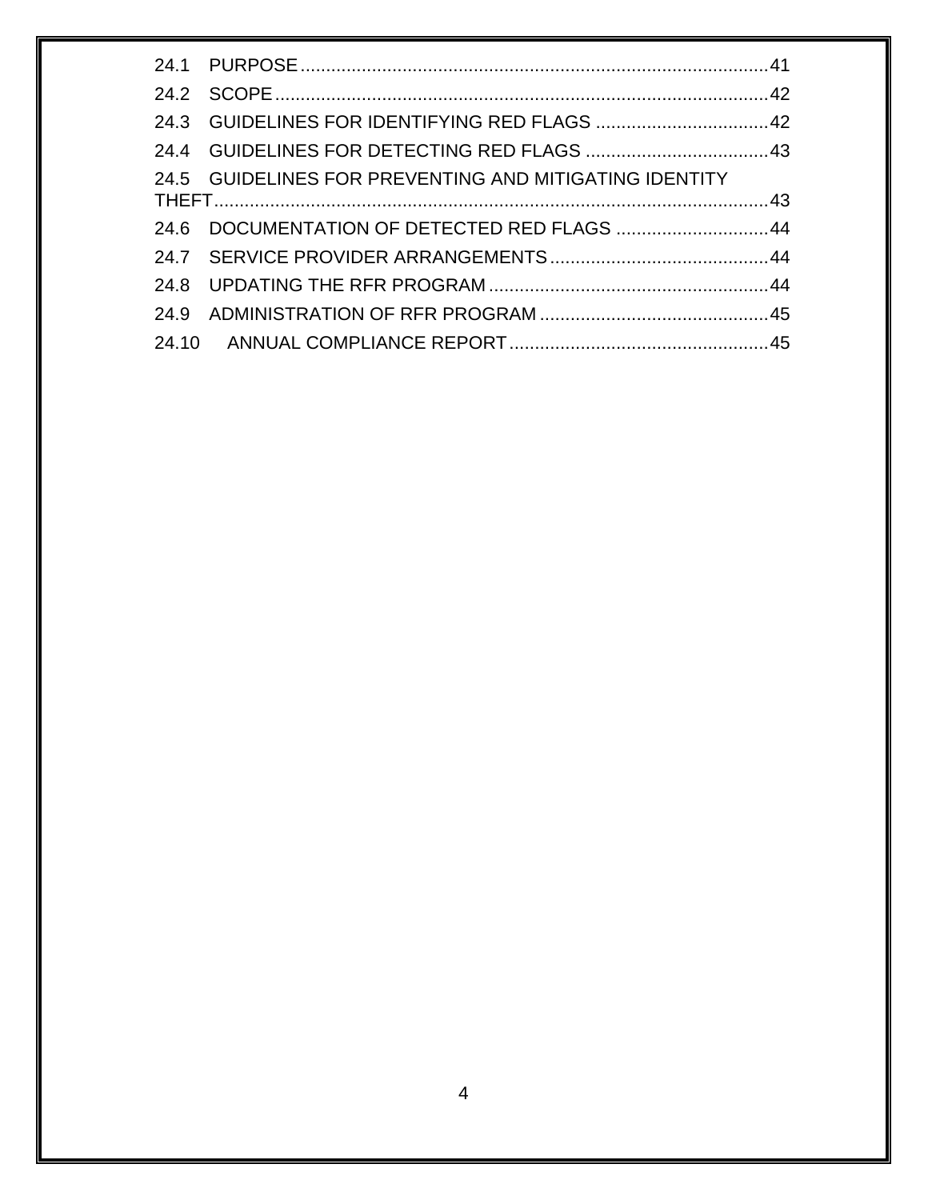24.1 PURPOSE ........................................................................................... 41

24.2 SCOPE ................................................................................................ 42

24.3 GUIDELINES FOR IDENTIFYING RED FLAGS .................................. 42

24.4 GUIDELINES FOR DETECTING RED FLAGS .................................... 43

24.5 GUIDELINES FOR PREVENTING AND MITIGATING IDENTITY THEFT ............................................................................................................ 43

24.6 DOCUMENTATION OF DETECTED RED FLAGS .............................. 44

24.7 SERVICE PROVIDER ARRANGEMENTS ........................................... 44

24.8 UPDATING THE RFR PROGRAM ....................................................... 44

24.9 ADMINISTRATION OF RFR PROGRAM ............................................. 45

24.10 ANNUAL COMPLIANCE REPORT ................................................... 45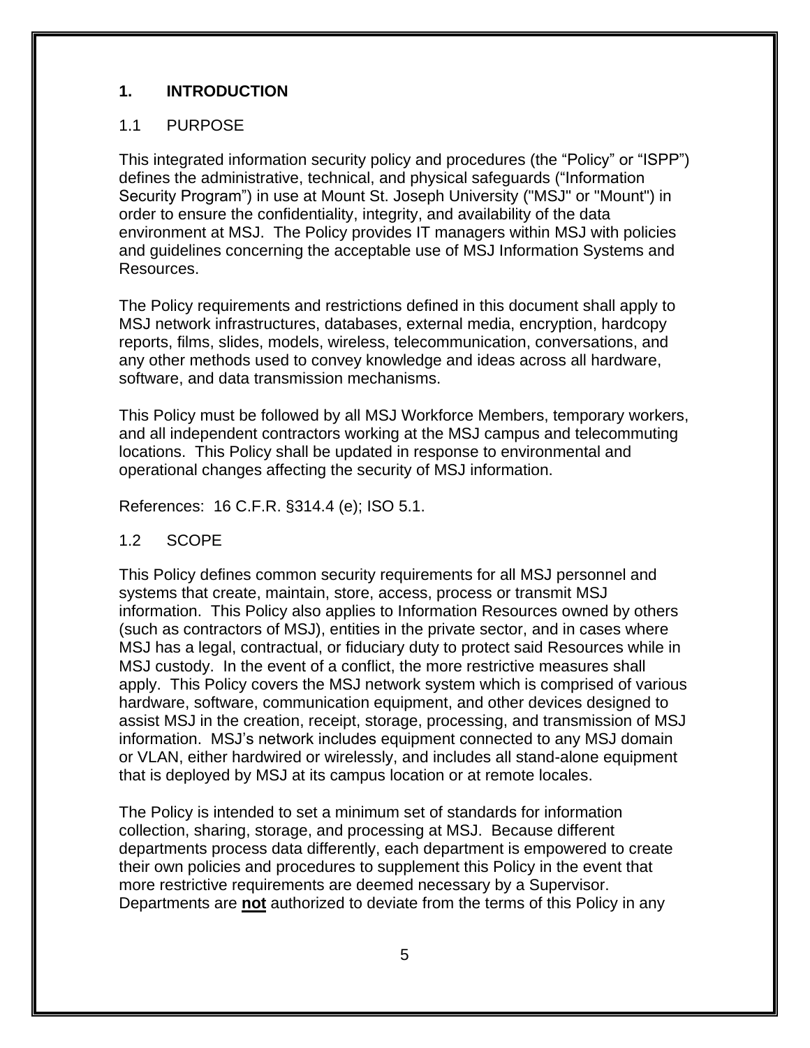# 1. INTRODUCTION

## 1.1 PURPOSE

This integrated information security policy and procedures (the "Policy" or "ISPP") defines the administrative, technical, and physical safeguards ("Information Security Program") in use at Mount St. Joseph University ("MSJ" or "Mount") in order to ensure the confidentiality, integrity, and availability of the data environment at MSJ. The Policy provides IT managers within MSJ with policies and guidelines concerning the acceptable use of MSJ Information Systems and Resources.

The Policy requirements and restrictions defined in this document shall apply to MSJ network infrastructures, databases, external media, encryption, hardcopy reports, films, slides, models, wireless, telecommunication, conversations, and any other methods used to convey knowledge and ideas across all hardware, software, and data transmission mechanisms.

This Policy must be followed by all MSJ Workforce Members, temporary workers, and all independent contractors working at the MSJ campus and telecommuting locations. This Policy shall be updated in response to environmental and operational changes affecting the security of MSJ information.

References: 16 C.F.R. §314.4 (e); ISO 5.1.

## 1.2 SCOPE

This Policy defines common security requirements for all MSJ personnel and systems that create, maintain, store, access, process or transmit MSJ information. This Policy also applies to Information Resources owned by others (such as contractors of MSJ), entities in the private sector, and in cases where MSJ has a legal, contractual, or fiduciary duty to protect said Resources while in MSJ custody. In the event of a conflict, the more restrictive measures shall apply. This Policy covers the MSJ network system which is comprised of various hardware, software, communication equipment, and other devices designed to assist MSJ in the creation, receipt, storage, processing, and transmission of MSJ information. MSJ's network includes equipment connected to any MSJ domain or VLAN, either hardwired or wirelessly, and includes all stand-alone equipment that is deployed by MSJ at its campus location or at remote locales.

The Policy is intended to set a minimum set of standards for information collection, sharing, storage, and processing at MSJ. Because different departments process data differently, each department is empowered to create their own policies and procedures to supplement this Policy in the event that more restrictive requirements are deemed necessary by a Supervisor. Departments are **not** authorized to deviate from the terms of this Policy in any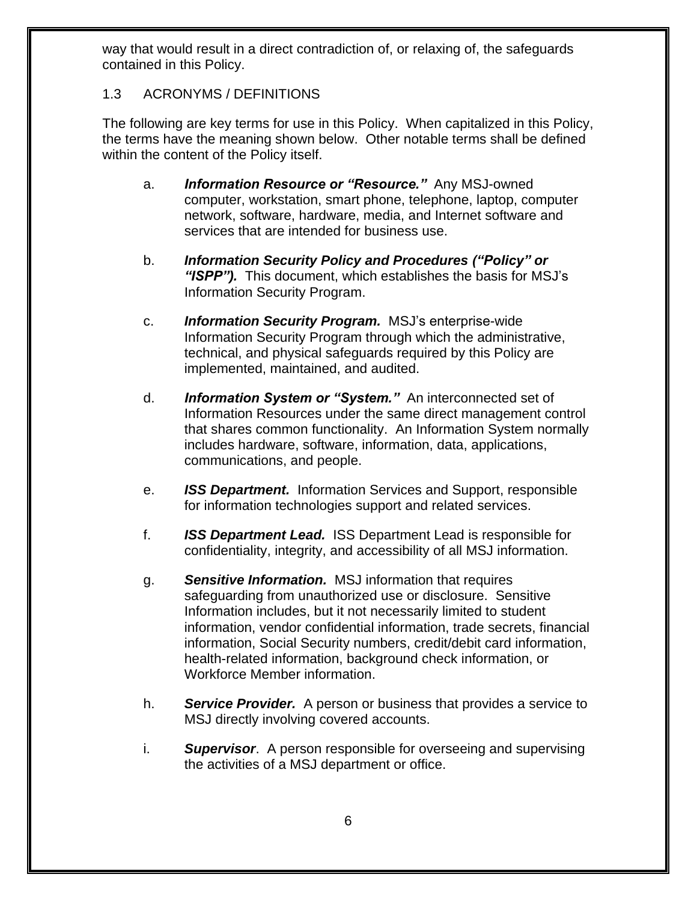way that would result in a direct contradiction of, or relaxing of, the safeguards contained in this Policy.

## 1.3 ACRONYMS / DEFINITIONS

The following are key terms for use in this Policy. When capitalized in this Policy, the terms have the meaning shown below. Other notable terms shall be defined within the content of the Policy itself.

a. ***Information Resource or "Resource."*** Any MSJ-owned computer, workstation, smart phone, telephone, laptop, computer network, software, hardware, media, and Internet software and services that are intended for business use.

b. ***Information Security Policy and Procedures ("Policy" or "ISPP").*** This document, which establishes the basis for MSJ's Information Security Program.

c. ***Information Security Program.*** MSJ's enterprise-wide Information Security Program through which the administrative, technical, and physical safeguards required by this Policy are implemented, maintained, and audited.

d. ***Information System or "System."*** An interconnected set of Information Resources under the same direct management control that shares common functionality. An Information System normally includes hardware, software, information, data, applications, communications, and people.

e. ***ISS Department.*** Information Services and Support, responsible for information technologies support and related services.

f. ***ISS Department Lead.*** ISS Department Lead is responsible for confidentiality, integrity, and accessibility of all MSJ information.

g. ***Sensitive Information.*** MSJ information that requires safeguarding from unauthorized use or disclosure. Sensitive Information includes, but it not necessarily limited to student information, vendor confidential information, trade secrets, financial information, Social Security numbers, credit/debit card information, health-related information, background check information, or Workforce Member information.

h. ***Service Provider.*** A person or business that provides a service to MSJ directly involving covered accounts.

i. ***Supervisor***. A person responsible for overseeing and supervising the activities of a MSJ department or office.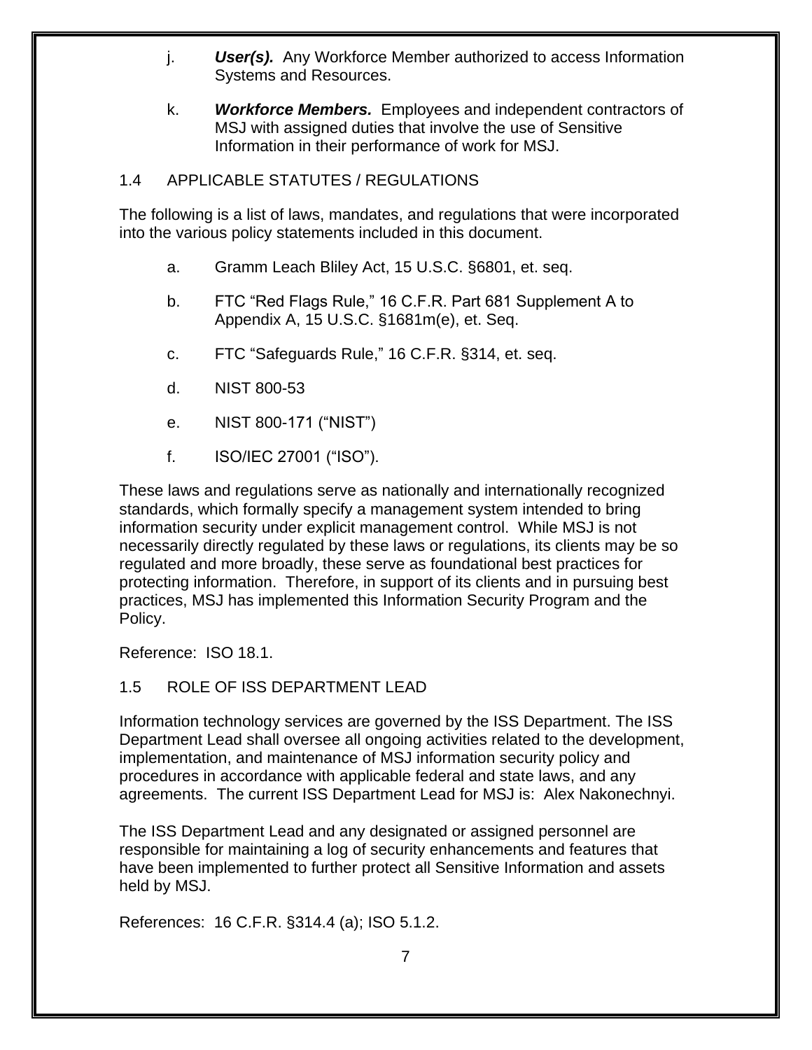j. ***User(s).*** Any Workforce Member authorized to access Information Systems and Resources.

k. ***Workforce Members.*** Employees and independent contractors of MSJ with assigned duties that involve the use of Sensitive Information in their performance of work for MSJ.

## 1.4 APPLICABLE STATUTES / REGULATIONS

The following is a list of laws, mandates, and regulations that were incorporated into the various policy statements included in this document.

a. Gramm Leach Bliley Act, 15 U.S.C. §6801, et. seq.

b. FTC "Red Flags Rule," 16 C.F.R. Part 681 Supplement A to Appendix A, 15 U.S.C. §1681m(e), et. Seq.

c. FTC "Safeguards Rule," 16 C.F.R. §314, et. seq.

d. NIST 800-53

e. NIST 800-171 ("NIST")

f. ISO/IEC 27001 ("ISO").

These laws and regulations serve as nationally and internationally recognized standards, which formally specify a management system intended to bring information security under explicit management control. While MSJ is not necessarily directly regulated by these laws or regulations, its clients may be so regulated and more broadly, these serve as foundational best practices for protecting information. Therefore, in support of its clients and in pursuing best practices, MSJ has implemented this Information Security Program and the Policy.

Reference: ISO 18.1.

## 1.5 ROLE OF ISS DEPARTMENT LEAD

Information technology services are governed by the ISS Department. The ISS Department Lead shall oversee all ongoing activities related to the development, implementation, and maintenance of MSJ information security policy and procedures in accordance with applicable federal and state laws, and any agreements. The current ISS Department Lead for MSJ is: Alex Nakonechnyi.

The ISS Department Lead and any designated or assigned personnel are responsible for maintaining a log of security enhancements and features that have been implemented to further protect all Sensitive Information and assets held by MSJ.

References: 16 C.F.R. §314.4 (a); ISO 5.1.2.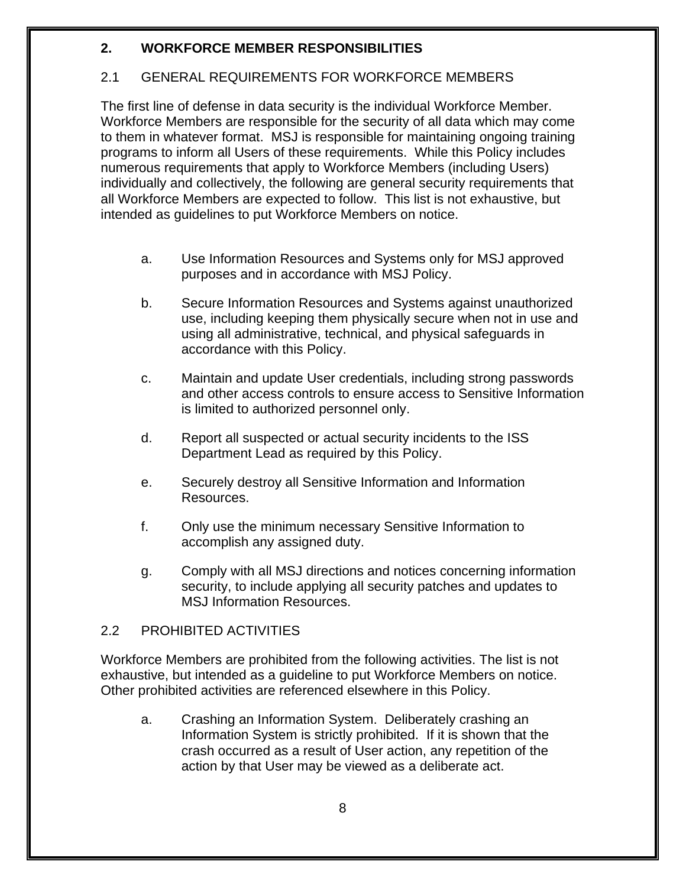## 2. WORKFORCE MEMBER RESPONSIBILITIES

### 2.1 GENERAL REQUIREMENTS FOR WORKFORCE MEMBERS

The first line of defense in data security is the individual Workforce Member. Workforce Members are responsible for the security of all data which may come to them in whatever format. MSJ is responsible for maintaining ongoing training programs to inform all Users of these requirements. While this Policy includes numerous requirements that apply to Workforce Members (including Users) individually and collectively, the following are general security requirements that all Workforce Members are expected to follow. This list is not exhaustive, but intended as guidelines to put Workforce Members on notice.

a. Use Information Resources and Systems only for MSJ approved purposes and in accordance with MSJ Policy.

b. Secure Information Resources and Systems against unauthorized use, including keeping them physically secure when not in use and using all administrative, technical, and physical safeguards in accordance with this Policy.

c. Maintain and update User credentials, including strong passwords and other access controls to ensure access to Sensitive Information is limited to authorized personnel only.

d. Report all suspected or actual security incidents to the ISS Department Lead as required by this Policy.

e. Securely destroy all Sensitive Information and Information Resources.

f. Only use the minimum necessary Sensitive Information to accomplish any assigned duty.

g. Comply with all MSJ directions and notices concerning information security, to include applying all security patches and updates to MSJ Information Resources.

### 2.2 PROHIBITED ACTIVITIES

Workforce Members are prohibited from the following activities. The list is not exhaustive, but intended as a guideline to put Workforce Members on notice. Other prohibited activities are referenced elsewhere in this Policy.

a. Crashing an Information System. Deliberately crashing an Information System is strictly prohibited. If it is shown that the crash occurred as a result of User action, any repetition of the action by that User may be viewed as a deliberate act.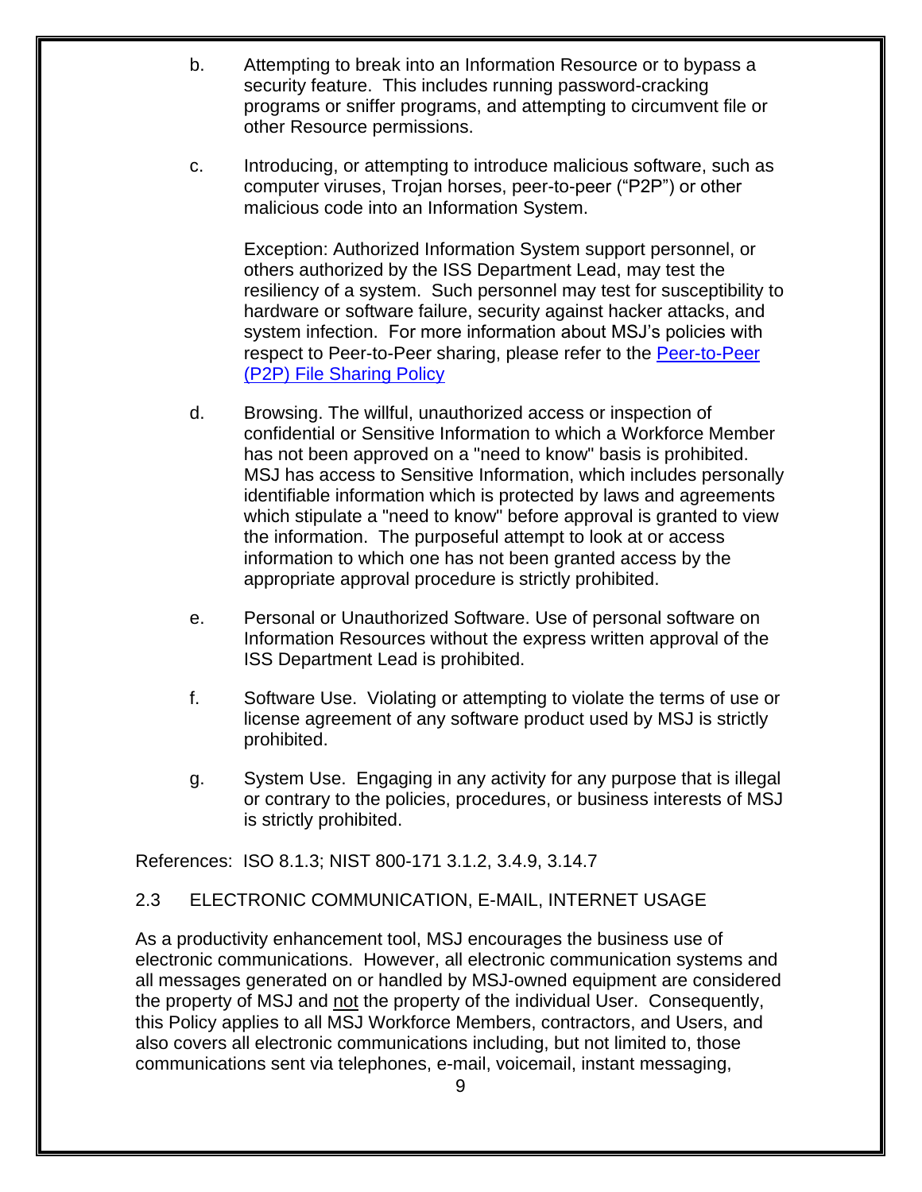b. Attempting to break into an Information Resource or to bypass a security feature. This includes running password-cracking programs or sniffer programs, and attempting to circumvent file or other Resource permissions.

c. Introducing, or attempting to introduce malicious software, such as computer viruses, Trojan horses, peer-to-peer ("P2P") or other malicious code into an Information System.

   Exception: Authorized Information System support personnel, or others authorized by the ISS Department Lead, may test the resiliency of a system. Such personnel may test for susceptibility to hardware or software failure, security against hacker attacks, and system infection. For more information about MSJ's policies with respect to Peer-to-Peer sharing, please refer to the [Peer-to-Peer (P2P) File Sharing Policy]

d. Browsing. The willful, unauthorized access or inspection of confidential or Sensitive Information to which a Workforce Member has not been approved on a "need to know" basis is prohibited. MSJ has access to Sensitive Information, which includes personally identifiable information which is protected by laws and agreements which stipulate a "need to know" before approval is granted to view the information. The purposeful attempt to look at or access information to which one has not been granted access by the appropriate approval procedure is strictly prohibited.

e. Personal or Unauthorized Software. Use of personal software on Information Resources without the express written approval of the ISS Department Lead is prohibited.

f. Software Use. Violating or attempting to violate the terms of use or license agreement of any software product used by MSJ is strictly prohibited.

g. System Use. Engaging in any activity for any purpose that is illegal or contrary to the policies, procedures, or business interests of MSJ is strictly prohibited.

References: ISO 8.1.3; NIST 800-171 3.1.2, 3.4.9, 3.14.7

## 2.3 ELECTRONIC COMMUNICATION, E-MAIL, INTERNET USAGE

As a productivity enhancement tool, MSJ encourages the business use of electronic communications. However, all electronic communication systems and all messages generated on or handled by MSJ-owned equipment are considered the property of MSJ and not the property of the individual User. Consequently, this Policy applies to all MSJ Workforce Members, contractors, and Users, and also covers all electronic communications including, but not limited to, those communications sent via telephones, e-mail, voicemail, instant messaging,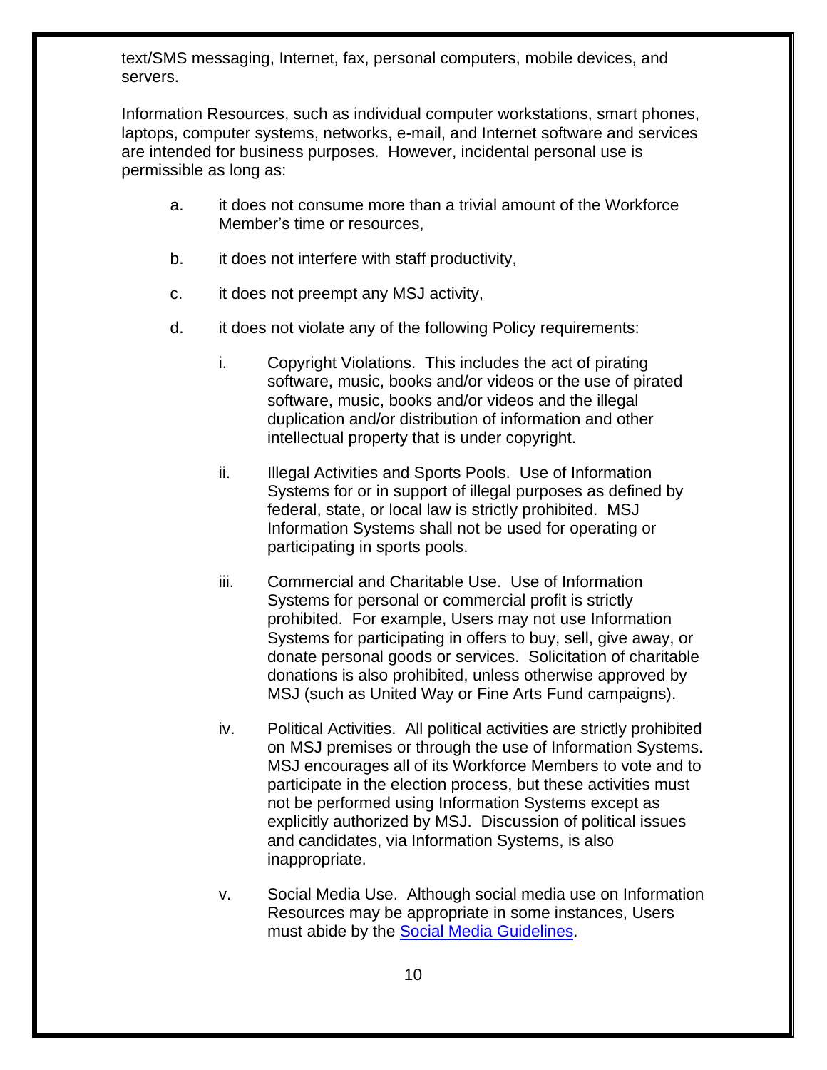text/SMS messaging, Internet, fax, personal computers, mobile devices, and servers.

Information Resources, such as individual computer workstations, smart phones, laptops, computer systems, networks, e-mail, and Internet software and services are intended for business purposes. However, incidental personal use is permissible as long as:

a. it does not consume more than a trivial amount of the Workforce Member's time or resources,

b. it does not interfere with staff productivity,

c. it does not preempt any MSJ activity,

d. it does not violate any of the following Policy requirements:

   i. Copyright Violations. This includes the act of pirating software, music, books and/or videos or the use of pirated software, music, books and/or videos and the illegal duplication and/or distribution of information and other intellectual property that is under copyright.

   ii. Illegal Activities and Sports Pools. Use of Information Systems for or in support of illegal purposes as defined by federal, state, or local law is strictly prohibited. MSJ Information Systems shall not be used for operating or participating in sports pools.

   iii. Commercial and Charitable Use. Use of Information Systems for personal or commercial profit is strictly prohibited. For example, Users may not use Information Systems for participating in offers to buy, sell, give away, or donate personal goods or services. Solicitation of charitable donations is also prohibited, unless otherwise approved by MSJ (such as United Way or Fine Arts Fund campaigns).

   iv. Political Activities. All political activities are strictly prohibited on MSJ premises or through the use of Information Systems. MSJ encourages all of its Workforce Members to vote and to participate in the election process, but these activities must not be performed using Information Systems except as explicitly authorized by MSJ. Discussion of political issues and candidates, via Information Systems, is also inappropriate.

   v. Social Media Use. Although social media use on Information Resources may be appropriate in some instances, Users must abide by the Social Media Guidelines.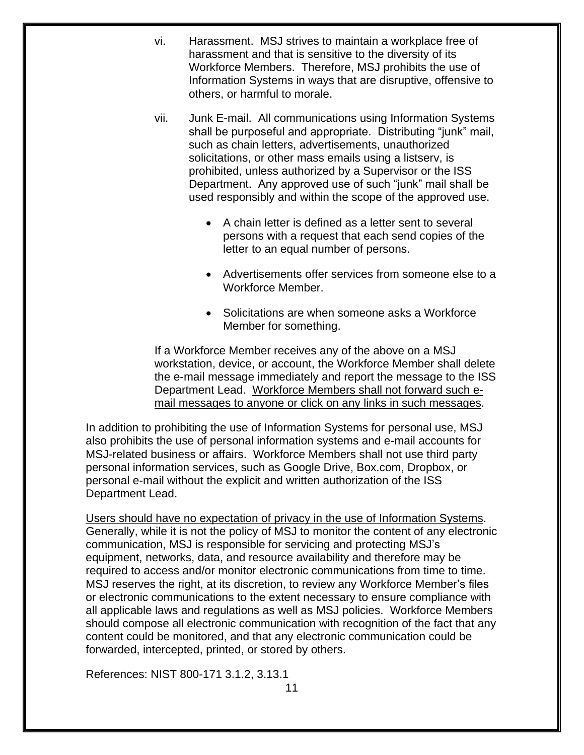vi. Harassment. MSJ strives to maintain a workplace free of harassment and that is sensitive to the diversity of its Workforce Members. Therefore, MSJ prohibits the use of Information Systems in ways that are disruptive, offensive to others, or harmful to morale.

vii. Junk E-mail. All communications using Information Systems shall be purposeful and appropriate. Distributing "junk" mail, such as chain letters, advertisements, unauthorized solicitations, or other mass emails using a listserv, is prohibited, unless authorized by a Supervisor or the ISS Department. Any approved use of such "junk" mail shall be used responsibly and within the scope of the approved use.

- A chain letter is defined as a letter sent to several persons with a request that each send copies of the letter to an equal number of persons.
- Advertisements offer services from someone else to a Workforce Member.
- Solicitations are when someone asks a Workforce Member for something.

If a Workforce Member receives any of the above on a MSJ workstation, device, or account, the Workforce Member shall delete the e-mail message immediately and report the message to the ISS Department Lead. <u>Workforce Members shall not forward such e-mail messages to anyone or click on any links in such messages</u>.

In addition to prohibiting the use of Information Systems for personal use, MSJ also prohibits the use of personal information systems and e-mail accounts for MSJ-related business or affairs. Workforce Members shall not use third party personal information services, such as Google Drive, Box.com, Dropbox, or personal e-mail without the explicit and written authorization of the ISS Department Lead.

<u>Users should have no expectation of privacy in the use of Information Systems</u>. Generally, while it is not the policy of MSJ to monitor the content of any electronic communication, MSJ is responsible for servicing and protecting MSJ's equipment, networks, data, and resource availability and therefore may be required to access and/or monitor electronic communications from time to time. MSJ reserves the right, at its discretion, to review any Workforce Member's files or electronic communications to the extent necessary to ensure compliance with all applicable laws and regulations as well as MSJ policies. Workforce Members should compose all electronic communication with recognition of the fact that any content could be monitored, and that any electronic communication could be forwarded, intercepted, printed, or stored by others.

References: NIST 800-171 3.1.2, 3.13.1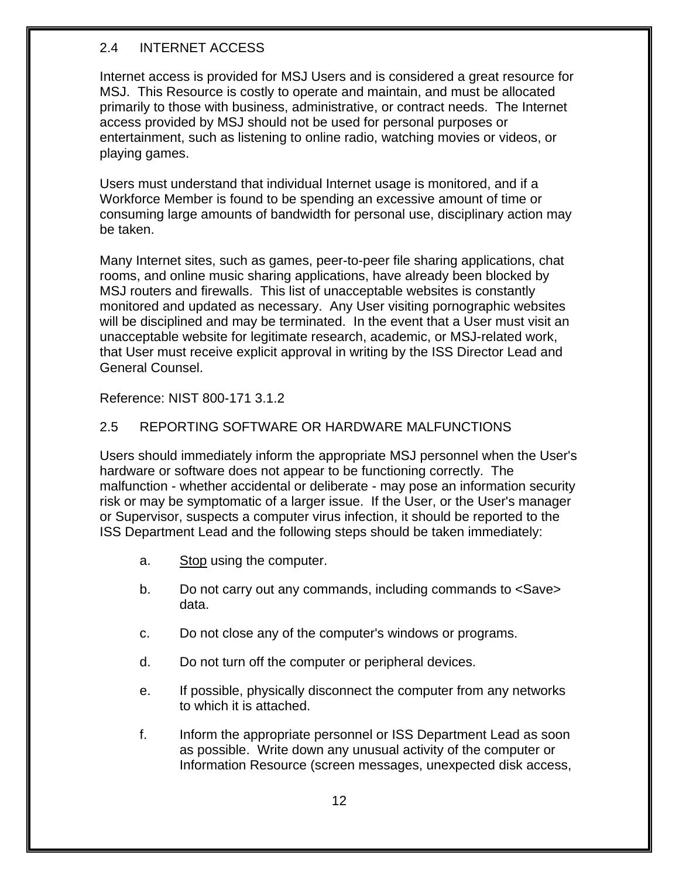## 2.4 INTERNET ACCESS

Internet access is provided for MSJ Users and is considered a great resource for MSJ. This Resource is costly to operate and maintain, and must be allocated primarily to those with business, administrative, or contract needs. The Internet access provided by MSJ should not be used for personal purposes or entertainment, such as listening to online radio, watching movies or videos, or playing games.

Users must understand that individual Internet usage is monitored, and if a Workforce Member is found to be spending an excessive amount of time or consuming large amounts of bandwidth for personal use, disciplinary action may be taken.

Many Internet sites, such as games, peer-to-peer file sharing applications, chat rooms, and online music sharing applications, have already been blocked by MSJ routers and firewalls. This list of unacceptable websites is constantly monitored and updated as necessary. Any User visiting pornographic websites will be disciplined and may be terminated. In the event that a User must visit an unacceptable website for legitimate research, academic, or MSJ-related work, that User must receive explicit approval in writing by the ISS Director Lead and General Counsel.

Reference: NIST 800-171 3.1.2

## 2.5 REPORTING SOFTWARE OR HARDWARE MALFUNCTIONS

Users should immediately inform the appropriate MSJ personnel when the User's hardware or software does not appear to be functioning correctly. The malfunction - whether accidental or deliberate - may pose an information security risk or may be symptomatic of a larger issue. If the User, or the User's manager or Supervisor, suspects a computer virus infection, it should be reported to the ISS Department Lead and the following steps should be taken immediately:

a. Stop using the computer.

b. Do not carry out any commands, including commands to <Save> data.

c. Do not close any of the computer's windows or programs.

d. Do not turn off the computer or peripheral devices.

e. If possible, physically disconnect the computer from any networks to which it is attached.

f. Inform the appropriate personnel or ISS Department Lead as soon as possible. Write down any unusual activity of the computer or Information Resource (screen messages, unexpected disk access,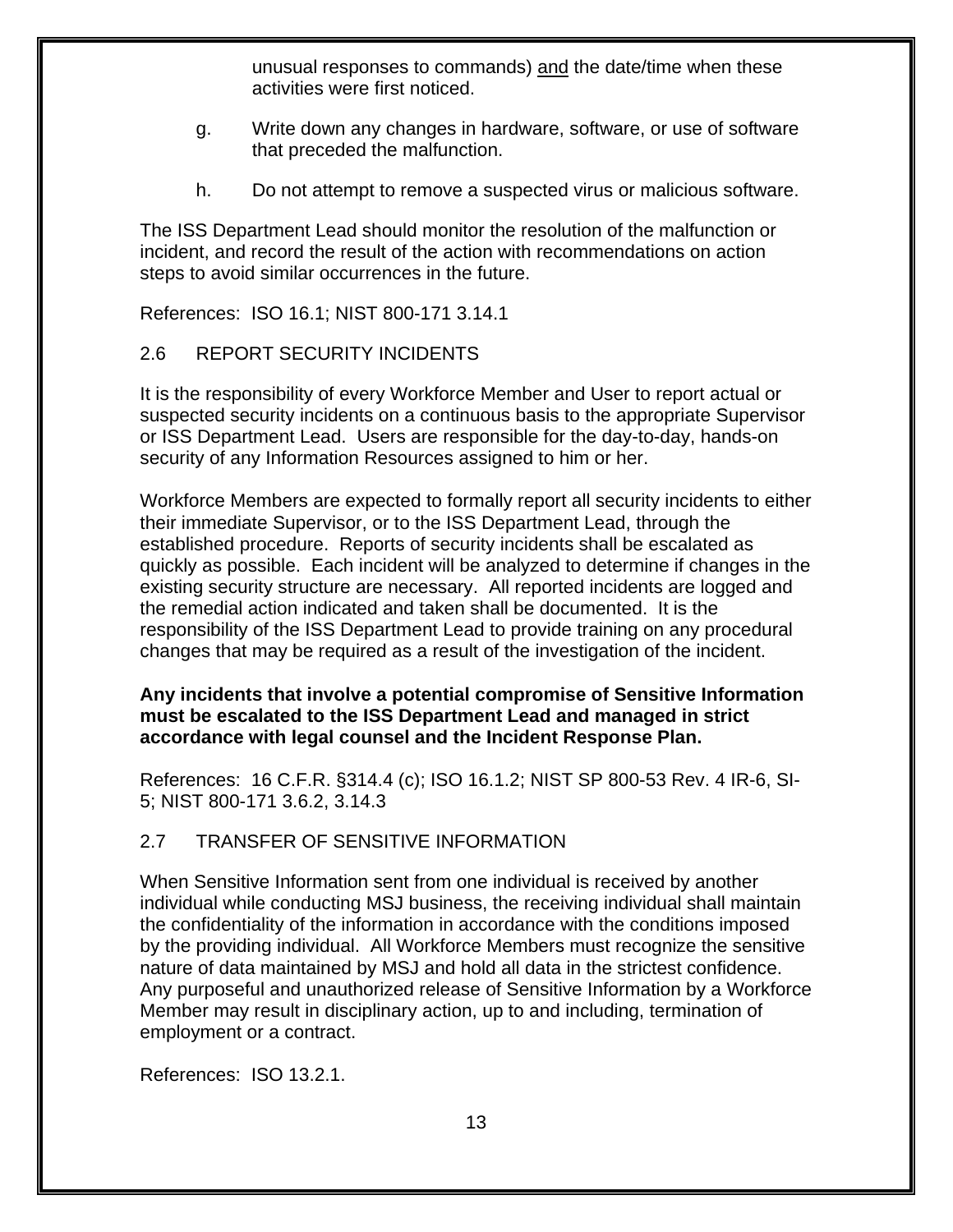unusual responses to commands) <u>and</u> the date/time when these activities were first noticed.

g. Write down any changes in hardware, software, or use of software that preceded the malfunction.

h. Do not attempt to remove a suspected virus or malicious software.

The ISS Department Lead should monitor the resolution of the malfunction or incident, and record the result of the action with recommendations on action steps to avoid similar occurrences in the future.

References: ISO 16.1; NIST 800-171 3.14.1

## 2.6 REPORT SECURITY INCIDENTS

It is the responsibility of every Workforce Member and User to report actual or suspected security incidents on a continuous basis to the appropriate Supervisor or ISS Department Lead. Users are responsible for the day-to-day, hands-on security of any Information Resources assigned to him or her.

Workforce Members are expected to formally report all security incidents to either their immediate Supervisor, or to the ISS Department Lead, through the established procedure. Reports of security incidents shall be escalated as quickly as possible. Each incident will be analyzed to determine if changes in the existing security structure are necessary. All reported incidents are logged and the remedial action indicated and taken shall be documented. It is the responsibility of the ISS Department Lead to provide training on any procedural changes that may be required as a result of the investigation of the incident.

**Any incidents that involve a potential compromise of Sensitive Information must be escalated to the ISS Department Lead and managed in strict accordance with legal counsel and the Incident Response Plan.**

References: 16 C.F.R. §314.4 (c); ISO 16.1.2; NIST SP 800-53 Rev. 4 IR-6, SI-5; NIST 800-171 3.6.2, 3.14.3

## 2.7 TRANSFER OF SENSITIVE INFORMATION

When Sensitive Information sent from one individual is received by another individual while conducting MSJ business, the receiving individual shall maintain the confidentiality of the information in accordance with the conditions imposed by the providing individual. All Workforce Members must recognize the sensitive nature of data maintained by MSJ and hold all data in the strictest confidence. Any purposeful and unauthorized release of Sensitive Information by a Workforce Member may result in disciplinary action, up to and including, termination of employment or a contract.

References: ISO 13.2.1.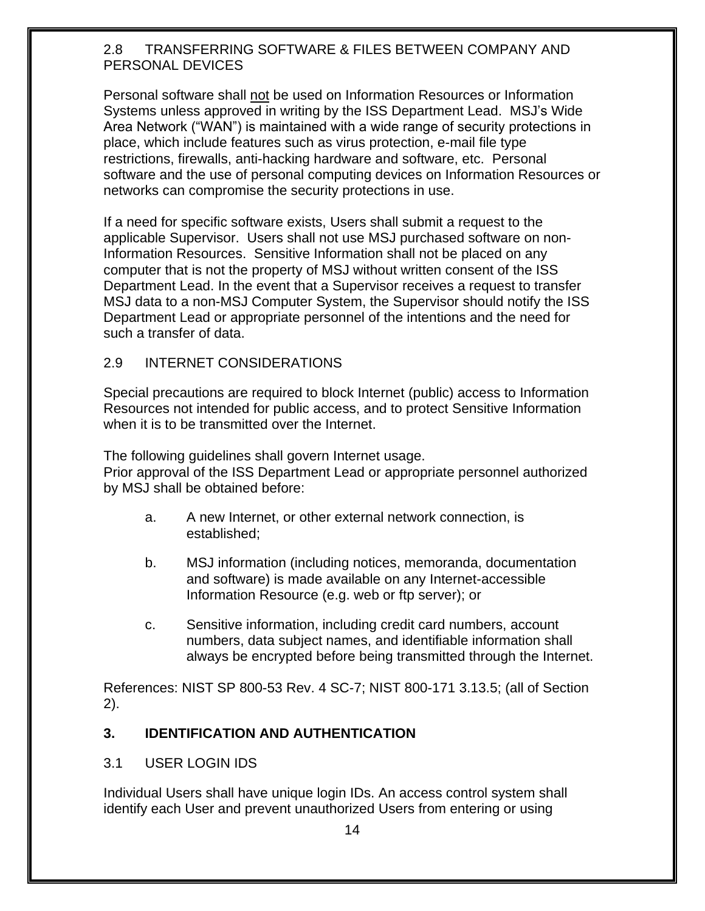### 2.8 TRANSFERRING SOFTWARE & FILES BETWEEN COMPANY AND PERSONAL DEVICES

Personal software shall not be used on Information Resources or Information Systems unless approved in writing by the ISS Department Lead. MSJ's Wide Area Network ("WAN") is maintained with a wide range of security protections in place, which include features such as virus protection, e-mail file type restrictions, firewalls, anti-hacking hardware and software, etc. Personal software and the use of personal computing devices on Information Resources or networks can compromise the security protections in use.

If a need for specific software exists, Users shall submit a request to the applicable Supervisor. Users shall not use MSJ purchased software on non-Information Resources. Sensitive Information shall not be placed on any computer that is not the property of MSJ without written consent of the ISS Department Lead. In the event that a Supervisor receives a request to transfer MSJ data to a non-MSJ Computer System, the Supervisor should notify the ISS Department Lead or appropriate personnel of the intentions and the need for such a transfer of data.

### 2.9 INTERNET CONSIDERATIONS

Special precautions are required to block Internet (public) access to Information Resources not intended for public access, and to protect Sensitive Information when it is to be transmitted over the Internet.

The following guidelines shall govern Internet usage.
Prior approval of the ISS Department Lead or appropriate personnel authorized by MSJ shall be obtained before:

a. A new Internet, or other external network connection, is established;

b. MSJ information (including notices, memoranda, documentation and software) is made available on any Internet-accessible Information Resource (e.g. web or ftp server); or

c. Sensitive information, including credit card numbers, account numbers, data subject names, and identifiable information shall always be encrypted before being transmitted through the Internet.

References: NIST SP 800-53 Rev. 4 SC-7; NIST 800-171 3.13.5; (all of Section 2).

## 3. IDENTIFICATION AND AUTHENTICATION

### 3.1 USER LOGIN IDS

Individual Users shall have unique login IDs. An access control system shall identify each User and prevent unauthorized Users from entering or using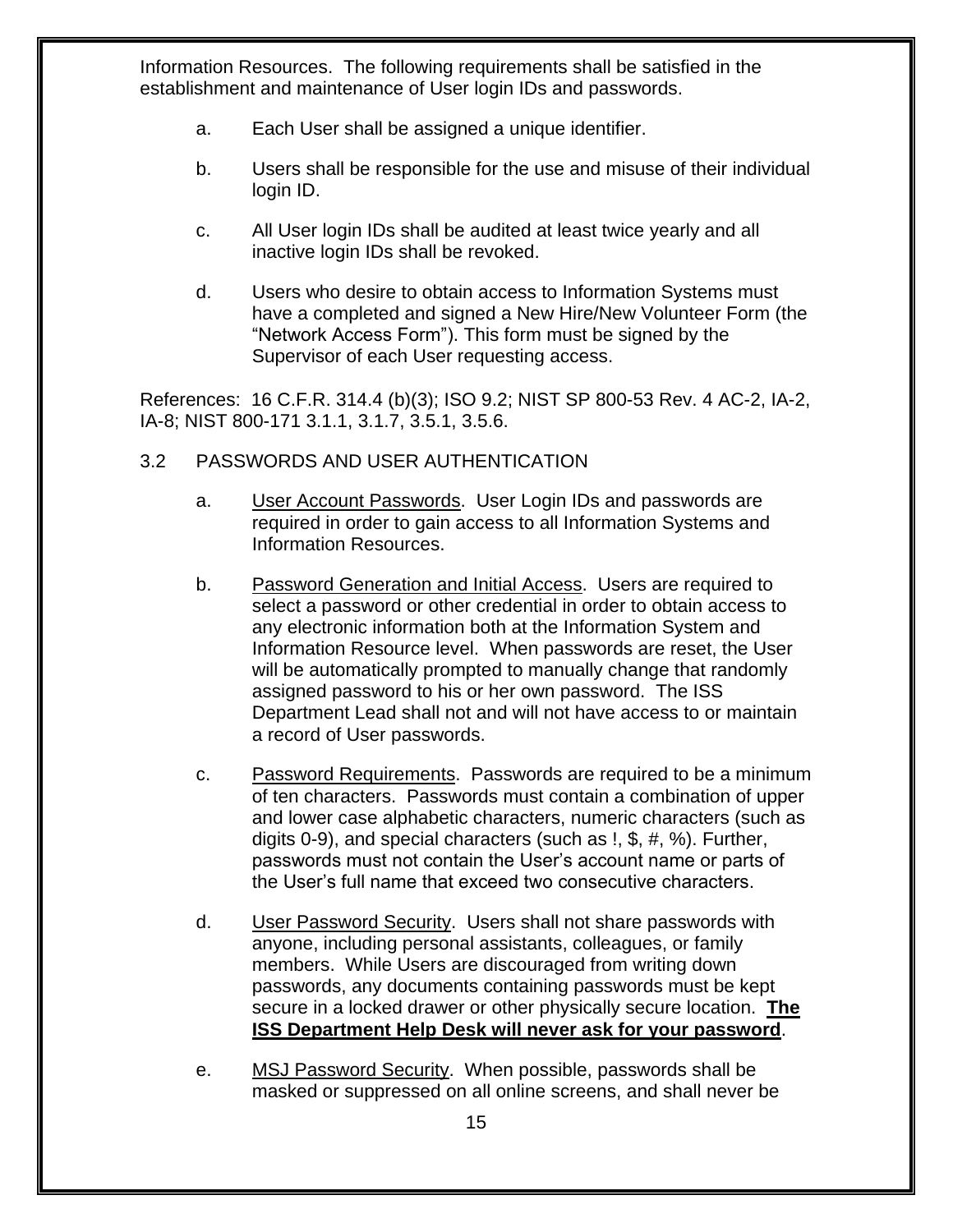Information Resources. The following requirements shall be satisfied in the establishment and maintenance of User login IDs and passwords.

a. Each User shall be assigned a unique identifier.

b. Users shall be responsible for the use and misuse of their individual login ID.

c. All User login IDs shall be audited at least twice yearly and all inactive login IDs shall be revoked.

d. Users who desire to obtain access to Information Systems must have a completed and signed a New Hire/New Volunteer Form (the "Network Access Form"). This form must be signed by the Supervisor of each User requesting access.

References: 16 C.F.R. 314.4 (b)(3); ISO 9.2; NIST SP 800-53 Rev. 4 AC-2, IA-2, IA-8; NIST 800-171 3.1.1, 3.1.7, 3.5.1, 3.5.6.

## 3.2 PASSWORDS AND USER AUTHENTICATION

a. User Account Passwords. User Login IDs and passwords are required in order to gain access to all Information Systems and Information Resources.

b. Password Generation and Initial Access. Users are required to select a password or other credential in order to obtain access to any electronic information both at the Information System and Information Resource level. When passwords are reset, the User will be automatically prompted to manually change that randomly assigned password to his or her own password. The ISS Department Lead shall not and will not have access to or maintain a record of User passwords.

c. Password Requirements. Passwords are required to be a minimum of ten characters. Passwords must contain a combination of upper and lower case alphabetic characters, numeric characters (such as digits 0-9), and special characters (such as !, $, #, %). Further, passwords must not contain the User's account name or parts of the User's full name that exceed two consecutive characters.

d. User Password Security. Users shall not share passwords with anyone, including personal assistants, colleagues, or family members. While Users are discouraged from writing down passwords, any documents containing passwords must be kept secure in a locked drawer or other physically secure location. **The ISS Department Help Desk will never ask for your password**.

e. MSJ Password Security. When possible, passwords shall be masked or suppressed on all online screens, and shall never be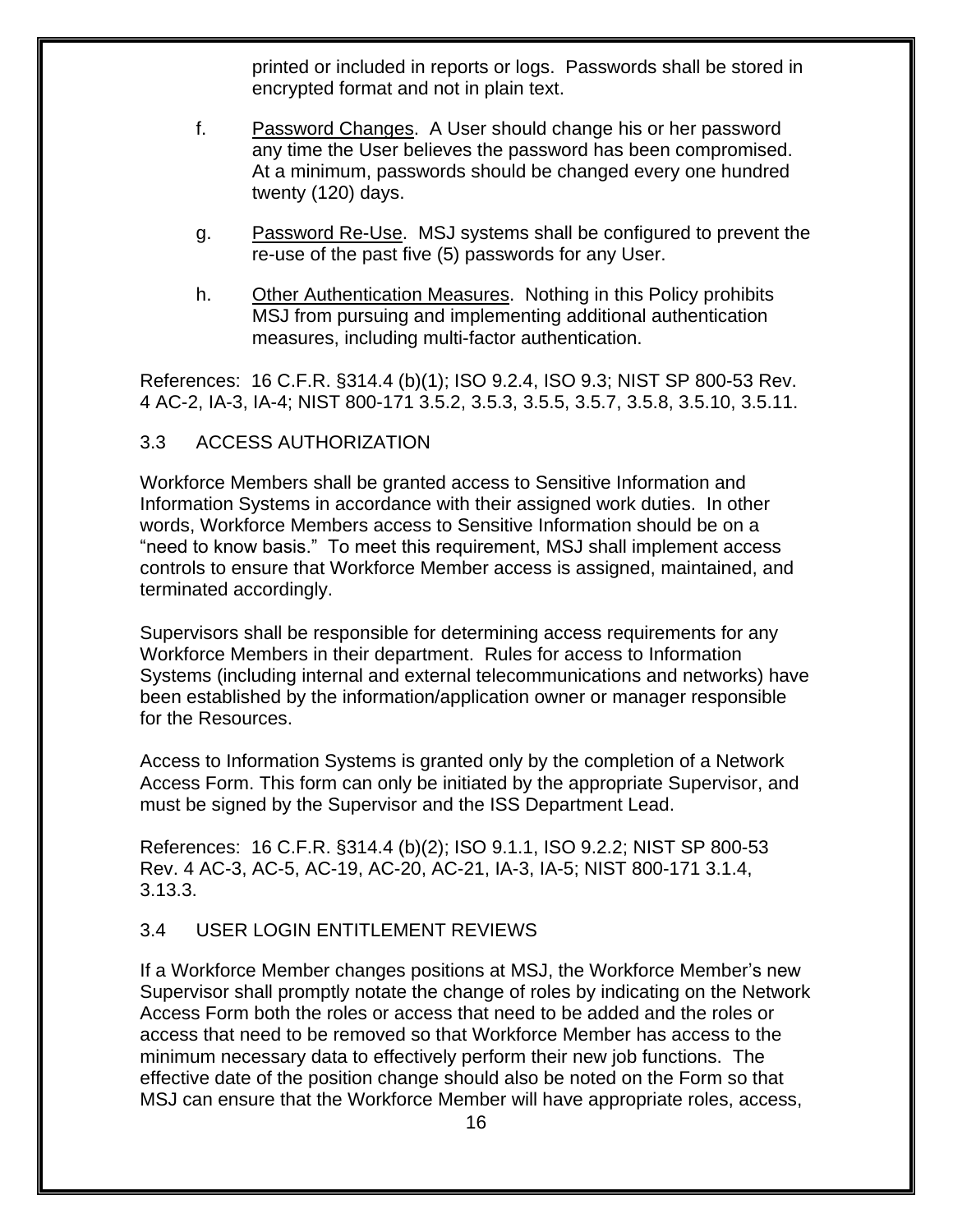printed or included in reports or logs. Passwords shall be stored in encrypted format and not in plain text.

f. Password Changes. A User should change his or her password any time the User believes the password has been compromised. At a minimum, passwords should be changed every one hundred twenty (120) days.

g. Password Re-Use. MSJ systems shall be configured to prevent the re-use of the past five (5) passwords for any User.

h. Other Authentication Measures. Nothing in this Policy prohibits MSJ from pursuing and implementing additional authentication measures, including multi-factor authentication.

References: 16 C.F.R. §314.4 (b)(1); ISO 9.2.4, ISO 9.3; NIST SP 800-53 Rev. 4 AC-2, IA-3, IA-4; NIST 800-171 3.5.2, 3.5.3, 3.5.5, 3.5.7, 3.5.8, 3.5.10, 3.5.11.

## 3.3 ACCESS AUTHORIZATION

Workforce Members shall be granted access to Sensitive Information and Information Systems in accordance with their assigned work duties. In other words, Workforce Members access to Sensitive Information should be on a "need to know basis." To meet this requirement, MSJ shall implement access controls to ensure that Workforce Member access is assigned, maintained, and terminated accordingly.

Supervisors shall be responsible for determining access requirements for any Workforce Members in their department. Rules for access to Information Systems (including internal and external telecommunications and networks) have been established by the information/application owner or manager responsible for the Resources.

Access to Information Systems is granted only by the completion of a Network Access Form. This form can only be initiated by the appropriate Supervisor, and must be signed by the Supervisor and the ISS Department Lead.

References: 16 C.F.R. §314.4 (b)(2); ISO 9.1.1, ISO 9.2.2; NIST SP 800-53 Rev. 4 AC-3, AC-5, AC-19, AC-20, AC-21, IA-3, IA-5; NIST 800-171 3.1.4, 3.13.3.

## 3.4 USER LOGIN ENTITLEMENT REVIEWS

If a Workforce Member changes positions at MSJ, the Workforce Member's new Supervisor shall promptly notate the change of roles by indicating on the Network Access Form both the roles or access that need to be added and the roles or access that need to be removed so that Workforce Member has access to the minimum necessary data to effectively perform their new job functions. The effective date of the position change should also be noted on the Form so that MSJ can ensure that the Workforce Member will have appropriate roles, access,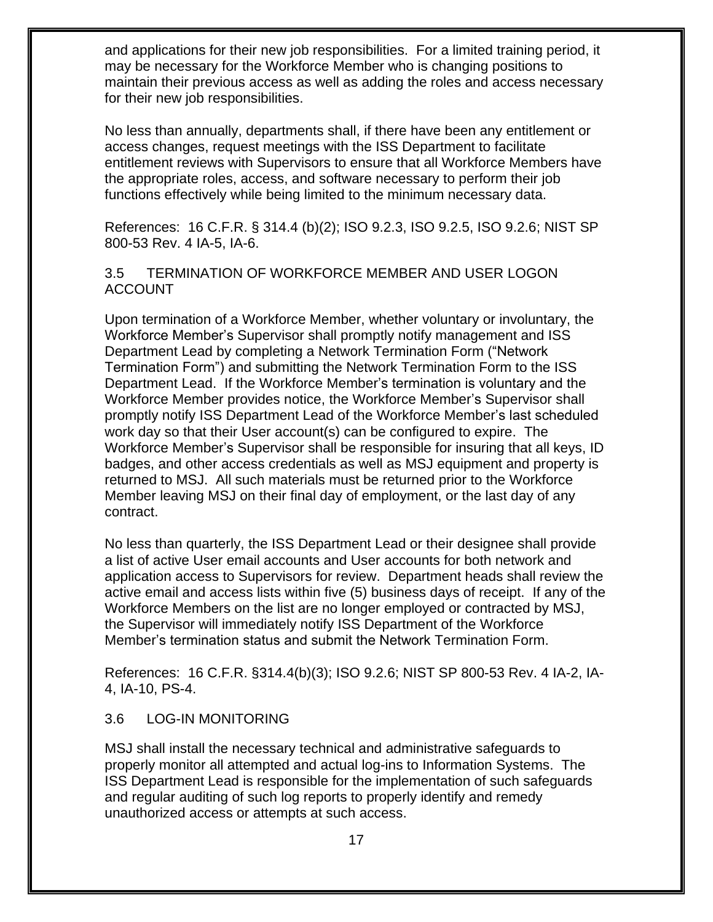and applications for their new job responsibilities. For a limited training period, it may be necessary for the Workforce Member who is changing positions to maintain their previous access as well as adding the roles and access necessary for their new job responsibilities.

No less than annually, departments shall, if there have been any entitlement or access changes, request meetings with the ISS Department to facilitate entitlement reviews with Supervisors to ensure that all Workforce Members have the appropriate roles, access, and software necessary to perform their job functions effectively while being limited to the minimum necessary data.

References: 16 C.F.R. § 314.4 (b)(2); ISO 9.2.3, ISO 9.2.5, ISO 9.2.6; NIST SP 800-53 Rev. 4 IA-5, IA-6.

### 3.5 TERMINATION OF WORKFORCE MEMBER AND USER LOGON ACCOUNT

Upon termination of a Workforce Member, whether voluntary or involuntary, the Workforce Member's Supervisor shall promptly notify management and ISS Department Lead by completing a Network Termination Form ("Network Termination Form") and submitting the Network Termination Form to the ISS Department Lead. If the Workforce Member's termination is voluntary and the Workforce Member provides notice, the Workforce Member's Supervisor shall promptly notify ISS Department Lead of the Workforce Member's last scheduled work day so that their User account(s) can be configured to expire. The Workforce Member's Supervisor shall be responsible for insuring that all keys, ID badges, and other access credentials as well as MSJ equipment and property is returned to MSJ. All such materials must be returned prior to the Workforce Member leaving MSJ on their final day of employment, or the last day of any contract.

No less than quarterly, the ISS Department Lead or their designee shall provide a list of active User email accounts and User accounts for both network and application access to Supervisors for review. Department heads shall review the active email and access lists within five (5) business days of receipt. If any of the Workforce Members on the list are no longer employed or contracted by MSJ, the Supervisor will immediately notify ISS Department of the Workforce Member's termination status and submit the Network Termination Form.

References: 16 C.F.R. §314.4(b)(3); ISO 9.2.6; NIST SP 800-53 Rev. 4 IA-2, IA-4, IA-10, PS-4.

### 3.6 LOG-IN MONITORING

MSJ shall install the necessary technical and administrative safeguards to properly monitor all attempted and actual log-ins to Information Systems. The ISS Department Lead is responsible for the implementation of such safeguards and regular auditing of such log reports to properly identify and remedy unauthorized access or attempts at such access.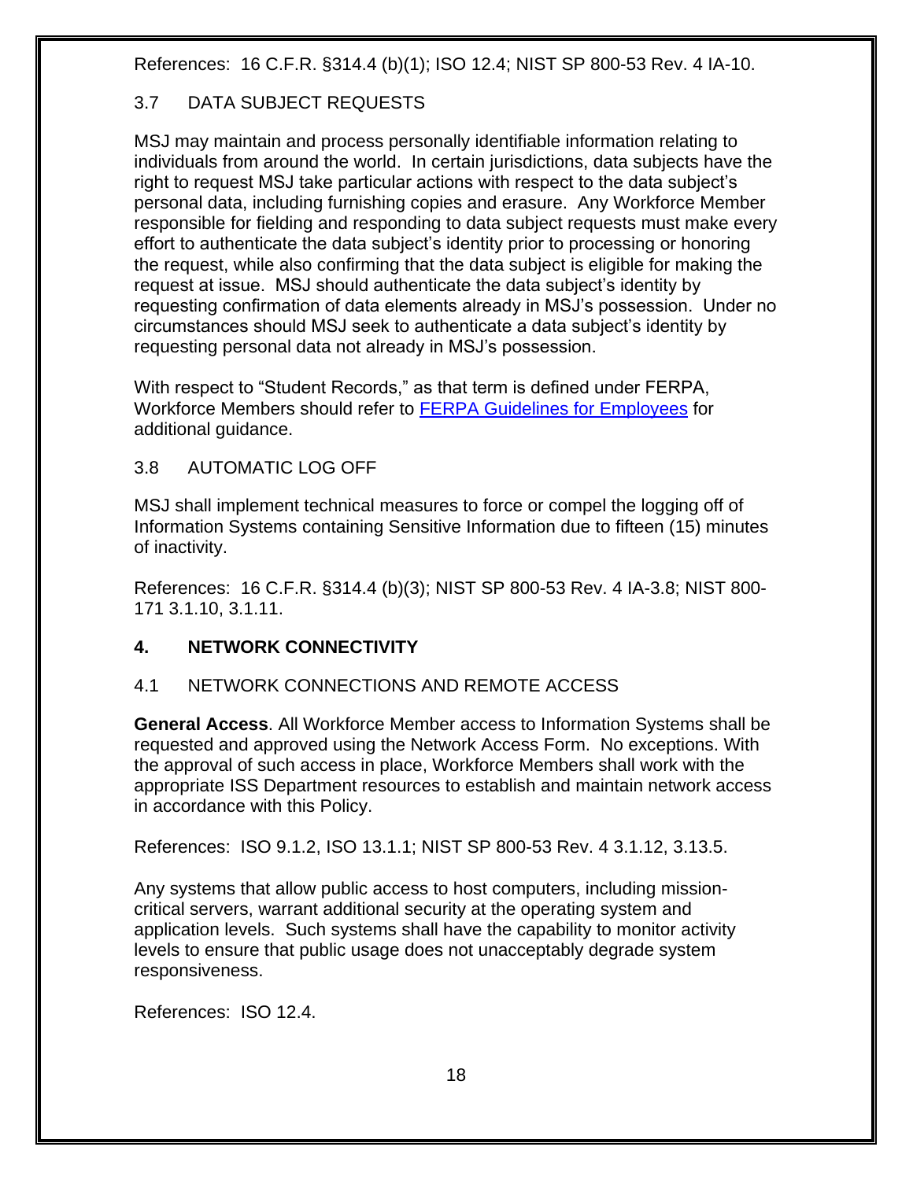References: 16 C.F.R. §314.4 (b)(1); ISO 12.4; NIST SP 800-53 Rev. 4 IA-10.

### 3.7 DATA SUBJECT REQUESTS

MSJ may maintain and process personally identifiable information relating to individuals from around the world. In certain jurisdictions, data subjects have the right to request MSJ take particular actions with respect to the data subject's personal data, including furnishing copies and erasure. Any Workforce Member responsible for fielding and responding to data subject requests must make every effort to authenticate the data subject's identity prior to processing or honoring the request, while also confirming that the data subject is eligible for making the request at issue. MSJ should authenticate the data subject's identity by requesting confirmation of data elements already in MSJ's possession. Under no circumstances should MSJ seek to authenticate a data subject's identity by requesting personal data not already in MSJ's possession.

With respect to "Student Records," as that term is defined under FERPA, Workforce Members should refer to FERPA Guidelines for Employees for additional guidance.

### 3.8 AUTOMATIC LOG OFF

MSJ shall implement technical measures to force or compel the logging off of Information Systems containing Sensitive Information due to fifteen (15) minutes of inactivity.

References: 16 C.F.R. §314.4 (b)(3); NIST SP 800-53 Rev. 4 IA-3.8; NIST 800-171 3.1.10, 3.1.11.

## 4. NETWORK CONNECTIVITY

### 4.1 NETWORK CONNECTIONS AND REMOTE ACCESS

**General Access**. All Workforce Member access to Information Systems shall be requested and approved using the Network Access Form. No exceptions. With the approval of such access in place, Workforce Members shall work with the appropriate ISS Department resources to establish and maintain network access in accordance with this Policy.

References: ISO 9.1.2, ISO 13.1.1; NIST SP 800-53 Rev. 4 3.1.12, 3.13.5.

Any systems that allow public access to host computers, including mission-critical servers, warrant additional security at the operating system and application levels. Such systems shall have the capability to monitor activity levels to ensure that public usage does not unacceptably degrade system responsiveness.

References: ISO 12.4.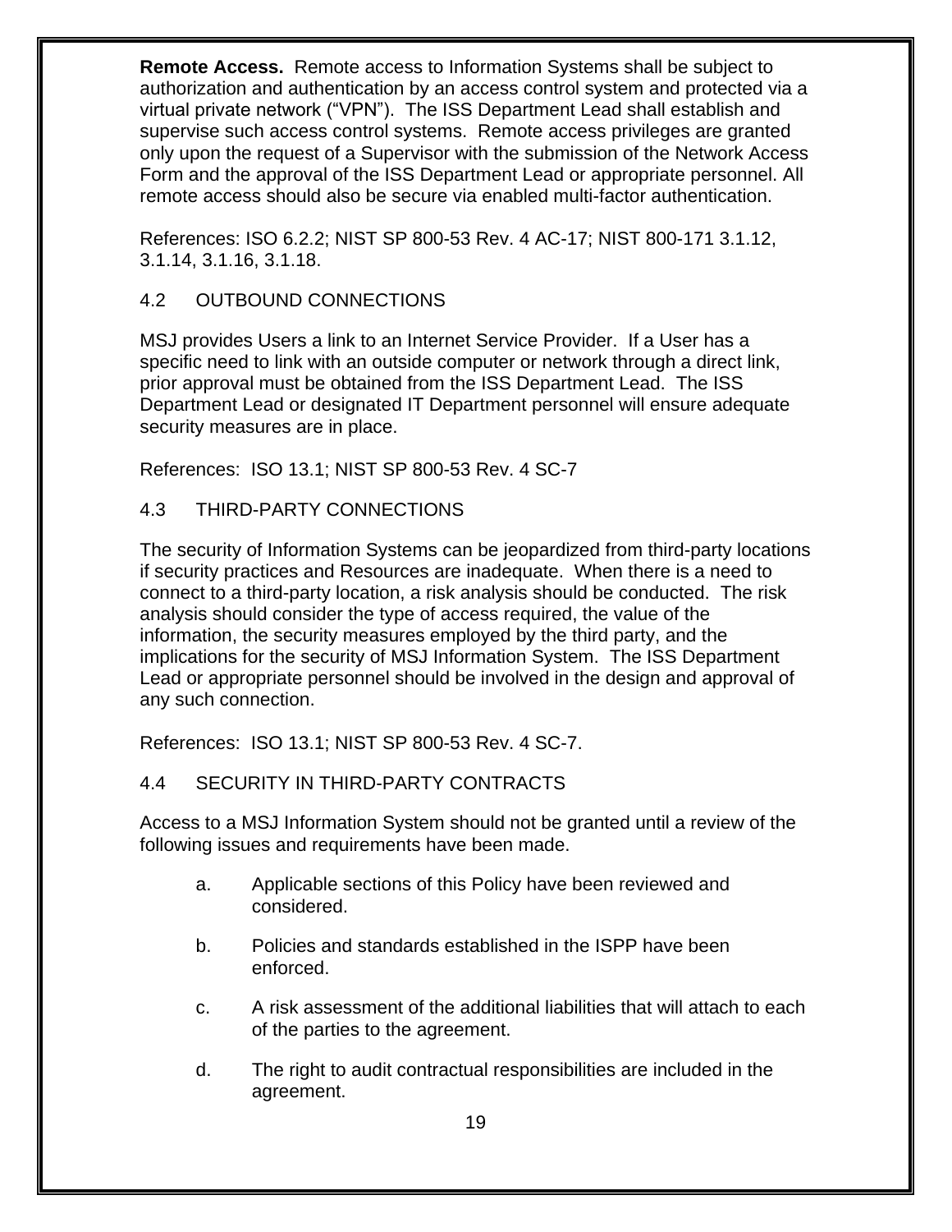**Remote Access.** Remote access to Information Systems shall be subject to authorization and authentication by an access control system and protected via a virtual private network ("VPN"). The ISS Department Lead shall establish and supervise such access control systems. Remote access privileges are granted only upon the request of a Supervisor with the submission of the Network Access Form and the approval of the ISS Department Lead or appropriate personnel. All remote access should also be secure via enabled multi-factor authentication.

References: ISO 6.2.2; NIST SP 800-53 Rev. 4 AC-17; NIST 800-171 3.1.12, 3.1.14, 3.1.16, 3.1.18.

## 4.2 OUTBOUND CONNECTIONS

MSJ provides Users a link to an Internet Service Provider. If a User has a specific need to link with an outside computer or network through a direct link, prior approval must be obtained from the ISS Department Lead. The ISS Department Lead or designated IT Department personnel will ensure adequate security measures are in place.

References: ISO 13.1; NIST SP 800-53 Rev. 4 SC-7

## 4.3 THIRD-PARTY CONNECTIONS

The security of Information Systems can be jeopardized from third-party locations if security practices and Resources are inadequate. When there is a need to connect to a third-party location, a risk analysis should be conducted. The risk analysis should consider the type of access required, the value of the information, the security measures employed by the third party, and the implications for the security of MSJ Information System. The ISS Department Lead or appropriate personnel should be involved in the design and approval of any such connection.

References: ISO 13.1; NIST SP 800-53 Rev. 4 SC-7.

## 4.4 SECURITY IN THIRD-PARTY CONTRACTS

Access to a MSJ Information System should not be granted until a review of the following issues and requirements have been made.

a. Applicable sections of this Policy have been reviewed and considered.

b. Policies and standards established in the ISPP have been enforced.

c. A risk assessment of the additional liabilities that will attach to each of the parties to the agreement.

d. The right to audit contractual responsibilities are included in the agreement.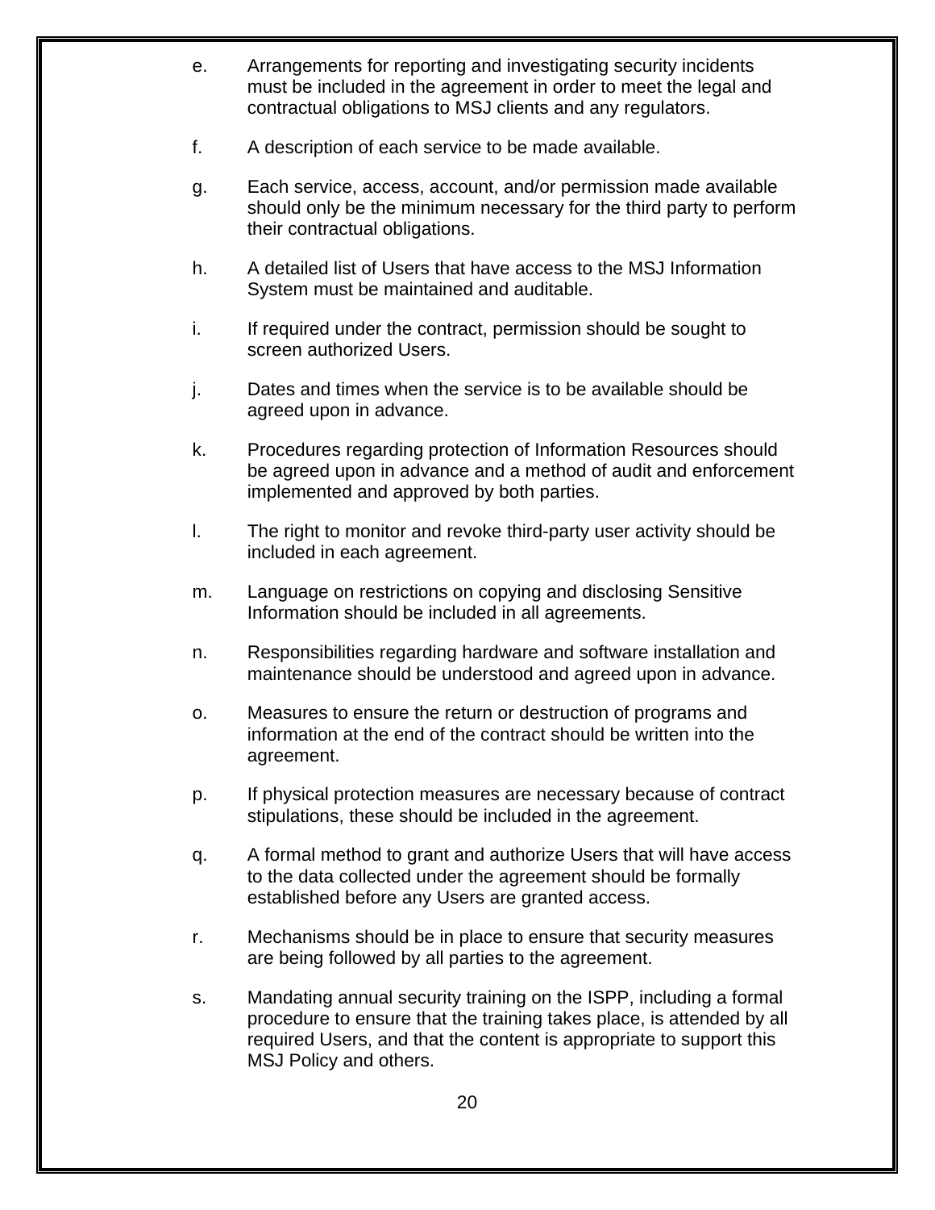e. Arrangements for reporting and investigating security incidents must be included in the agreement in order to meet the legal and contractual obligations to MSJ clients and any regulators.

f. A description of each service to be made available.

g. Each service, access, account, and/or permission made available should only be the minimum necessary for the third party to perform their contractual obligations.

h. A detailed list of Users that have access to the MSJ Information System must be maintained and auditable.

i. If required under the contract, permission should be sought to screen authorized Users.

j. Dates and times when the service is to be available should be agreed upon in advance.

k. Procedures regarding protection of Information Resources should be agreed upon in advance and a method of audit and enforcement implemented and approved by both parties.

l. The right to monitor and revoke third-party user activity should be included in each agreement.

m. Language on restrictions on copying and disclosing Sensitive Information should be included in all agreements.

n. Responsibilities regarding hardware and software installation and maintenance should be understood and agreed upon in advance.

o. Measures to ensure the return or destruction of programs and information at the end of the contract should be written into the agreement.

p. If physical protection measures are necessary because of contract stipulations, these should be included in the agreement.

q. A formal method to grant and authorize Users that will have access to the data collected under the agreement should be formally established before any Users are granted access.

r. Mechanisms should be in place to ensure that security measures are being followed by all parties to the agreement.

s. Mandating annual security training on the ISPP, including a formal procedure to ensure that the training takes place, is attended by all required Users, and that the content is appropriate to support this MSJ Policy and others.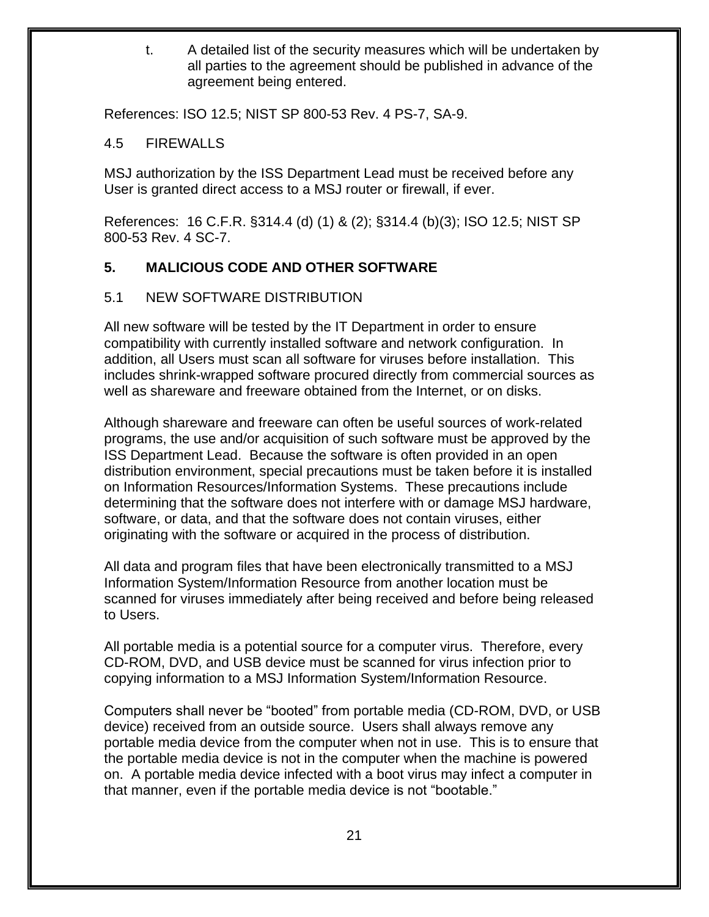t. A detailed list of the security measures which will be undertaken by all parties to the agreement should be published in advance of the agreement being entered.

References: ISO 12.5; NIST SP 800-53 Rev. 4 PS-7, SA-9.

### 4.5 FIREWALLS

MSJ authorization by the ISS Department Lead must be received before any User is granted direct access to a MSJ router or firewall, if ever.

References: 16 C.F.R. §314.4 (d) (1) & (2); §314.4 (b)(3); ISO 12.5; NIST SP 800-53 Rev. 4 SC-7.

## 5. MALICIOUS CODE AND OTHER SOFTWARE

### 5.1 NEW SOFTWARE DISTRIBUTION

All new software will be tested by the IT Department in order to ensure compatibility with currently installed software and network configuration. In addition, all Users must scan all software for viruses before installation. This includes shrink-wrapped software procured directly from commercial sources as well as shareware and freeware obtained from the Internet, or on disks.

Although shareware and freeware can often be useful sources of work-related programs, the use and/or acquisition of such software must be approved by the ISS Department Lead. Because the software is often provided in an open distribution environment, special precautions must be taken before it is installed on Information Resources/Information Systems. These precautions include determining that the software does not interfere with or damage MSJ hardware, software, or data, and that the software does not contain viruses, either originating with the software or acquired in the process of distribution.

All data and program files that have been electronically transmitted to a MSJ Information System/Information Resource from another location must be scanned for viruses immediately after being received and before being released to Users.

All portable media is a potential source for a computer virus. Therefore, every CD-ROM, DVD, and USB device must be scanned for virus infection prior to copying information to a MSJ Information System/Information Resource.

Computers shall never be “booted” from portable media (CD-ROM, DVD, or USB device) received from an outside source. Users shall always remove any portable media device from the computer when not in use. This is to ensure that the portable media device is not in the computer when the machine is powered on. A portable media device infected with a boot virus may infect a computer in that manner, even if the portable media device is not “bootable.”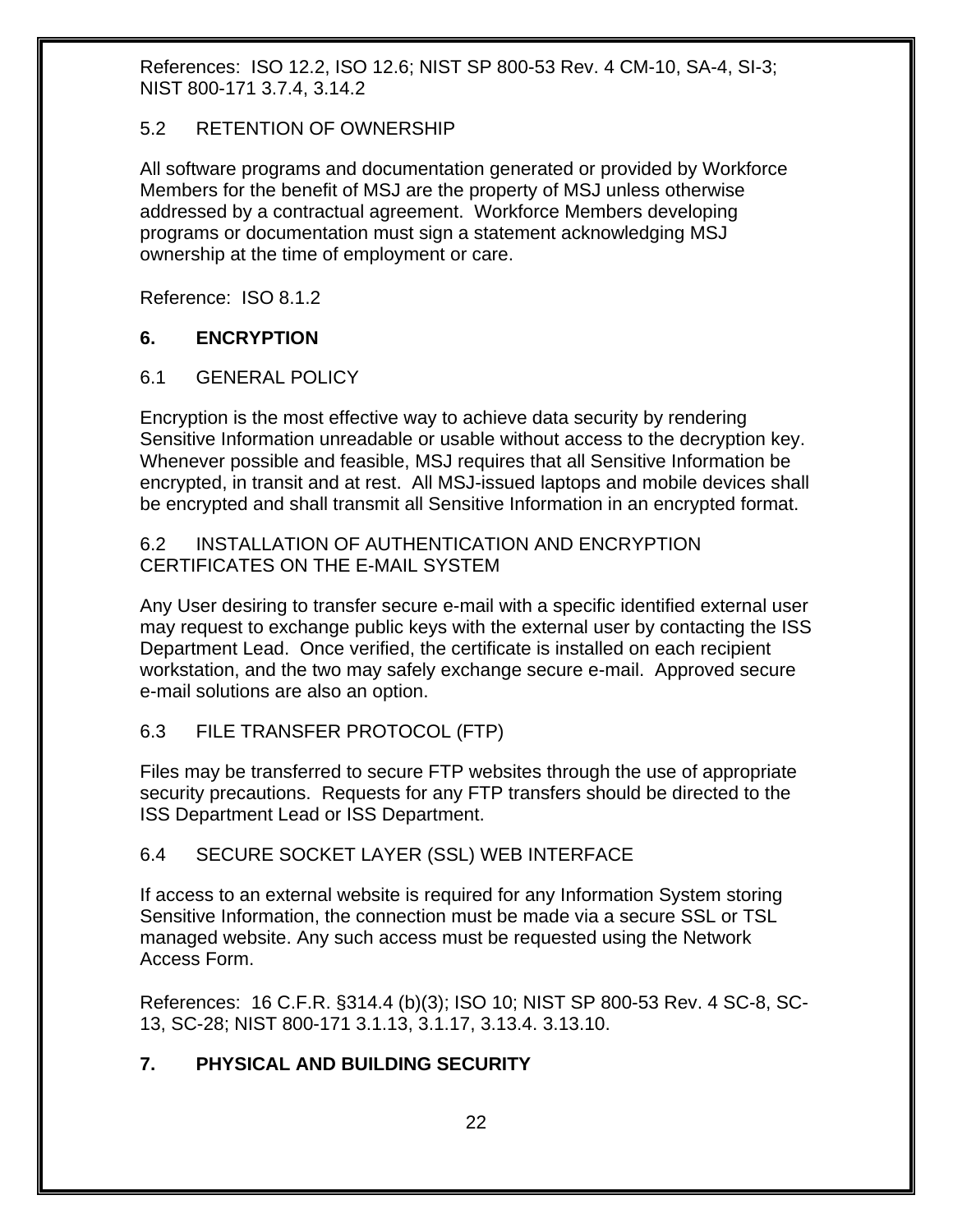References: ISO 12.2, ISO 12.6; NIST SP 800-53 Rev. 4 CM-10, SA-4, SI-3; NIST 800-171 3.7.4, 3.14.2

### 5.2 RETENTION OF OWNERSHIP

All software programs and documentation generated or provided by Workforce Members for the benefit of MSJ are the property of MSJ unless otherwise addressed by a contractual agreement. Workforce Members developing programs or documentation must sign a statement acknowledging MSJ ownership at the time of employment or care.

Reference: ISO 8.1.2

## 6. ENCRYPTION

### 6.1 GENERAL POLICY

Encryption is the most effective way to achieve data security by rendering Sensitive Information unreadable or usable without access to the decryption key. Whenever possible and feasible, MSJ requires that all Sensitive Information be encrypted, in transit and at rest. All MSJ-issued laptops and mobile devices shall be encrypted and shall transmit all Sensitive Information in an encrypted format.

### 6.2 INSTALLATION OF AUTHENTICATION AND ENCRYPTION CERTIFICATES ON THE E-MAIL SYSTEM

Any User desiring to transfer secure e-mail with a specific identified external user may request to exchange public keys with the external user by contacting the ISS Department Lead. Once verified, the certificate is installed on each recipient workstation, and the two may safely exchange secure e-mail. Approved secure e-mail solutions are also an option.

### 6.3 FILE TRANSFER PROTOCOL (FTP)

Files may be transferred to secure FTP websites through the use of appropriate security precautions. Requests for any FTP transfers should be directed to the ISS Department Lead or ISS Department.

### 6.4 SECURE SOCKET LAYER (SSL) WEB INTERFACE

If access to an external website is required for any Information System storing Sensitive Information, the connection must be made via a secure SSL or TSL managed website. Any such access must be requested using the Network Access Form.

References: 16 C.F.R. §314.4 (b)(3); ISO 10; NIST SP 800-53 Rev. 4 SC-8, SC-13, SC-28; NIST 800-171 3.1.13, 3.1.17, 3.13.4. 3.13.10.

## 7. PHYSICAL AND BUILDING SECURITY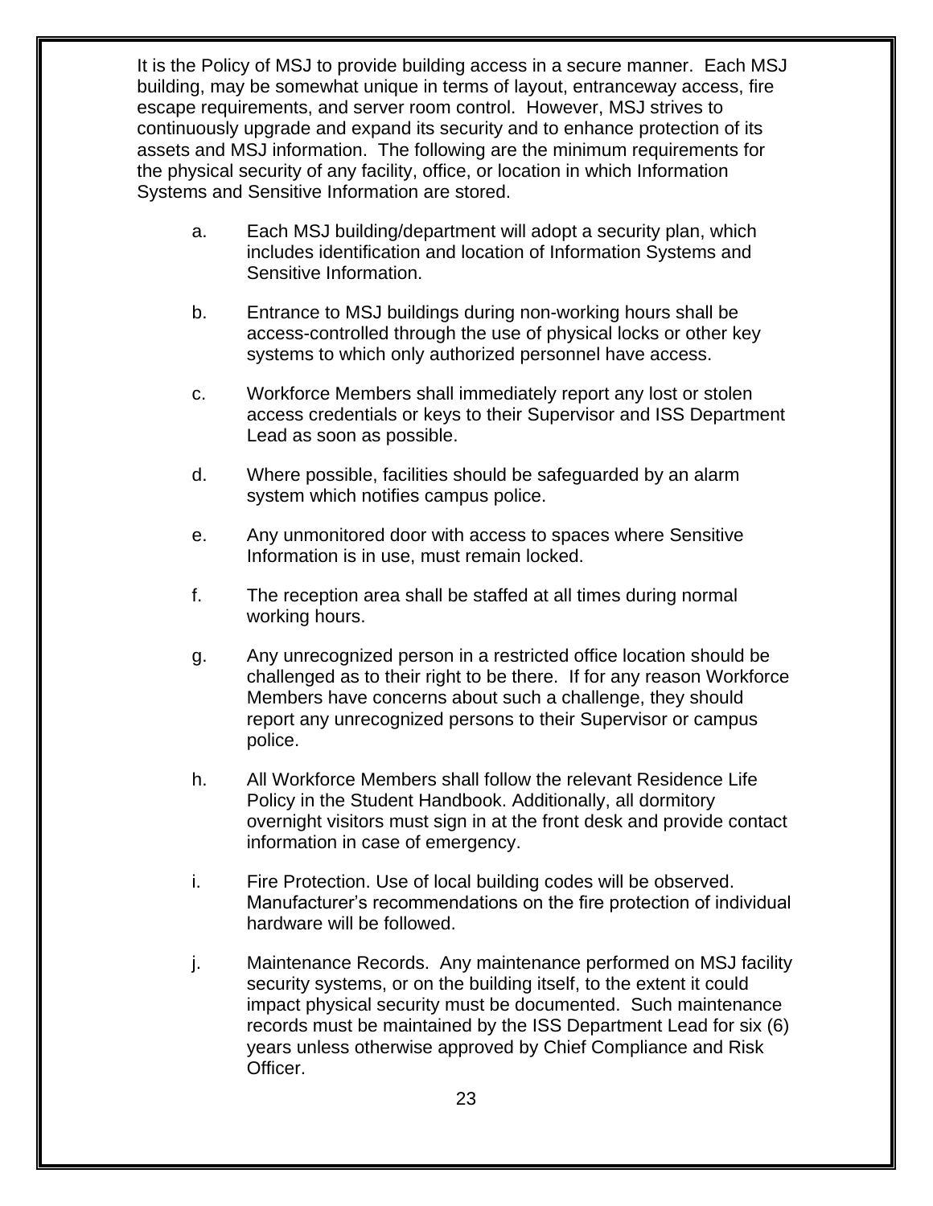It is the Policy of MSJ to provide building access in a secure manner. Each MSJ building, may be somewhat unique in terms of layout, entranceway access, fire escape requirements, and server room control. However, MSJ strives to continuously upgrade and expand its security and to enhance protection of its assets and MSJ information. The following are the minimum requirements for the physical security of any facility, office, or location in which Information Systems and Sensitive Information are stored.

a. Each MSJ building/department will adopt a security plan, which includes identification and location of Information Systems and Sensitive Information.

b. Entrance to MSJ buildings during non-working hours shall be access-controlled through the use of physical locks or other key systems to which only authorized personnel have access.

c. Workforce Members shall immediately report any lost or stolen access credentials or keys to their Supervisor and ISS Department Lead as soon as possible.

d. Where possible, facilities should be safeguarded by an alarm system which notifies campus police.

e. Any unmonitored door with access to spaces where Sensitive Information is in use, must remain locked.

f. The reception area shall be staffed at all times during normal working hours.

g. Any unrecognized person in a restricted office location should be challenged as to their right to be there. If for any reason Workforce Members have concerns about such a challenge, they should report any unrecognized persons to their Supervisor or campus police.

h. All Workforce Members shall follow the relevant Residence Life Policy in the Student Handbook. Additionally, all dormitory overnight visitors must sign in at the front desk and provide contact information in case of emergency.

i. Fire Protection. Use of local building codes will be observed. Manufacturer's recommendations on the fire protection of individual hardware will be followed.

j. Maintenance Records. Any maintenance performed on MSJ facility security systems, or on the building itself, to the extent it could impact physical security must be documented. Such maintenance records must be maintained by the ISS Department Lead for six (6) years unless otherwise approved by Chief Compliance and Risk Officer.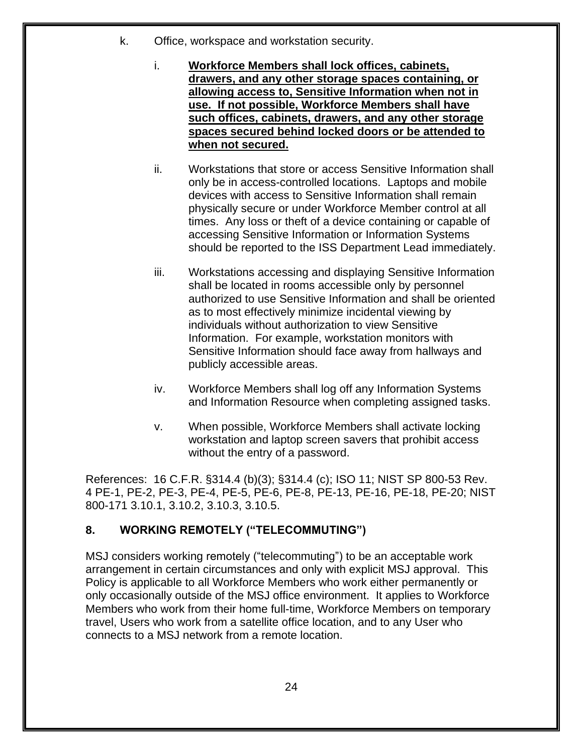k. Office, workspace and workstation security.

   i. **Workforce Members shall lock offices, cabinets, drawers, and any other storage spaces containing, or allowing access to, Sensitive Information when not in use. If not possible, Workforce Members shall have such offices, cabinets, drawers, and any other storage spaces secured behind locked doors or be attended to when not secured.**

   ii. Workstations that store or access Sensitive Information shall only be in access-controlled locations. Laptops and mobile devices with access to Sensitive Information shall remain physically secure or under Workforce Member control at all times. Any loss or theft of a device containing or capable of accessing Sensitive Information or Information Systems should be reported to the ISS Department Lead immediately.

   iii. Workstations accessing and displaying Sensitive Information shall be located in rooms accessible only by personnel authorized to use Sensitive Information and shall be oriented as to most effectively minimize incidental viewing by individuals without authorization to view Sensitive Information. For example, workstation monitors with Sensitive Information should face away from hallways and publicly accessible areas.

   iv. Workforce Members shall log off any Information Systems and Information Resource when completing assigned tasks.

   v. When possible, Workforce Members shall activate locking workstation and laptop screen savers that prohibit access without the entry of a password.

References: 16 C.F.R. §314.4 (b)(3); §314.4 (c); ISO 11; NIST SP 800-53 Rev. 4 PE-1, PE-2, PE-3, PE-4, PE-5, PE-6, PE-8, PE-13, PE-16, PE-18, PE-20; NIST 800-171 3.10.1, 3.10.2, 3.10.3, 3.10.5.

## 8. WORKING REMOTELY ("TELECOMMUTING")

MSJ considers working remotely ("telecommuting") to be an acceptable work arrangement in certain circumstances and only with explicit MSJ approval. This Policy is applicable to all Workforce Members who work either permanently or only occasionally outside of the MSJ office environment. It applies to Workforce Members who work from their home full-time, Workforce Members on temporary travel, Users who work from a satellite office location, and to any User who connects to a MSJ network from a remote location.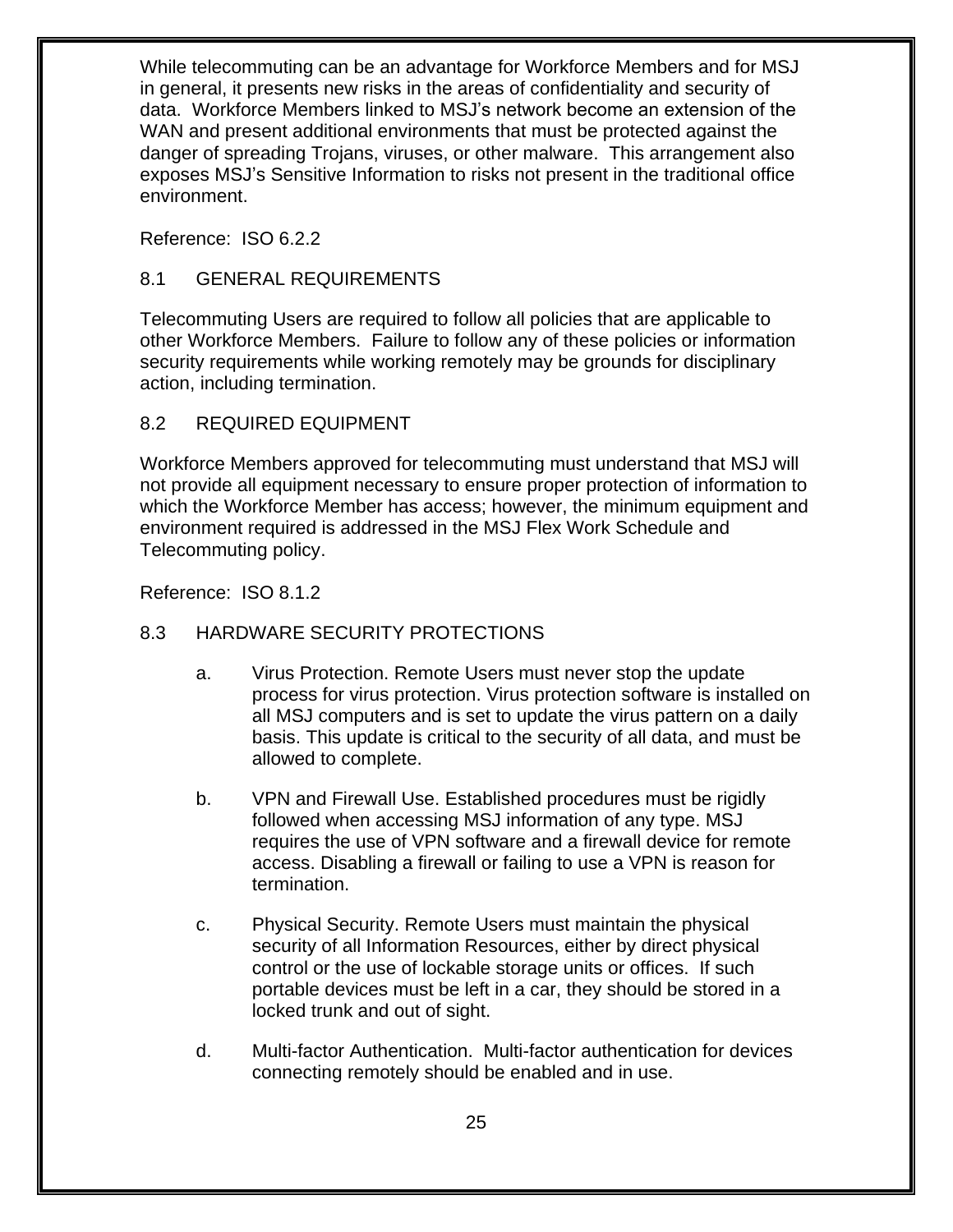While telecommuting can be an advantage for Workforce Members and for MSJ in general, it presents new risks in the areas of confidentiality and security of data. Workforce Members linked to MSJ's network become an extension of the WAN and present additional environments that must be protected against the danger of spreading Trojans, viruses, or other malware. This arrangement also exposes MSJ's Sensitive Information to risks not present in the traditional office environment.

Reference: ISO 6.2.2

## 8.1 GENERAL REQUIREMENTS

Telecommuting Users are required to follow all policies that are applicable to other Workforce Members. Failure to follow any of these policies or information security requirements while working remotely may be grounds for disciplinary action, including termination.

## 8.2 REQUIRED EQUIPMENT

Workforce Members approved for telecommuting must understand that MSJ will not provide all equipment necessary to ensure proper protection of information to which the Workforce Member has access; however, the minimum equipment and environment required is addressed in the MSJ Flex Work Schedule and Telecommuting policy.

Reference: ISO 8.1.2

## 8.3 HARDWARE SECURITY PROTECTIONS

a. Virus Protection. Remote Users must never stop the update process for virus protection. Virus protection software is installed on all MSJ computers and is set to update the virus pattern on a daily basis. This update is critical to the security of all data, and must be allowed to complete.

b. VPN and Firewall Use. Established procedures must be rigidly followed when accessing MSJ information of any type. MSJ requires the use of VPN software and a firewall device for remote access. Disabling a firewall or failing to use a VPN is reason for termination.

c. Physical Security. Remote Users must maintain the physical security of all Information Resources, either by direct physical control or the use of lockable storage units or offices. If such portable devices must be left in a car, they should be stored in a locked trunk and out of sight.

d. Multi-factor Authentication. Multi-factor authentication for devices connecting remotely should be enabled and in use.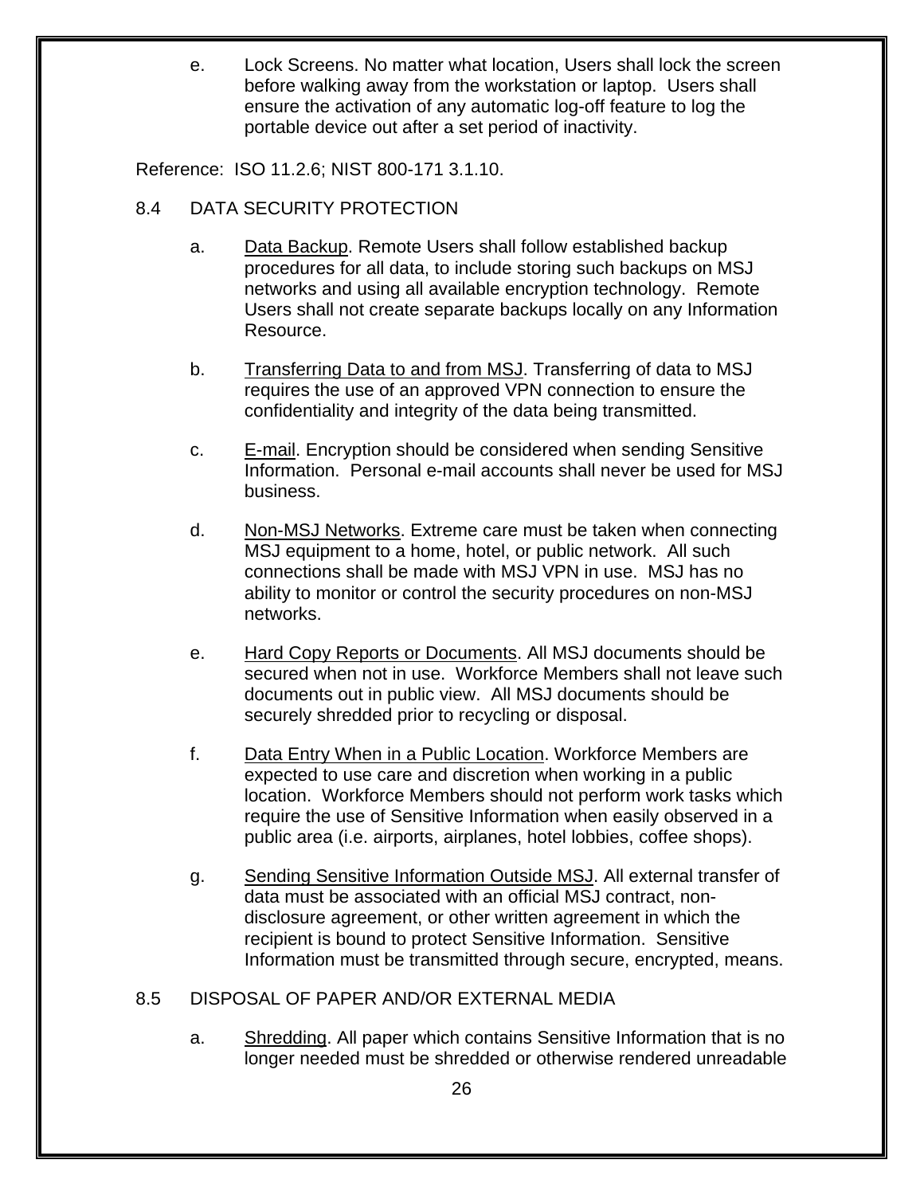e. Lock Screens. No matter what location, Users shall lock the screen before walking away from the workstation or laptop. Users shall ensure the activation of any automatic log-off feature to log the portable device out after a set period of inactivity.

Reference: ISO 11.2.6; NIST 800-171 3.1.10.

## 8.4 DATA SECURITY PROTECTION

a. Data Backup. Remote Users shall follow established backup procedures for all data, to include storing such backups on MSJ networks and using all available encryption technology. Remote Users shall not create separate backups locally on any Information Resource.

b. Transferring Data to and from MSJ. Transferring of data to MSJ requires the use of an approved VPN connection to ensure the confidentiality and integrity of the data being transmitted.

c. E-mail. Encryption should be considered when sending Sensitive Information. Personal e-mail accounts shall never be used for MSJ business.

d. Non-MSJ Networks. Extreme care must be taken when connecting MSJ equipment to a home, hotel, or public network. All such connections shall be made with MSJ VPN in use. MSJ has no ability to monitor or control the security procedures on non-MSJ networks.

e. Hard Copy Reports or Documents. All MSJ documents should be secured when not in use. Workforce Members shall not leave such documents out in public view. All MSJ documents should be securely shredded prior to recycling or disposal.

f. Data Entry When in a Public Location. Workforce Members are expected to use care and discretion when working in a public location. Workforce Members should not perform work tasks which require the use of Sensitive Information when easily observed in a public area (i.e. airports, airplanes, hotel lobbies, coffee shops).

g. Sending Sensitive Information Outside MSJ. All external transfer of data must be associated with an official MSJ contract, non-disclosure agreement, or other written agreement in which the recipient is bound to protect Sensitive Information. Sensitive Information must be transmitted through secure, encrypted, means.

## 8.5 DISPOSAL OF PAPER AND/OR EXTERNAL MEDIA

a. Shredding. All paper which contains Sensitive Information that is no longer needed must be shredded or otherwise rendered unreadable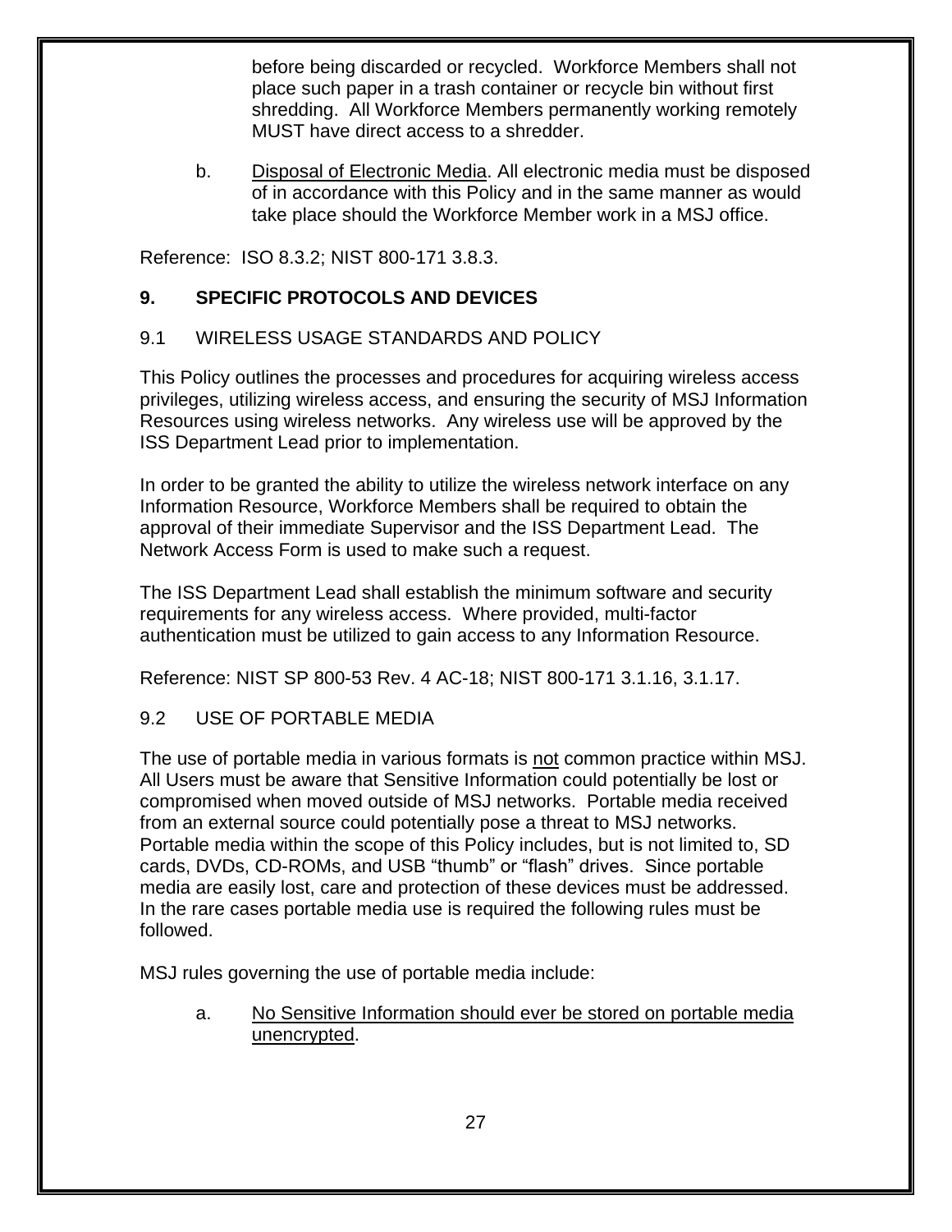before being discarded or recycled. Workforce Members shall not place such paper in a trash container or recycle bin without first shredding. All Workforce Members permanently working remotely MUST have direct access to a shredder.

b. <u>Disposal of Electronic Media</u>. All electronic media must be disposed of in accordance with this Policy and in the same manner as would take place should the Workforce Member work in a MSJ office.

Reference: ISO 8.3.2; NIST 800-171 3.8.3.

## 9. SPECIFIC PROTOCOLS AND DEVICES

### 9.1 WIRELESS USAGE STANDARDS AND POLICY

This Policy outlines the processes and procedures for acquiring wireless access privileges, utilizing wireless access, and ensuring the security of MSJ Information Resources using wireless networks. Any wireless use will be approved by the ISS Department Lead prior to implementation.

In order to be granted the ability to utilize the wireless network interface on any Information Resource, Workforce Members shall be required to obtain the approval of their immediate Supervisor and the ISS Department Lead. The Network Access Form is used to make such a request.

The ISS Department Lead shall establish the minimum software and security requirements for any wireless access. Where provided, multi-factor authentication must be utilized to gain access to any Information Resource.

Reference: NIST SP 800-53 Rev. 4 AC-18; NIST 800-171 3.1.16, 3.1.17.

### 9.2 USE OF PORTABLE MEDIA

The use of portable media in various formats is <u>not</u> common practice within MSJ. All Users must be aware that Sensitive Information could potentially be lost or compromised when moved outside of MSJ networks. Portable media received from an external source could potentially pose a threat to MSJ networks. Portable media within the scope of this Policy includes, but is not limited to, SD cards, DVDs, CD-ROMs, and USB "thumb" or "flash" drives. Since portable media are easily lost, care and protection of these devices must be addressed. In the rare cases portable media use is required the following rules must be followed.

MSJ rules governing the use of portable media include:

a. <u>No Sensitive Information should ever be stored on portable media unencrypted</u>.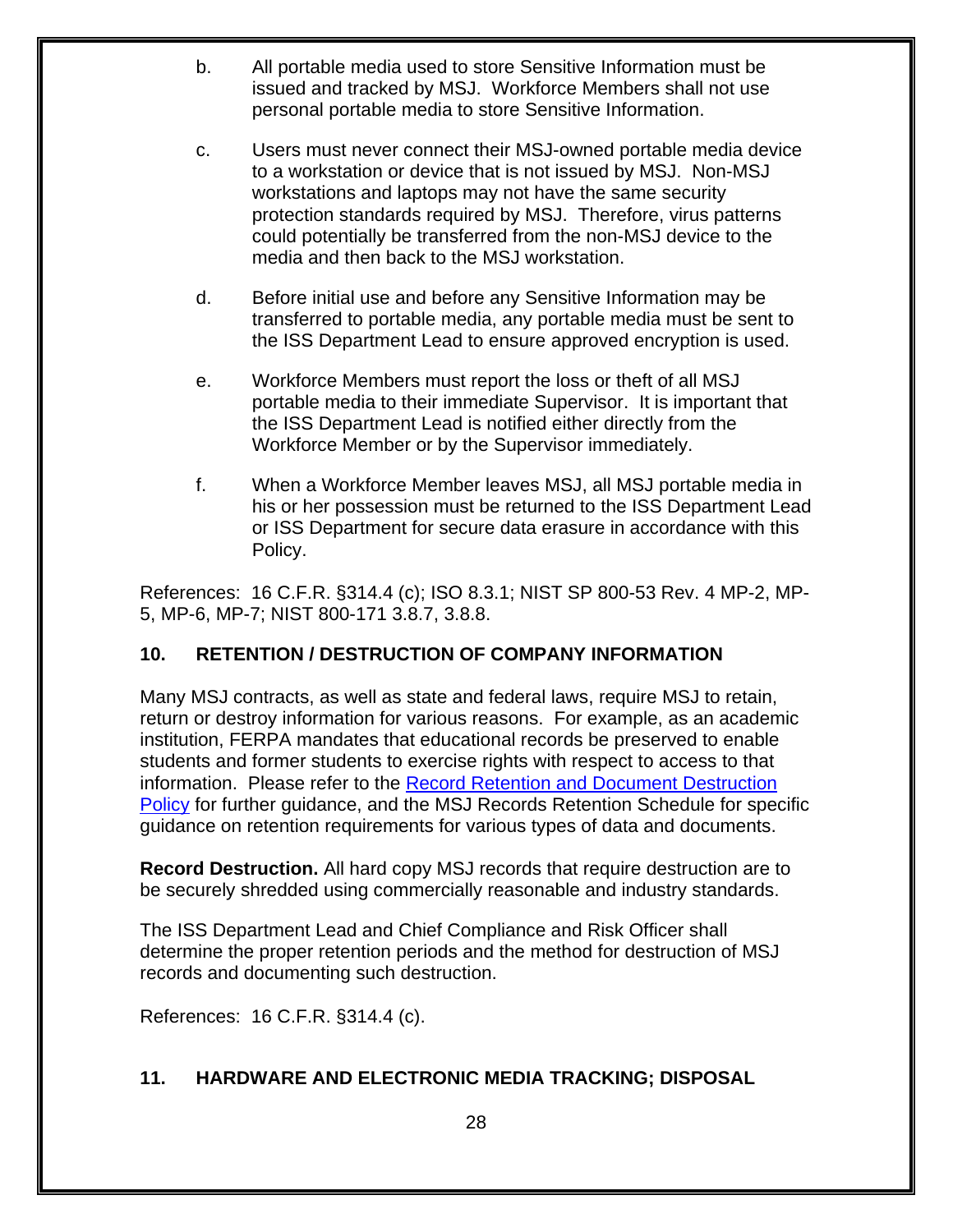b. All portable media used to store Sensitive Information must be issued and tracked by MSJ. Workforce Members shall not use personal portable media to store Sensitive Information.

c. Users must never connect their MSJ-owned portable media device to a workstation or device that is not issued by MSJ. Non-MSJ workstations and laptops may not have the same security protection standards required by MSJ. Therefore, virus patterns could potentially be transferred from the non-MSJ device to the media and then back to the MSJ workstation.

d. Before initial use and before any Sensitive Information may be transferred to portable media, any portable media must be sent to the ISS Department Lead to ensure approved encryption is used.

e. Workforce Members must report the loss or theft of all MSJ portable media to their immediate Supervisor. It is important that the ISS Department Lead is notified either directly from the Workforce Member or by the Supervisor immediately.

f. When a Workforce Member leaves MSJ, all MSJ portable media in his or her possession must be returned to the ISS Department Lead or ISS Department for secure data erasure in accordance with this Policy.

References: 16 C.F.R. §314.4 (c); ISO 8.3.1; NIST SP 800-53 Rev. 4 MP-2, MP-5, MP-6, MP-7; NIST 800-171 3.8.7, 3.8.8.

## 10. RETENTION / DESTRUCTION OF COMPANY INFORMATION

Many MSJ contracts, as well as state and federal laws, require MSJ to retain, return or destroy information for various reasons. For example, as an academic institution, FERPA mandates that educational records be preserved to enable students and former students to exercise rights with respect to access to that information. Please refer to the Record Retention and Document Destruction Policy for further guidance, and the MSJ Records Retention Schedule for specific guidance on retention requirements for various types of data and documents.

**Record Destruction.** All hard copy MSJ records that require destruction are to be securely shredded using commercially reasonable and industry standards.

The ISS Department Lead and Chief Compliance and Risk Officer shall determine the proper retention periods and the method for destruction of MSJ records and documenting such destruction.

References: 16 C.F.R. §314.4 (c).

## 11. HARDWARE AND ELECTRONIC MEDIA TRACKING; DISPOSAL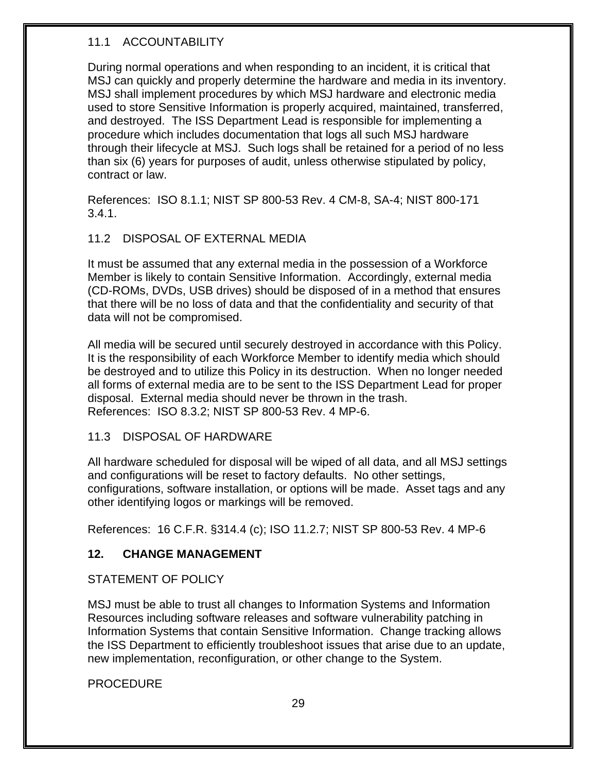### 11.1 ACCOUNTABILITY

During normal operations and when responding to an incident, it is critical that MSJ can quickly and properly determine the hardware and media in its inventory. MSJ shall implement procedures by which MSJ hardware and electronic media used to store Sensitive Information is properly acquired, maintained, transferred, and destroyed. The ISS Department Lead is responsible for implementing a procedure which includes documentation that logs all such MSJ hardware through their lifecycle at MSJ. Such logs shall be retained for a period of no less than six (6) years for purposes of audit, unless otherwise stipulated by policy, contract or law.

References: ISO 8.1.1; NIST SP 800-53 Rev. 4 CM-8, SA-4; NIST 800-171 3.4.1.

### 11.2 DISPOSAL OF EXTERNAL MEDIA

It must be assumed that any external media in the possession of a Workforce Member is likely to contain Sensitive Information. Accordingly, external media (CD-ROMs, DVDs, USB drives) should be disposed of in a method that ensures that there will be no loss of data and that the confidentiality and security of that data will not be compromised.

All media will be secured until securely destroyed in accordance with this Policy. It is the responsibility of each Workforce Member to identify media which should be destroyed and to utilize this Policy in its destruction. When no longer needed all forms of external media are to be sent to the ISS Department Lead for proper disposal. External media should never be thrown in the trash.
References: ISO 8.3.2; NIST SP 800-53 Rev. 4 MP-6.

### 11.3 DISPOSAL OF HARDWARE

All hardware scheduled for disposal will be wiped of all data, and all MSJ settings and configurations will be reset to factory defaults. No other settings, configurations, software installation, or options will be made. Asset tags and any other identifying logos or markings will be removed.

References: 16 C.F.R. §314.4 (c); ISO 11.2.7; NIST SP 800-53 Rev. 4 MP-6

## 12. CHANGE MANAGEMENT

STATEMENT OF POLICY

MSJ must be able to trust all changes to Information Systems and Information Resources including software releases and software vulnerability patching in Information Systems that contain Sensitive Information. Change tracking allows the ISS Department to efficiently troubleshoot issues that arise due to an update, new implementation, reconfiguration, or other change to the System.

PROCEDURE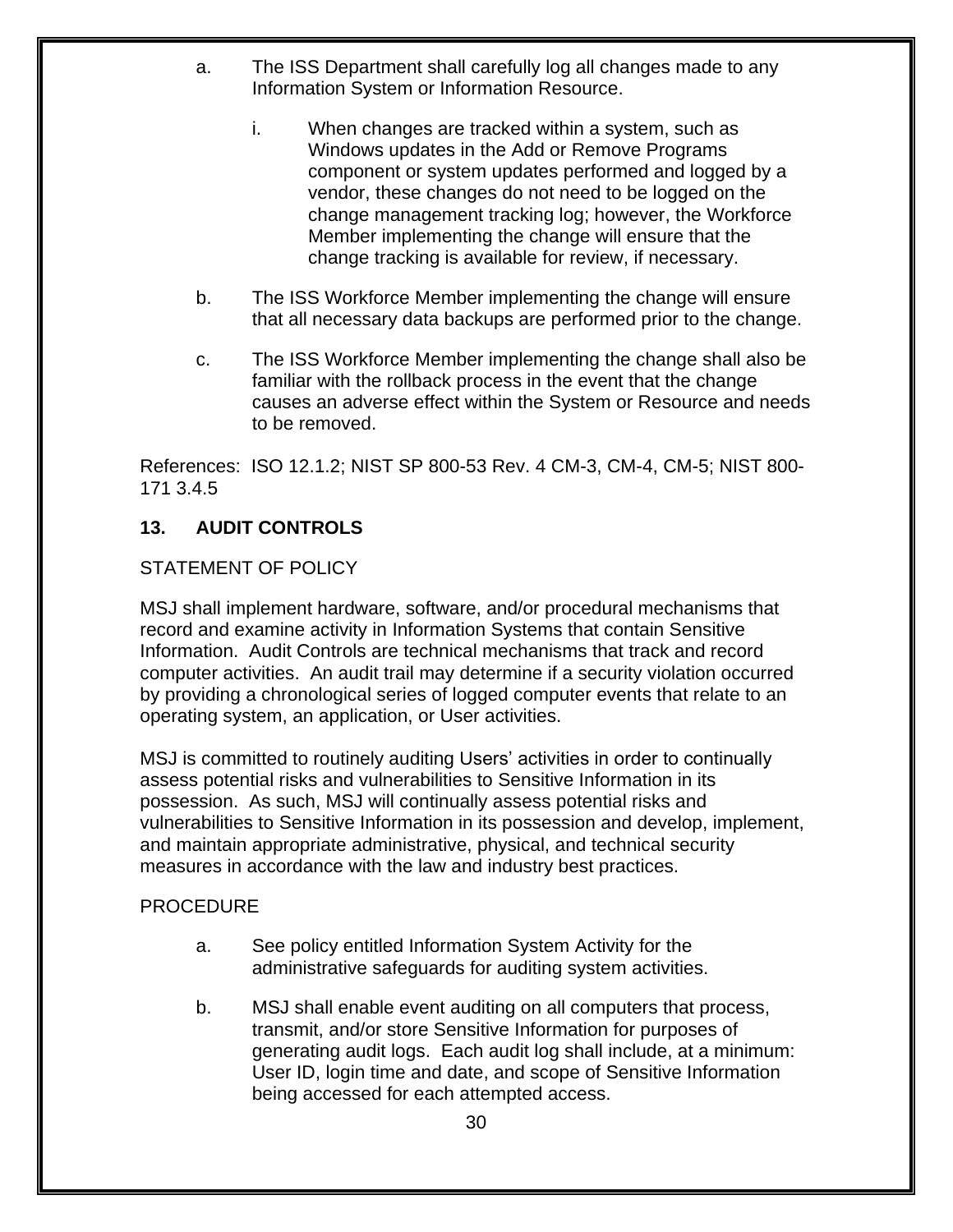a. The ISS Department shall carefully log all changes made to any Information System or Information Resource.

    i. When changes are tracked within a system, such as Windows updates in the Add or Remove Programs component or system updates performed and logged by a vendor, these changes do not need to be logged on the change management tracking log; however, the Workforce Member implementing the change will ensure that the change tracking is available for review, if necessary.

b. The ISS Workforce Member implementing the change will ensure that all necessary data backups are performed prior to the change.

c. The ISS Workforce Member implementing the change shall also be familiar with the rollback process in the event that the change causes an adverse effect within the System or Resource and needs to be removed.

References: ISO 12.1.2; NIST SP 800-53 Rev. 4 CM-3, CM-4, CM-5; NIST 800-171 3.4.5

## 13. AUDIT CONTROLS

STATEMENT OF POLICY

MSJ shall implement hardware, software, and/or procedural mechanisms that record and examine activity in Information Systems that contain Sensitive Information. Audit Controls are technical mechanisms that track and record computer activities. An audit trail may determine if a security violation occurred by providing a chronological series of logged computer events that relate to an operating system, an application, or User activities.

MSJ is committed to routinely auditing Users' activities in order to continually assess potential risks and vulnerabilities to Sensitive Information in its possession. As such, MSJ will continually assess potential risks and vulnerabilities to Sensitive Information in its possession and develop, implement, and maintain appropriate administrative, physical, and technical security measures in accordance with the law and industry best practices.

PROCEDURE

a. See policy entitled Information System Activity for the administrative safeguards for auditing system activities.

b. MSJ shall enable event auditing on all computers that process, transmit, and/or store Sensitive Information for purposes of generating audit logs. Each audit log shall include, at a minimum: User ID, login time and date, and scope of Sensitive Information being accessed for each attempted access.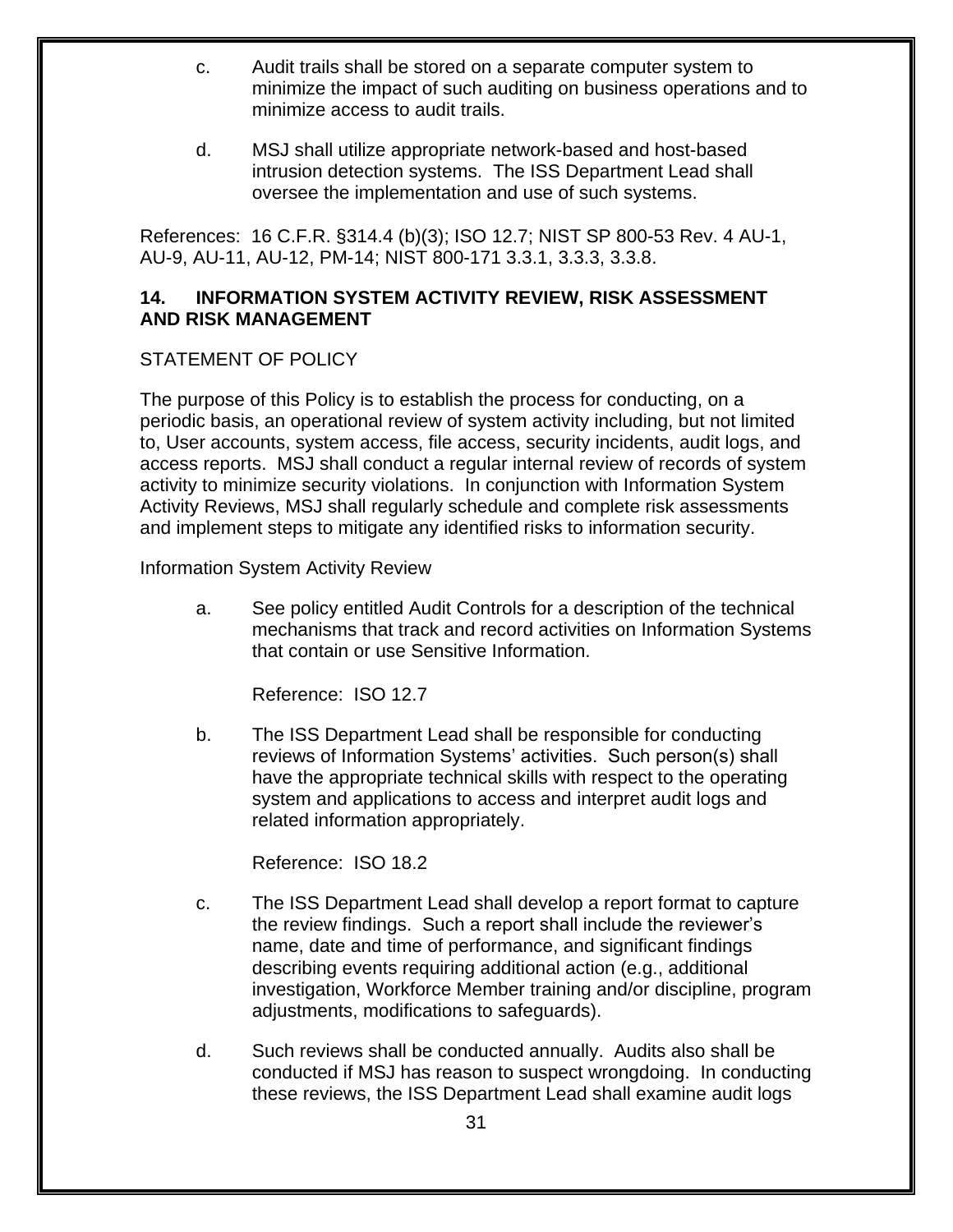c. Audit trails shall be stored on a separate computer system to minimize the impact of such auditing on business operations and to minimize access to audit trails.

d. MSJ shall utilize appropriate network-based and host-based intrusion detection systems. The ISS Department Lead shall oversee the implementation and use of such systems.

References: 16 C.F.R. §314.4 (b)(3); ISO 12.7; NIST SP 800-53 Rev. 4 AU-1, AU-9, AU-11, AU-12, PM-14; NIST 800-171 3.3.1, 3.3.3, 3.3.8.

## 14. INFORMATION SYSTEM ACTIVITY REVIEW, RISK ASSESSMENT AND RISK MANAGEMENT

STATEMENT OF POLICY

The purpose of this Policy is to establish the process for conducting, on a periodic basis, an operational review of system activity including, but not limited to, User accounts, system access, file access, security incidents, audit logs, and access reports. MSJ shall conduct a regular internal review of records of system activity to minimize security violations. In conjunction with Information System Activity Reviews, MSJ shall regularly schedule and complete risk assessments and implement steps to mitigate any identified risks to information security.

Information System Activity Review

a. See policy entitled Audit Controls for a description of the technical mechanisms that track and record activities on Information Systems that contain or use Sensitive Information.

   Reference: ISO 12.7

b. The ISS Department Lead shall be responsible for conducting reviews of Information Systems' activities. Such person(s) shall have the appropriate technical skills with respect to the operating system and applications to access and interpret audit logs and related information appropriately.

   Reference: ISO 18.2

c. The ISS Department Lead shall develop a report format to capture the review findings. Such a report shall include the reviewer's name, date and time of performance, and significant findings describing events requiring additional action (e.g., additional investigation, Workforce Member training and/or discipline, program adjustments, modifications to safeguards).

d. Such reviews shall be conducted annually. Audits also shall be conducted if MSJ has reason to suspect wrongdoing. In conducting these reviews, the ISS Department Lead shall examine audit logs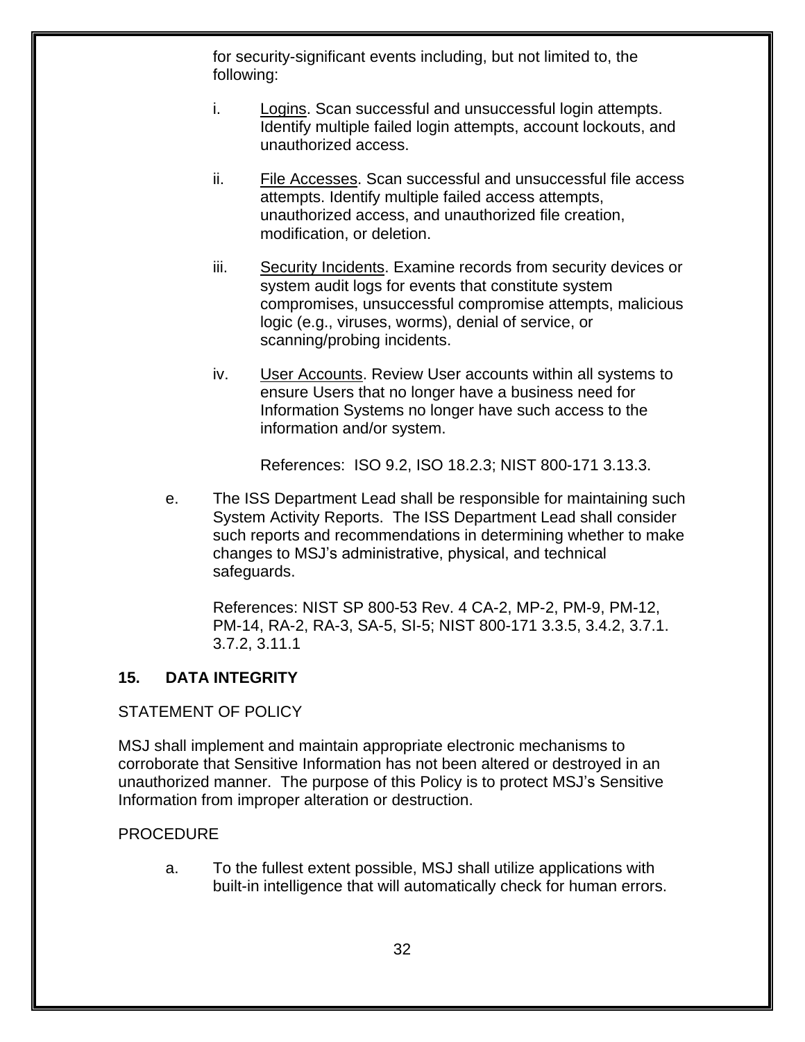for security-significant events including, but not limited to, the following:

i. Logins. Scan successful and unsuccessful login attempts. Identify multiple failed login attempts, account lockouts, and unauthorized access.

ii. File Accesses. Scan successful and unsuccessful file access attempts. Identify multiple failed access attempts, unauthorized access, and unauthorized file creation, modification, or deletion.

iii. Security Incidents. Examine records from security devices or system audit logs for events that constitute system compromises, unsuccessful compromise attempts, malicious logic (e.g., viruses, worms), denial of service, or scanning/probing incidents.

iv. User Accounts. Review User accounts within all systems to ensure Users that no longer have a business need for Information Systems no longer have such access to the information and/or system.

References: ISO 9.2, ISO 18.2.3; NIST 800-171 3.13.3.

e. The ISS Department Lead shall be responsible for maintaining such System Activity Reports. The ISS Department Lead shall consider such reports and recommendations in determining whether to make changes to MSJ's administrative, physical, and technical safeguards.

References: NIST SP 800-53 Rev. 4 CA-2, MP-2, PM-9, PM-12, PM-14, RA-2, RA-3, SA-5, SI-5; NIST 800-171 3.3.5, 3.4.2, 3.7.1. 3.7.2, 3.11.1

## 15. DATA INTEGRITY

STATEMENT OF POLICY

MSJ shall implement and maintain appropriate electronic mechanisms to corroborate that Sensitive Information has not been altered or destroyed in an unauthorized manner. The purpose of this Policy is to protect MSJ's Sensitive Information from improper alteration or destruction.

PROCEDURE

a. To the fullest extent possible, MSJ shall utilize applications with built-in intelligence that will automatically check for human errors.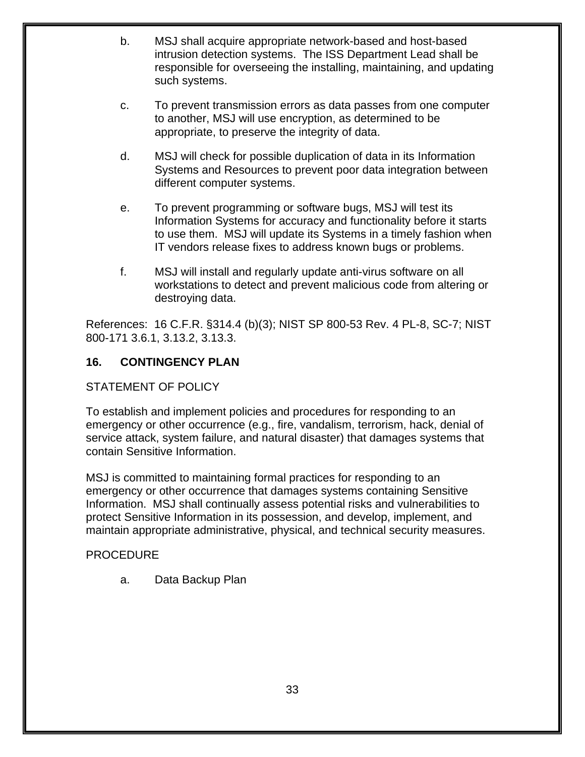b. MSJ shall acquire appropriate network-based and host-based intrusion detection systems. The ISS Department Lead shall be responsible for overseeing the installing, maintaining, and updating such systems.

c. To prevent transmission errors as data passes from one computer to another, MSJ will use encryption, as determined to be appropriate, to preserve the integrity of data.

d. MSJ will check for possible duplication of data in its Information Systems and Resources to prevent poor data integration between different computer systems.

e. To prevent programming or software bugs, MSJ will test its Information Systems for accuracy and functionality before it starts to use them. MSJ will update its Systems in a timely fashion when IT vendors release fixes to address known bugs or problems.

f. MSJ will install and regularly update anti-virus software on all workstations to detect and prevent malicious code from altering or destroying data.

References: 16 C.F.R. §314.4 (b)(3); NIST SP 800-53 Rev. 4 PL-8, SC-7; NIST 800-171 3.6.1, 3.13.2, 3.13.3.

## 16. CONTINGENCY PLAN

STATEMENT OF POLICY

To establish and implement policies and procedures for responding to an emergency or other occurrence (e.g., fire, vandalism, terrorism, hack, denial of service attack, system failure, and natural disaster) that damages systems that contain Sensitive Information.

MSJ is committed to maintaining formal practices for responding to an emergency or other occurrence that damages systems containing Sensitive Information. MSJ shall continually assess potential risks and vulnerabilities to protect Sensitive Information in its possession, and develop, implement, and maintain appropriate administrative, physical, and technical security measures.

PROCEDURE

a. Data Backup Plan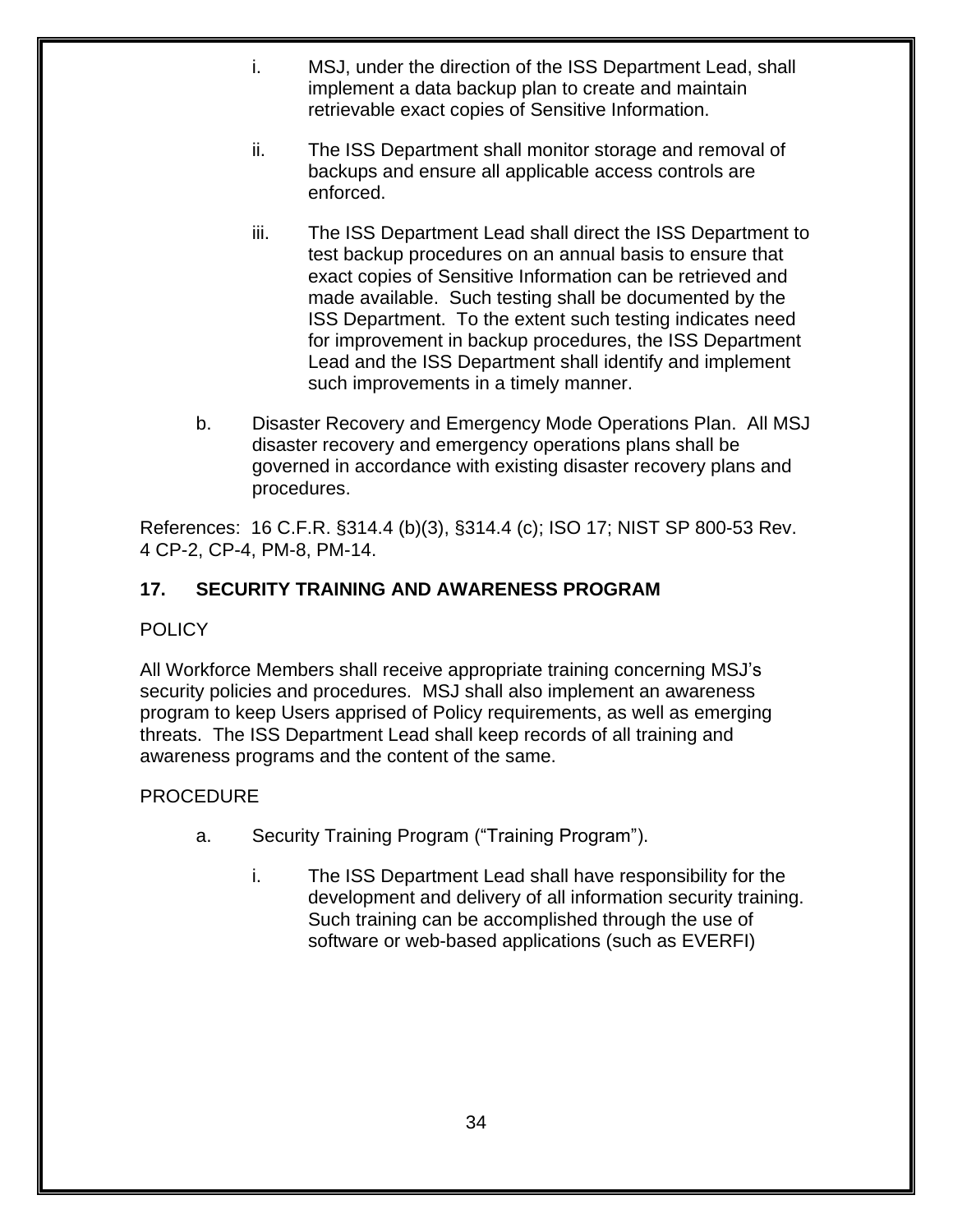i. MSJ, under the direction of the ISS Department Lead, shall implement a data backup plan to create and maintain retrievable exact copies of Sensitive Information.

ii. The ISS Department shall monitor storage and removal of backups and ensure all applicable access controls are enforced.

iii. The ISS Department Lead shall direct the ISS Department to test backup procedures on an annual basis to ensure that exact copies of Sensitive Information can be retrieved and made available. Such testing shall be documented by the ISS Department. To the extent such testing indicates need for improvement in backup procedures, the ISS Department Lead and the ISS Department shall identify and implement such improvements in a timely manner.

b. Disaster Recovery and Emergency Mode Operations Plan. All MSJ disaster recovery and emergency operations plans shall be governed in accordance with existing disaster recovery plans and procedures.

References: 16 C.F.R. §314.4 (b)(3), §314.4 (c); ISO 17; NIST SP 800-53 Rev. 4 CP-2, CP-4, PM-8, PM-14.

## 17. SECURITY TRAINING AND AWARENESS PROGRAM

POLICY

All Workforce Members shall receive appropriate training concerning MSJ's security policies and procedures. MSJ shall also implement an awareness program to keep Users apprised of Policy requirements, as well as emerging threats. The ISS Department Lead shall keep records of all training and awareness programs and the content of the same.

PROCEDURE

a. Security Training Program ("Training Program").

i. The ISS Department Lead shall have responsibility for the development and delivery of all information security training. Such training can be accomplished through the use of software or web-based applications (such as EVERFI)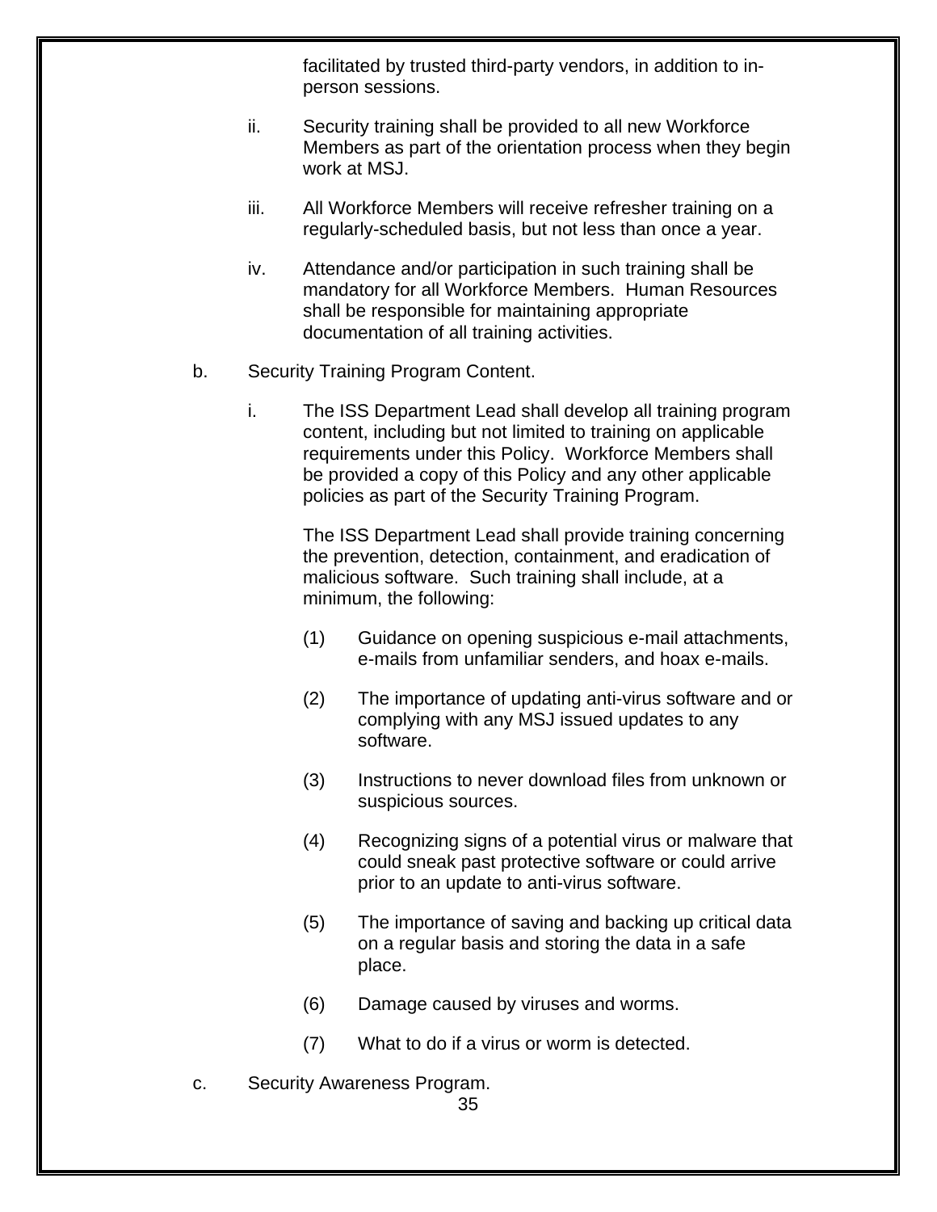facilitated by trusted third-party vendors, in addition to in-person sessions.

ii. Security training shall be provided to all new Workforce Members as part of the orientation process when they begin work at MSJ.

iii. All Workforce Members will receive refresher training on a regularly-scheduled basis, but not less than once a year.

iv. Attendance and/or participation in such training shall be mandatory for all Workforce Members. Human Resources shall be responsible for maintaining appropriate documentation of all training activities.

b. Security Training Program Content.

i. The ISS Department Lead shall develop all training program content, including but not limited to training on applicable requirements under this Policy. Workforce Members shall be provided a copy of this Policy and any other applicable policies as part of the Security Training Program.

The ISS Department Lead shall provide training concerning the prevention, detection, containment, and eradication of malicious software. Such training shall include, at a minimum, the following:

(1) Guidance on opening suspicious e-mail attachments, e-mails from unfamiliar senders, and hoax e-mails.

(2) The importance of updating anti-virus software and or complying with any MSJ issued updates to any software.

(3) Instructions to never download files from unknown or suspicious sources.

(4) Recognizing signs of a potential virus or malware that could sneak past protective software or could arrive prior to an update to anti-virus software.

(5) The importance of saving and backing up critical data on a regular basis and storing the data in a safe place.

(6) Damage caused by viruses and worms.

(7) What to do if a virus or worm is detected.

c. Security Awareness Program.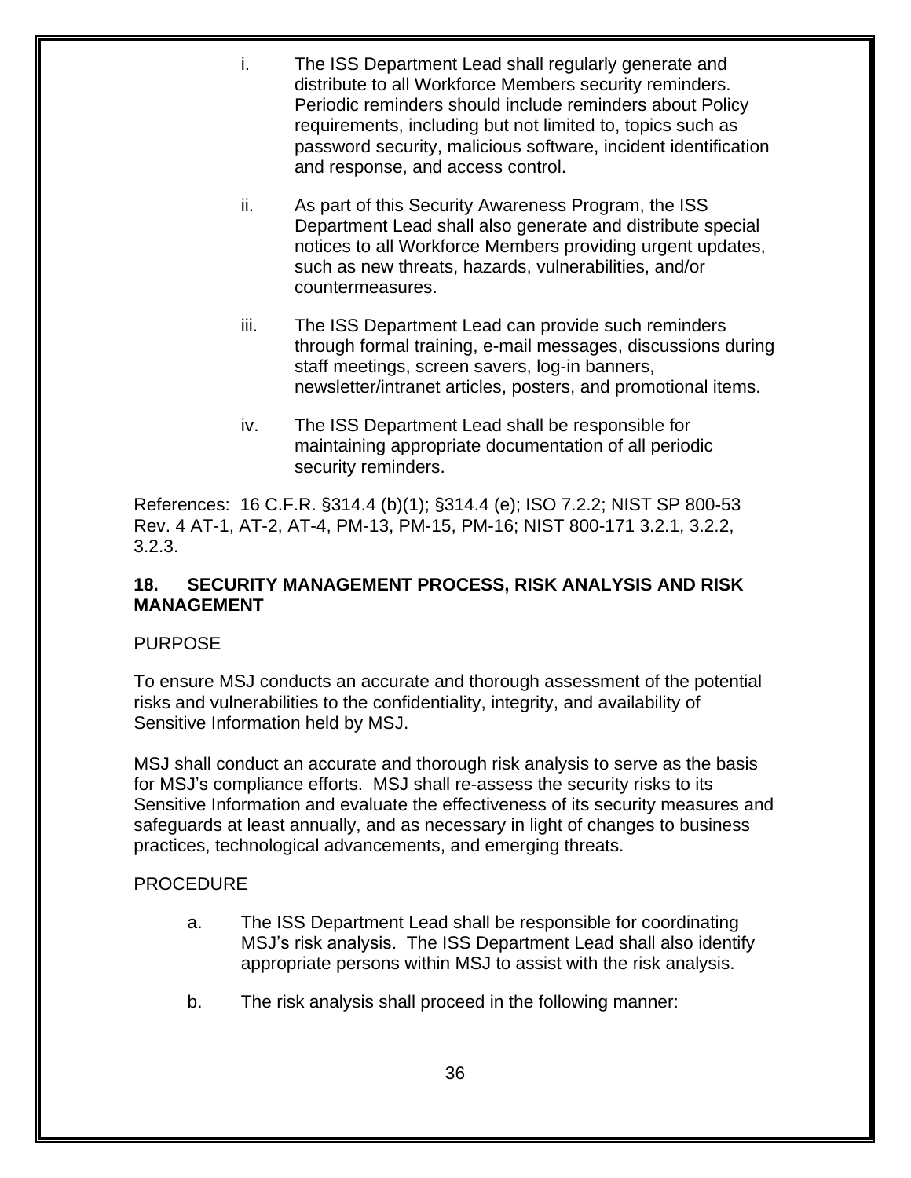i. The ISS Department Lead shall regularly generate and distribute to all Workforce Members security reminders. Periodic reminders should include reminders about Policy requirements, including but not limited to, topics such as password security, malicious software, incident identification and response, and access control.

ii. As part of this Security Awareness Program, the ISS Department Lead shall also generate and distribute special notices to all Workforce Members providing urgent updates, such as new threats, hazards, vulnerabilities, and/or countermeasures.

iii. The ISS Department Lead can provide such reminders through formal training, e-mail messages, discussions during staff meetings, screen savers, log-in banners, newsletter/intranet articles, posters, and promotional items.

iv. The ISS Department Lead shall be responsible for maintaining appropriate documentation of all periodic security reminders.

References: 16 C.F.R. §314.4 (b)(1); §314.4 (e); ISO 7.2.2; NIST SP 800-53 Rev. 4 AT-1, AT-2, AT-4, PM-13, PM-15, PM-16; NIST 800-171 3.2.1, 3.2.2, 3.2.3.

## 18. SECURITY MANAGEMENT PROCESS, RISK ANALYSIS AND RISK MANAGEMENT

PURPOSE

To ensure MSJ conducts an accurate and thorough assessment of the potential risks and vulnerabilities to the confidentiality, integrity, and availability of Sensitive Information held by MSJ.

MSJ shall conduct an accurate and thorough risk analysis to serve as the basis for MSJ's compliance efforts. MSJ shall re-assess the security risks to its Sensitive Information and evaluate the effectiveness of its security measures and safeguards at least annually, and as necessary in light of changes to business practices, technological advancements, and emerging threats.

PROCEDURE

a. The ISS Department Lead shall be responsible for coordinating MSJ's risk analysis. The ISS Department Lead shall also identify appropriate persons within MSJ to assist with the risk analysis.

b. The risk analysis shall proceed in the following manner: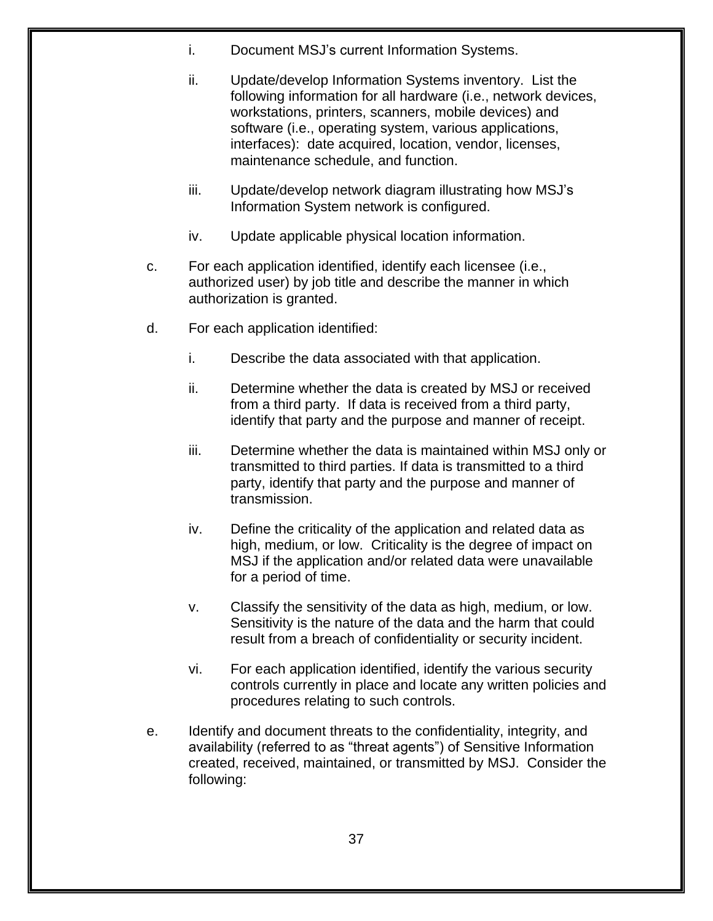i. Document MSJ’s current Information Systems.

   ii. Update/develop Information Systems inventory. List the following information for all hardware (i.e., network devices, workstations, printers, scanners, mobile devices) and software (i.e., operating system, various applications, interfaces): date acquired, location, vendor, licenses, maintenance schedule, and function.

   iii. Update/develop network diagram illustrating how MSJ’s Information System network is configured.

   iv. Update applicable physical location information.

c. For each application identified, identify each licensee (i.e., authorized user) by job title and describe the manner in which authorization is granted.

d. For each application identified:

   i. Describe the data associated with that application.

   ii. Determine whether the data is created by MSJ or received from a third party. If data is received from a third party, identify that party and the purpose and manner of receipt.

   iii. Determine whether the data is maintained within MSJ only or transmitted to third parties. If data is transmitted to a third party, identify that party and the purpose and manner of transmission.

   iv. Define the criticality of the application and related data as high, medium, or low. Criticality is the degree of impact on MSJ if the application and/or related data were unavailable for a period of time.

   v. Classify the sensitivity of the data as high, medium, or low. Sensitivity is the nature of the data and the harm that could result from a breach of confidentiality or security incident.

   vi. For each application identified, identify the various security controls currently in place and locate any written policies and procedures relating to such controls.

e. Identify and document threats to the confidentiality, integrity, and availability (referred to as “threat agents”) of Sensitive Information created, received, maintained, or transmitted by MSJ. Consider the following: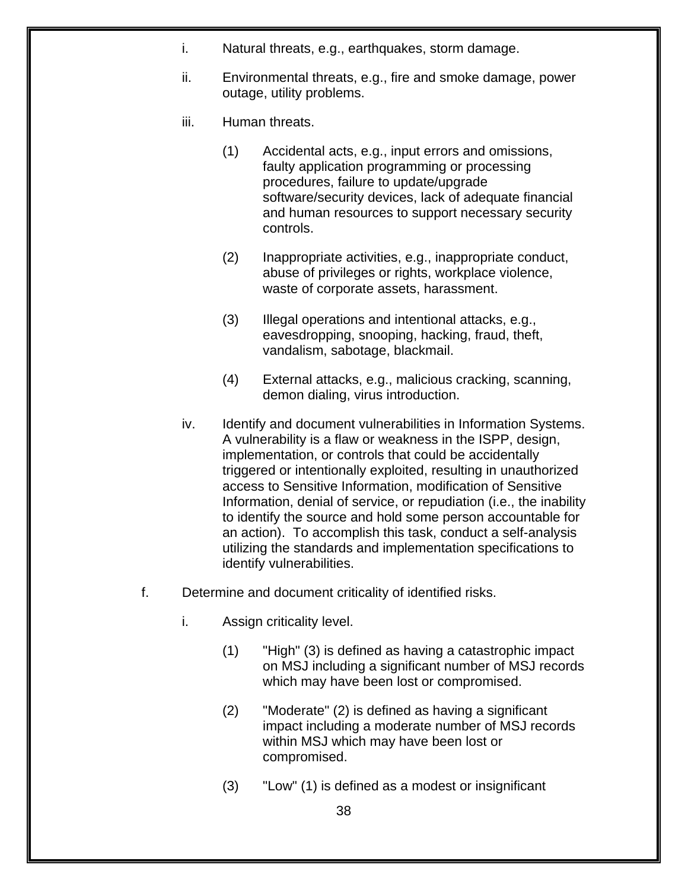i. Natural threats, e.g., earthquakes, storm damage.

ii. Environmental threats, e.g., fire and smoke damage, power outage, utility problems.

iii. Human threats.

   (1) Accidental acts, e.g., input errors and omissions, faulty application programming or processing procedures, failure to update/upgrade software/security devices, lack of adequate financial and human resources to support necessary security controls.

   (2) Inappropriate activities, e.g., inappropriate conduct, abuse of privileges or rights, workplace violence, waste of corporate assets, harassment.

   (3) Illegal operations and intentional attacks, e.g., eavesdropping, snooping, hacking, fraud, theft, vandalism, sabotage, blackmail.

   (4) External attacks, e.g., malicious cracking, scanning, demon dialing, virus introduction.

iv. Identify and document vulnerabilities in Information Systems. A vulnerability is a flaw or weakness in the ISPP, design, implementation, or controls that could be accidentally triggered or intentionally exploited, resulting in unauthorized access to Sensitive Information, modification of Sensitive Information, denial of service, or repudiation (i.e., the inability to identify the source and hold some person accountable for an action). To accomplish this task, conduct a self-analysis utilizing the standards and implementation specifications to identify vulnerabilities.

f. Determine and document criticality of identified risks.

   i. Assign criticality level.

      (1) "High" (3) is defined as having a catastrophic impact on MSJ including a significant number of MSJ records which may have been lost or compromised.

      (2) "Moderate" (2) is defined as having a significant impact including a moderate number of MSJ records within MSJ which may have been lost or compromised.

      (3) "Low" (1) is defined as a modest or insignificant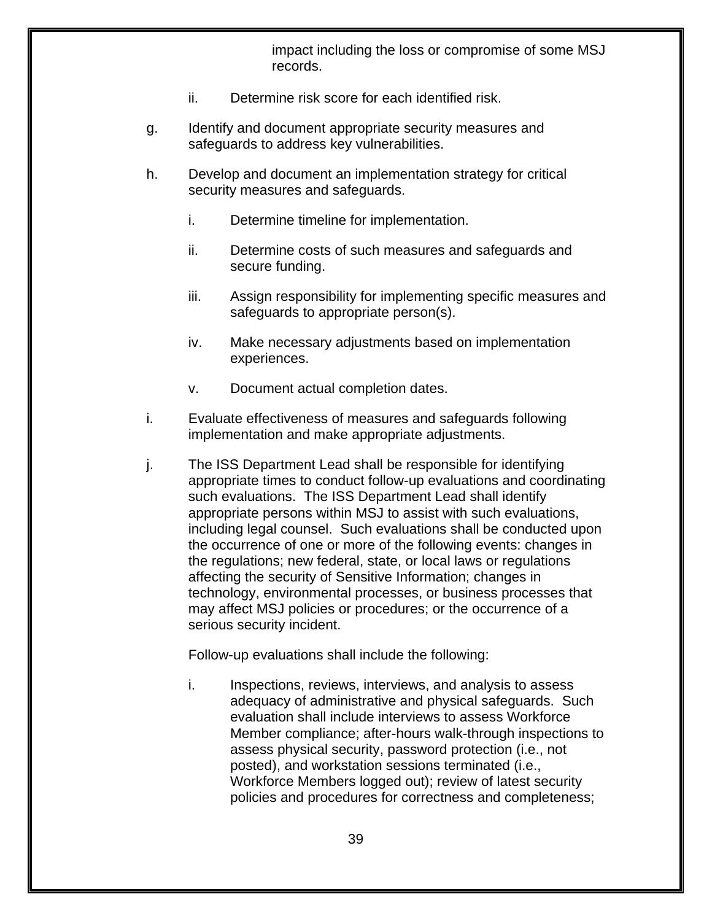impact including the loss or compromise of some MSJ records.

ii. Determine risk score for each identified risk.

g. Identify and document appropriate security measures and safeguards to address key vulnerabilities.

h. Develop and document an implementation strategy for critical security measures and safeguards.

   i. Determine timeline for implementation.

   ii. Determine costs of such measures and safeguards and secure funding.

   iii. Assign responsibility for implementing specific measures and safeguards to appropriate person(s).

   iv. Make necessary adjustments based on implementation experiences.

   v. Document actual completion dates.

i. Evaluate effectiveness of measures and safeguards following implementation and make appropriate adjustments.

j. The ISS Department Lead shall be responsible for identifying appropriate times to conduct follow-up evaluations and coordinating such evaluations. The ISS Department Lead shall identify appropriate persons within MSJ to assist with such evaluations, including legal counsel. Such evaluations shall be conducted upon the occurrence of one or more of the following events: changes in the regulations; new federal, state, or local laws or regulations affecting the security of Sensitive Information; changes in technology, environmental processes, or business processes that may affect MSJ policies or procedures; or the occurrence of a serious security incident.

   Follow-up evaluations shall include the following:

   i. Inspections, reviews, interviews, and analysis to assess adequacy of administrative and physical safeguards. Such evaluation shall include interviews to assess Workforce Member compliance; after-hours walk-through inspections to assess physical security, password protection (i.e., not posted), and workstation sessions terminated (i.e., Workforce Members logged out); review of latest security policies and procedures for correctness and completeness;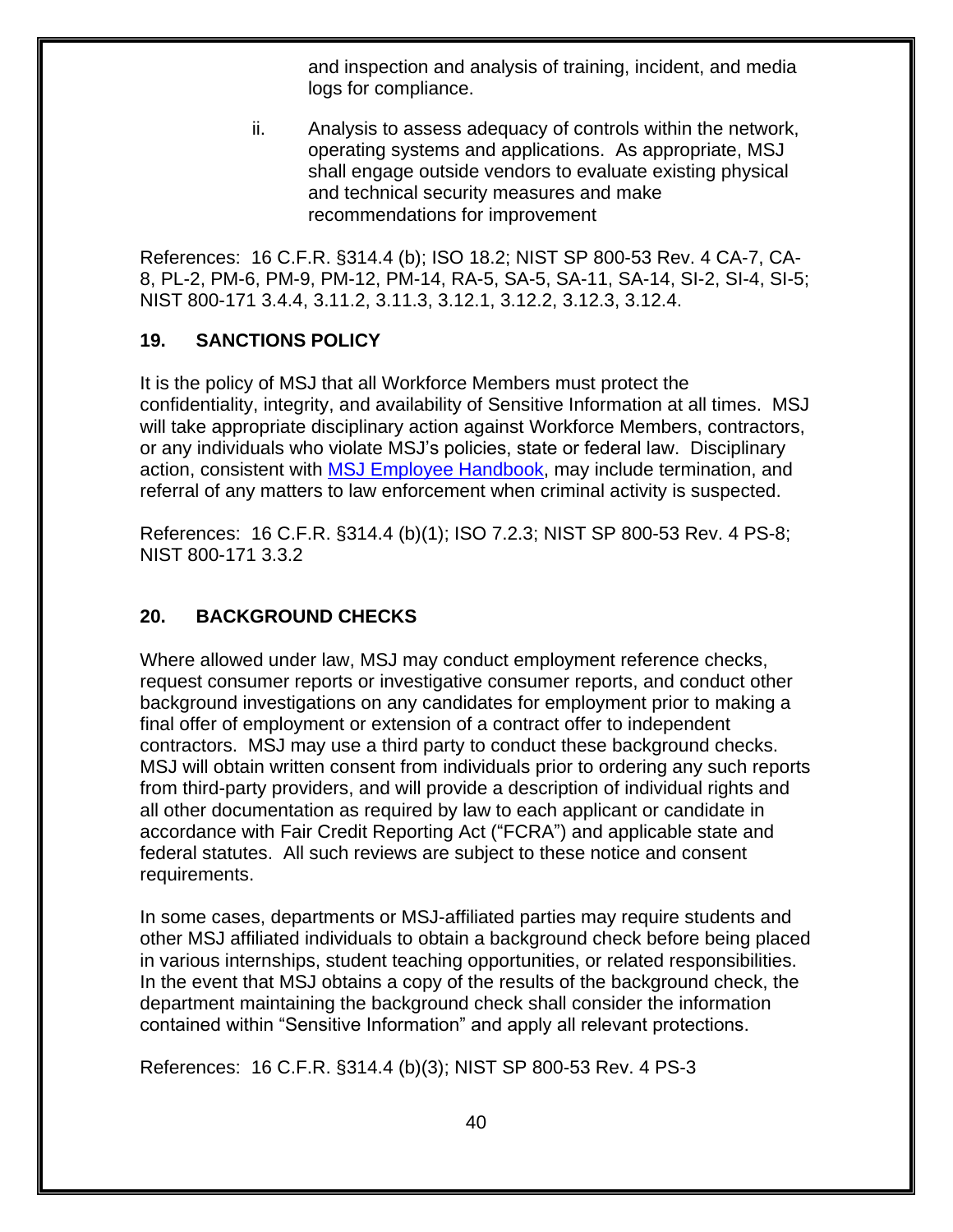and inspection and analysis of training, incident, and media logs for compliance.

ii. Analysis to assess adequacy of controls within the network, operating systems and applications. As appropriate, MSJ shall engage outside vendors to evaluate existing physical and technical security measures and make recommendations for improvement

References: 16 C.F.R. §314.4 (b); ISO 18.2; NIST SP 800-53 Rev. 4 CA-7, CA-8, PL-2, PM-6, PM-9, PM-12, PM-14, RA-5, SA-5, SA-11, SA-14, SI-2, SI-4, SI-5; NIST 800-171 3.4.4, 3.11.2, 3.11.3, 3.12.1, 3.12.2, 3.12.3, 3.12.4.

## 19. SANCTIONS POLICY

It is the policy of MSJ that all Workforce Members must protect the confidentiality, integrity, and availability of Sensitive Information at all times. MSJ will take appropriate disciplinary action against Workforce Members, contractors, or any individuals who violate MSJ's policies, state or federal law. Disciplinary action, consistent with MSJ Employee Handbook, may include termination, and referral of any matters to law enforcement when criminal activity is suspected.

References: 16 C.F.R. §314.4 (b)(1); ISO 7.2.3; NIST SP 800-53 Rev. 4 PS-8; NIST 800-171 3.3.2

## 20. BACKGROUND CHECKS

Where allowed under law, MSJ may conduct employment reference checks, request consumer reports or investigative consumer reports, and conduct other background investigations on any candidates for employment prior to making a final offer of employment or extension of a contract offer to independent contractors. MSJ may use a third party to conduct these background checks. MSJ will obtain written consent from individuals prior to ordering any such reports from third-party providers, and will provide a description of individual rights and all other documentation as required by law to each applicant or candidate in accordance with Fair Credit Reporting Act ("FCRA") and applicable state and federal statutes. All such reviews are subject to these notice and consent requirements.

In some cases, departments or MSJ-affiliated parties may require students and other MSJ affiliated individuals to obtain a background check before being placed in various internships, student teaching opportunities, or related responsibilities. In the event that MSJ obtains a copy of the results of the background check, the department maintaining the background check shall consider the information contained within "Sensitive Information" and apply all relevant protections.

References: 16 C.F.R. §314.4 (b)(3); NIST SP 800-53 Rev. 4 PS-3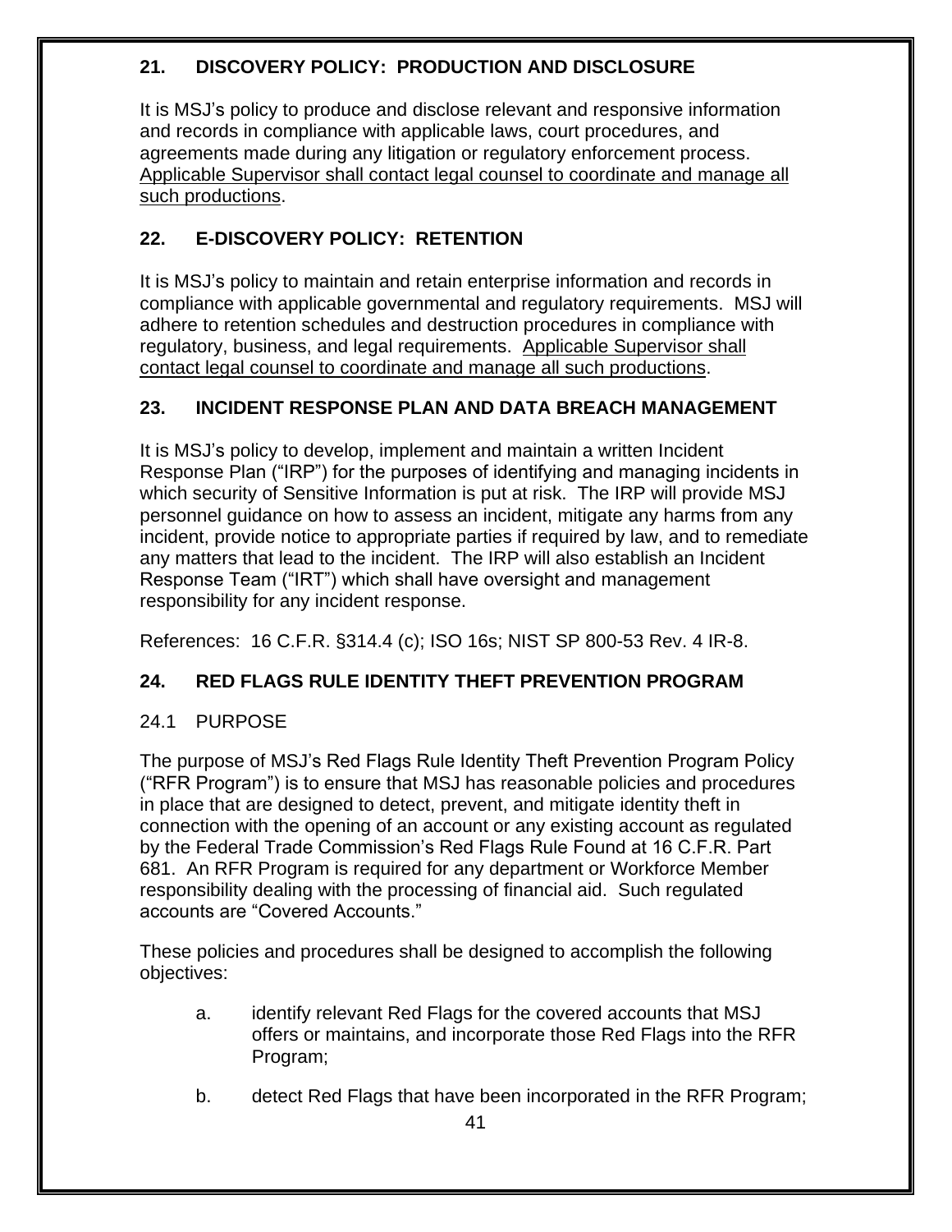## 21. DISCOVERY POLICY: PRODUCTION AND DISCLOSURE

It is MSJ's policy to produce and disclose relevant and responsive information and records in compliance with applicable laws, court procedures, and agreements made during any litigation or regulatory enforcement process. <u>Applicable Supervisor shall contact legal counsel to coordinate and manage all such productions</u>.

## 22. E-DISCOVERY POLICY: RETENTION

It is MSJ's policy to maintain and retain enterprise information and records in compliance with applicable governmental and regulatory requirements. MSJ will adhere to retention schedules and destruction procedures in compliance with regulatory, business, and legal requirements. <u>Applicable Supervisor shall contact legal counsel to coordinate and manage all such productions</u>.

## 23. INCIDENT RESPONSE PLAN AND DATA BREACH MANAGEMENT

It is MSJ's policy to develop, implement and maintain a written Incident Response Plan ("IRP") for the purposes of identifying and managing incidents in which security of Sensitive Information is put at risk. The IRP will provide MSJ personnel guidance on how to assess an incident, mitigate any harms from any incident, provide notice to appropriate parties if required by law, and to remediate any matters that lead to the incident. The IRP will also establish an Incident Response Team ("IRT") which shall have oversight and management responsibility for any incident response.

References: 16 C.F.R. §314.4 (c); ISO 16s; NIST SP 800-53 Rev. 4 IR-8.

## 24. RED FLAGS RULE IDENTITY THEFT PREVENTION PROGRAM

### 24.1 PURPOSE

The purpose of MSJ's Red Flags Rule Identity Theft Prevention Program Policy ("RFR Program") is to ensure that MSJ has reasonable policies and procedures in place that are designed to detect, prevent, and mitigate identity theft in connection with the opening of an account or any existing account as regulated by the Federal Trade Commission's Red Flags Rule Found at 16 C.F.R. Part 681. An RFR Program is required for any department or Workforce Member responsibility dealing with the processing of financial aid. Such regulated accounts are "Covered Accounts."

These policies and procedures shall be designed to accomplish the following objectives:

a. identify relevant Red Flags for the covered accounts that MSJ offers or maintains, and incorporate those Red Flags into the RFR Program;

b. detect Red Flags that have been incorporated in the RFR Program;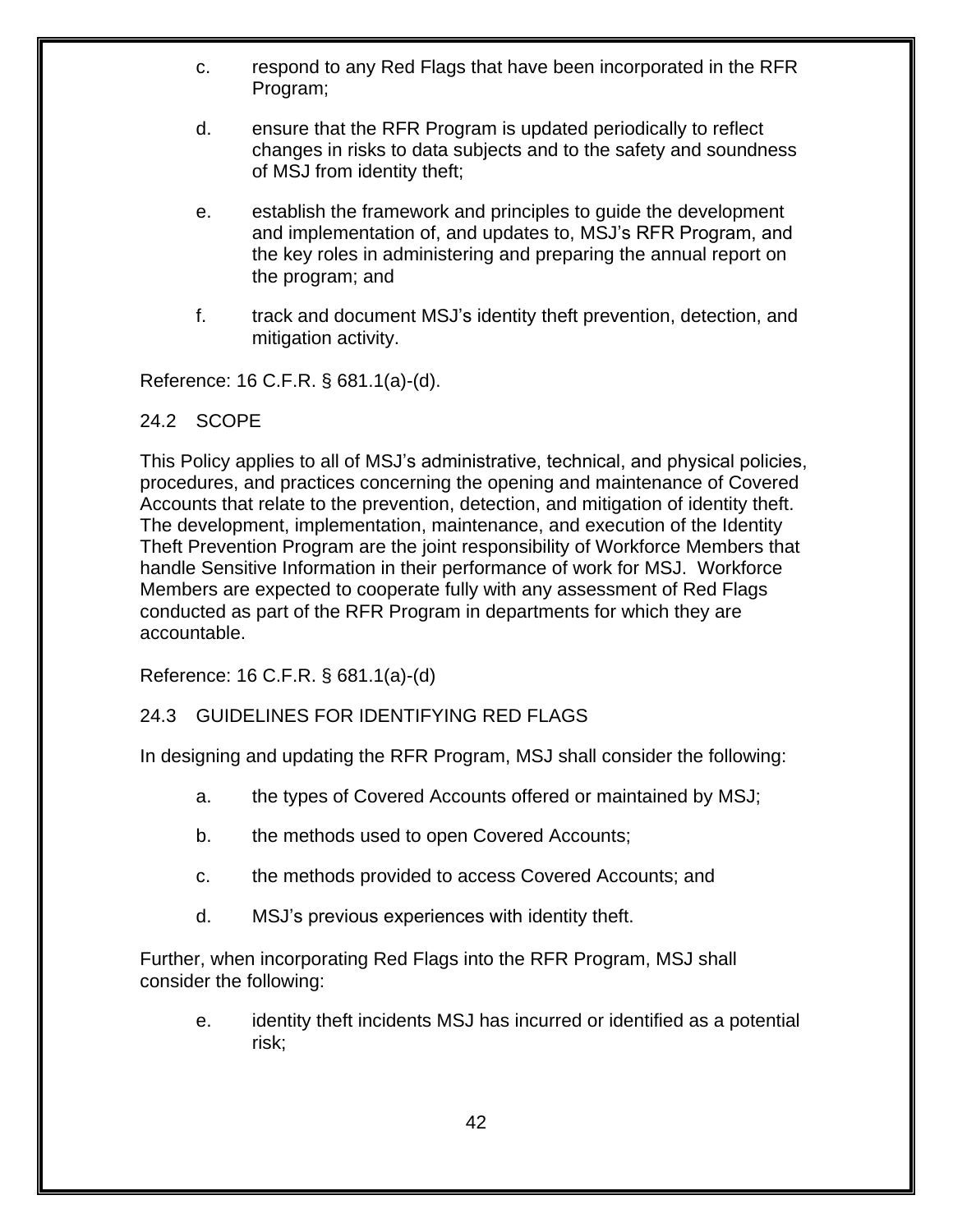c. respond to any Red Flags that have been incorporated in the RFR Program;

d. ensure that the RFR Program is updated periodically to reflect changes in risks to data subjects and to the safety and soundness of MSJ from identity theft;

e. establish the framework and principles to guide the development and implementation of, and updates to, MSJ's RFR Program, and the key roles in administering and preparing the annual report on the program; and

f. track and document MSJ's identity theft prevention, detection, and mitigation activity.

Reference: 16 C.F.R. § 681.1(a)-(d).

## 24.2 SCOPE

This Policy applies to all of MSJ's administrative, technical, and physical policies, procedures, and practices concerning the opening and maintenance of Covered Accounts that relate to the prevention, detection, and mitigation of identity theft. The development, implementation, maintenance, and execution of the Identity Theft Prevention Program are the joint responsibility of Workforce Members that handle Sensitive Information in their performance of work for MSJ. Workforce Members are expected to cooperate fully with any assessment of Red Flags conducted as part of the RFR Program in departments for which they are accountable.

Reference: 16 C.F.R. § 681.1(a)-(d)

## 24.3 GUIDELINES FOR IDENTIFYING RED FLAGS

In designing and updating the RFR Program, MSJ shall consider the following:

a. the types of Covered Accounts offered or maintained by MSJ;

b. the methods used to open Covered Accounts;

c. the methods provided to access Covered Accounts; and

d. MSJ's previous experiences with identity theft.

Further, when incorporating Red Flags into the RFR Program, MSJ shall consider the following:

e. identity theft incidents MSJ has incurred or identified as a potential risk;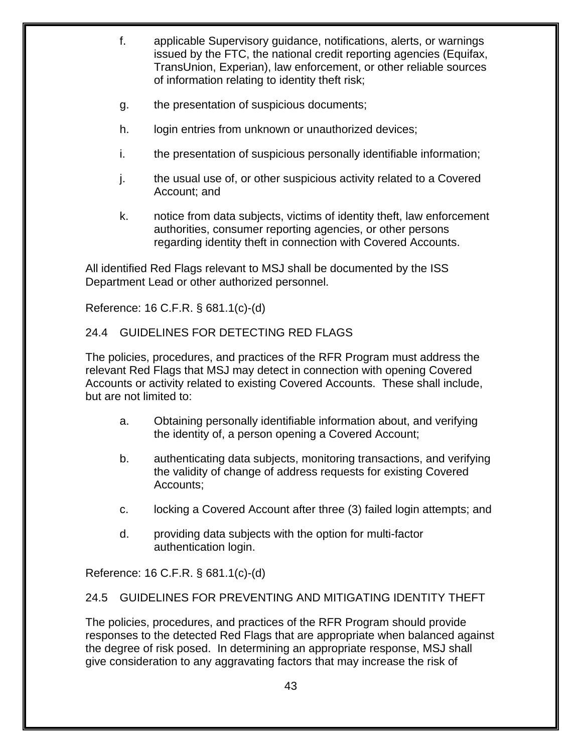f. applicable Supervisory guidance, notifications, alerts, or warnings issued by the FTC, the national credit reporting agencies (Equifax, TransUnion, Experian), law enforcement, or other reliable sources of information relating to identity theft risk;

g. the presentation of suspicious documents;

h. login entries from unknown or unauthorized devices;

i. the presentation of suspicious personally identifiable information;

j. the usual use of, or other suspicious activity related to a Covered Account; and

k. notice from data subjects, victims of identity theft, law enforcement authorities, consumer reporting agencies, or other persons regarding identity theft in connection with Covered Accounts.

All identified Red Flags relevant to MSJ shall be documented by the ISS Department Lead or other authorized personnel.

Reference: 16 C.F.R. § 681.1(c)-(d)

## 24.4 GUIDELINES FOR DETECTING RED FLAGS

The policies, procedures, and practices of the RFR Program must address the relevant Red Flags that MSJ may detect in connection with opening Covered Accounts or activity related to existing Covered Accounts. These shall include, but are not limited to:

a. Obtaining personally identifiable information about, and verifying the identity of, a person opening a Covered Account;

b. authenticating data subjects, monitoring transactions, and verifying the validity of change of address requests for existing Covered Accounts;

c. locking a Covered Account after three (3) failed login attempts; and

d. providing data subjects with the option for multi-factor authentication login.

Reference: 16 C.F.R. § 681.1(c)-(d)

## 24.5 GUIDELINES FOR PREVENTING AND MITIGATING IDENTITY THEFT

The policies, procedures, and practices of the RFR Program should provide responses to the detected Red Flags that are appropriate when balanced against the degree of risk posed. In determining an appropriate response, MSJ shall give consideration to any aggravating factors that may increase the risk of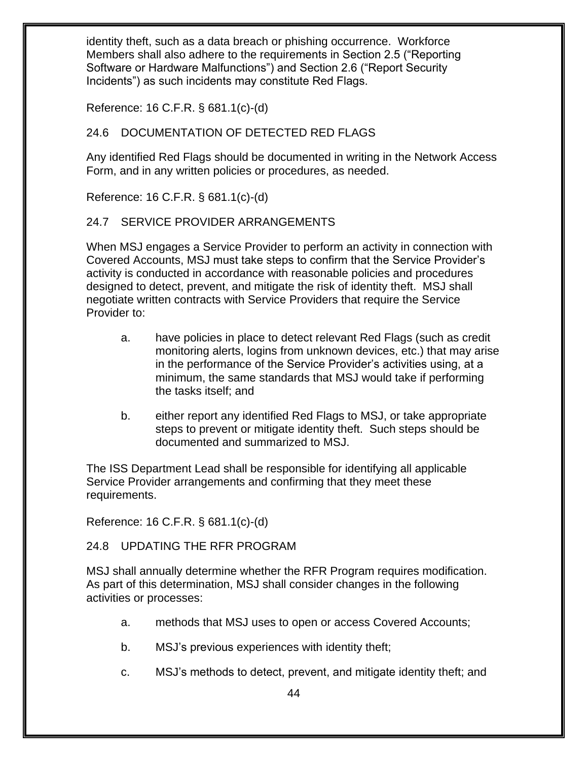identity theft, such as a data breach or phishing occurrence. Workforce Members shall also adhere to the requirements in Section 2.5 ("Reporting Software or Hardware Malfunctions") and Section 2.6 ("Report Security Incidents") as such incidents may constitute Red Flags.

Reference: 16 C.F.R. § 681.1(c)-(d)

## 24.6 DOCUMENTATION OF DETECTED RED FLAGS

Any identified Red Flags should be documented in writing in the Network Access Form, and in any written policies or procedures, as needed.

Reference: 16 C.F.R. § 681.1(c)-(d)

## 24.7 SERVICE PROVIDER ARRANGEMENTS

When MSJ engages a Service Provider to perform an activity in connection with Covered Accounts, MSJ must take steps to confirm that the Service Provider's activity is conducted in accordance with reasonable policies and procedures designed to detect, prevent, and mitigate the risk of identity theft. MSJ shall negotiate written contracts with Service Providers that require the Service Provider to:

a. have policies in place to detect relevant Red Flags (such as credit monitoring alerts, logins from unknown devices, etc.) that may arise in the performance of the Service Provider's activities using, at a minimum, the same standards that MSJ would take if performing the tasks itself; and

b. either report any identified Red Flags to MSJ, or take appropriate steps to prevent or mitigate identity theft. Such steps should be documented and summarized to MSJ.

The ISS Department Lead shall be responsible for identifying all applicable Service Provider arrangements and confirming that they meet these requirements.

Reference: 16 C.F.R. § 681.1(c)-(d)

## 24.8 UPDATING THE RFR PROGRAM

MSJ shall annually determine whether the RFR Program requires modification. As part of this determination, MSJ shall consider changes in the following activities or processes:

a. methods that MSJ uses to open or access Covered Accounts;

b. MSJ's previous experiences with identity theft;

c. MSJ's methods to detect, prevent, and mitigate identity theft; and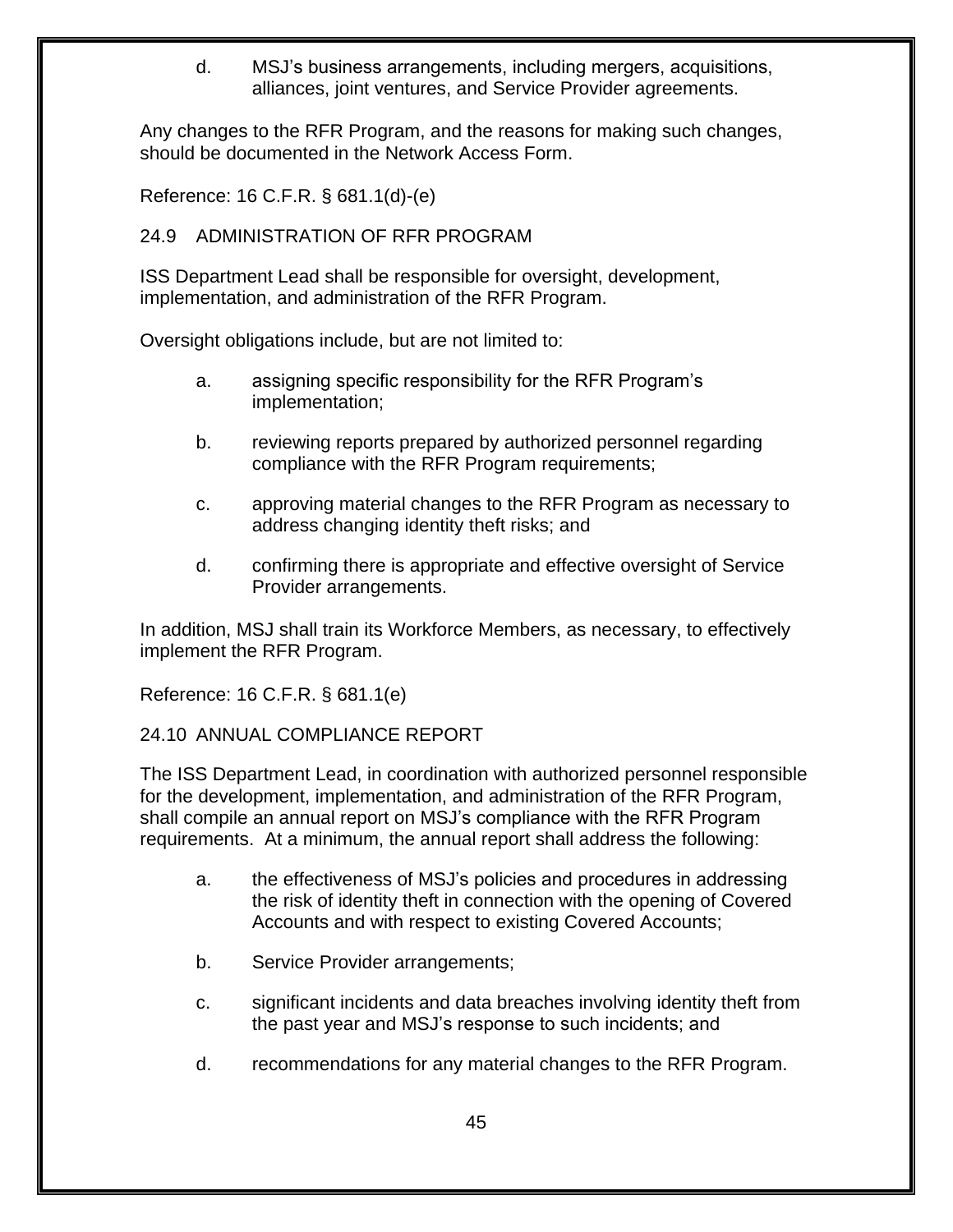d. MSJ's business arrangements, including mergers, acquisitions, alliances, joint ventures, and Service Provider agreements.

Any changes to the RFR Program, and the reasons for making such changes, should be documented in the Network Access Form.

Reference: 16 C.F.R. § 681.1(d)-(e)

## 24.9 ADMINISTRATION OF RFR PROGRAM

ISS Department Lead shall be responsible for oversight, development, implementation, and administration of the RFR Program.

Oversight obligations include, but are not limited to:

a. assigning specific responsibility for the RFR Program's implementation;

b. reviewing reports prepared by authorized personnel regarding compliance with the RFR Program requirements;

c. approving material changes to the RFR Program as necessary to address changing identity theft risks; and

d. confirming there is appropriate and effective oversight of Service Provider arrangements.

In addition, MSJ shall train its Workforce Members, as necessary, to effectively implement the RFR Program.

Reference: 16 C.F.R. § 681.1(e)

## 24.10 ANNUAL COMPLIANCE REPORT

The ISS Department Lead, in coordination with authorized personnel responsible for the development, implementation, and administration of the RFR Program, shall compile an annual report on MSJ's compliance with the RFR Program requirements. At a minimum, the annual report shall address the following:

a. the effectiveness of MSJ's policies and procedures in addressing the risk of identity theft in connection with the opening of Covered Accounts and with respect to existing Covered Accounts;

b. Service Provider arrangements;

c. significant incidents and data breaches involving identity theft from the past year and MSJ's response to such incidents; and

d. recommendations for any material changes to the RFR Program.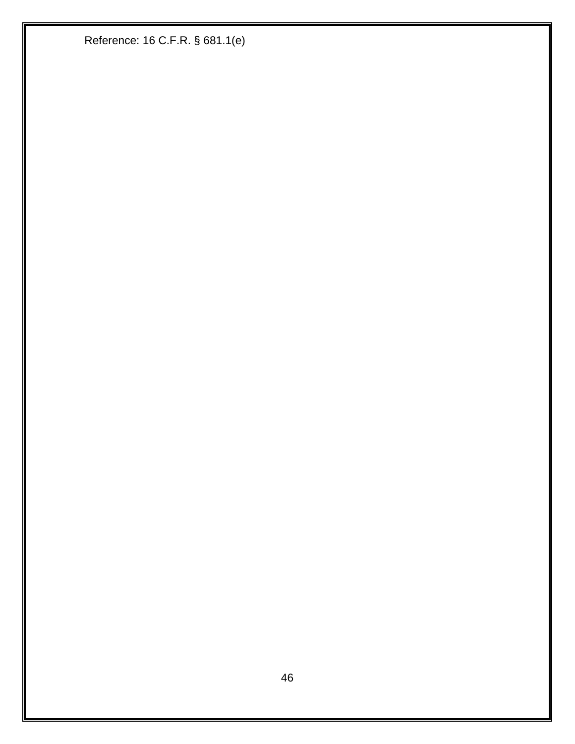Reference: 16 C.F.R. § 681.1(e)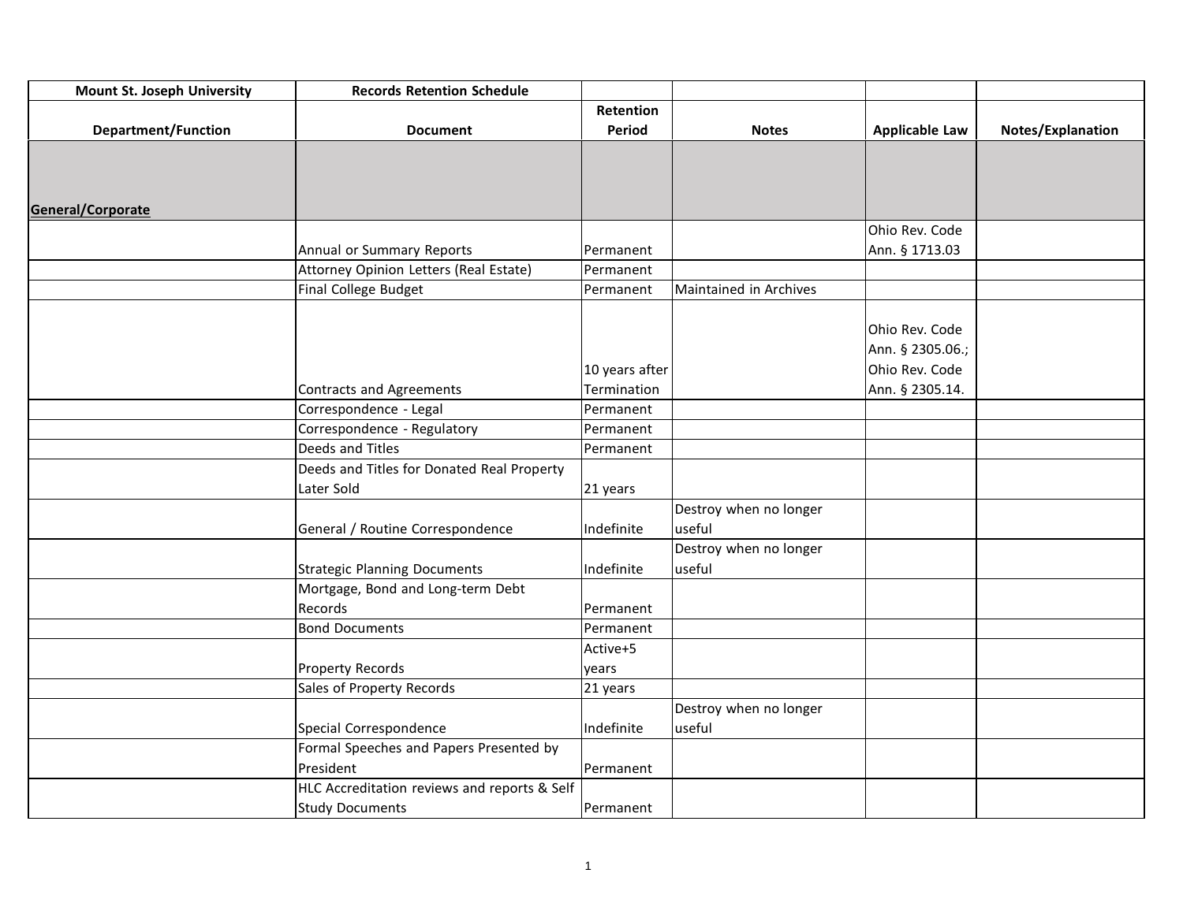| Mount St. Joseph University | Records Retention Schedule | | | | |
|---|---|---|---|---|---|
| **Department/Function** | **Document** | **Retention Period** | **Notes** | **Applicable Law** | **Notes/Explanation** |
| **General/Corporate** | | | | | |
| | Annual or Summary Reports | Permanent | | Ohio Rev. Code Ann. § 1713.03 | |
| | Attorney Opinion Letters (Real Estate) | Permanent | | | |
| | Final College Budget | Permanent | Maintained in Archives | | |
| | Contracts and Agreements | 10 years after Termination | | Ohio Rev. Code Ann. § 2305.06.; Ohio Rev. Code Ann. § 2305.14. | |
| | Correspondence - Legal | Permanent | | | |
| | Correspondence - Regulatory | Permanent | | | |
| | Deeds and Titles | Permanent | | | |
| | Deeds and Titles for Donated Real Property Later Sold | 21 years | | | |
| | General / Routine Correspondence | Indefinite | Destroy when no longer useful | | |
| | Strategic Planning Documents | Indefinite | Destroy when no longer useful | | |
| | Mortgage, Bond and Long-term Debt Records | Permanent | | | |
| | Bond Documents | Permanent | | | |
| | Property Records | Active+5 years | | | |
| | Sales of Property Records | 21 years | | | |
| | Special Correspondence | Indefinite | Destroy when no longer useful | | |
| | Formal Speeches and Papers Presented by President | Permanent | | | |
| | HLC Accreditation reviews and reports & Self Study Documents | Permanent | | | |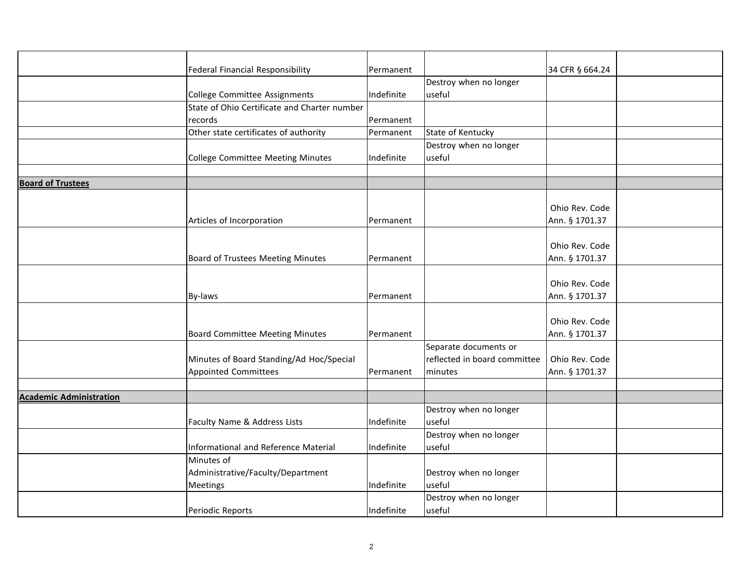| | | | | | |
|---|---|---|---|---|---|
| | Federal Financial Responsibility | Permanent | | 34 CFR § 664.24 | |
| | College Committee Assignments | Indefinite | Destroy when no longer useful | | |
| | State of Ohio Certificate and Charter number records | Permanent | | | |
| | Other state certificates of authority | Permanent | State of Kentucky | | |
| | College Committee Meeting Minutes | Indefinite | Destroy when no longer useful | | |
| | | | | | |
| **Board of Trustees** | | | | | |
| | Articles of Incorporation | Permanent | | Ohio Rev. Code Ann. § 1701.37 | |
| | Board of Trustees Meeting Minutes | Permanent | | Ohio Rev. Code Ann. § 1701.37 | |
| | By-laws | Permanent | | Ohio Rev. Code Ann. § 1701.37 | |
| | Board Committee Meeting Minutes | Permanent | | Ohio Rev. Code Ann. § 1701.37 | |
| | Minutes of Board Standing/Ad Hoc/Special Appointed Committees | Permanent | Separate documents or reflected in board committee minutes | Ohio Rev. Code Ann. § 1701.37 | |
| | | | | | |
| **Academic Administration** | | | | | |
| | Faculty Name & Address Lists | Indefinite | Destroy when no longer useful | | |
| | Informational and Reference Material | Indefinite | Destroy when no longer useful | | |
| | Minutes of Administrative/Faculty/Department Meetings | Indefinite | Destroy when no longer useful | | |
| | Periodic Reports | Indefinite | Destroy when no longer useful | | |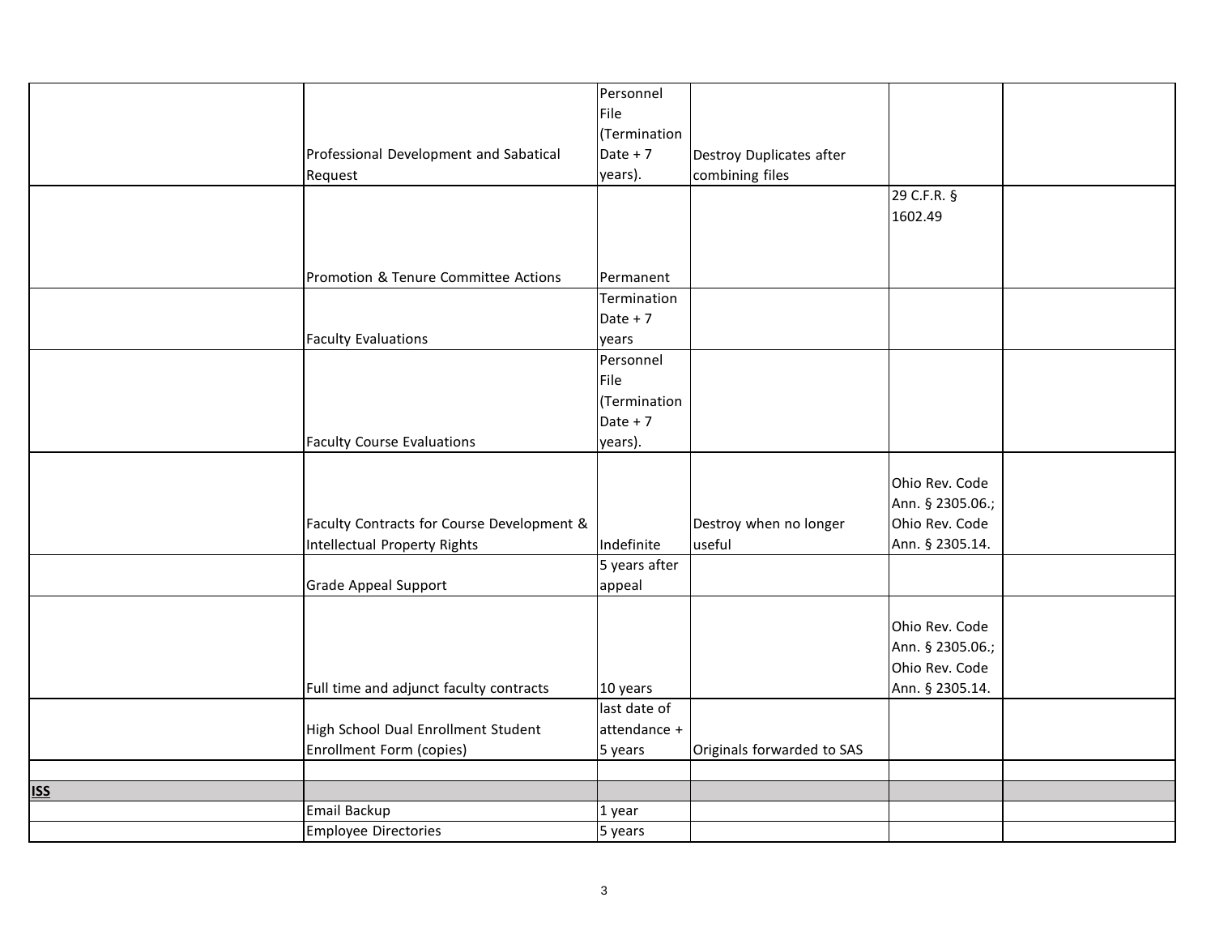| | | | | | |
|---|---|---|---|---|---|
| | Professional Development and Sabatical Request | Personnel File (Termination Date + 7 years). | Destroy Duplicates after combining files | | |
| | Promotion & Tenure Committee Actions | Permanent | | 29 C.F.R. § 1602.49 | |
| | Faculty Evaluations | Termination Date + 7 years | | | |
| | Faculty Course Evaluations | Personnel File (Termination Date + 7 years). | | | |
| | Faculty Contracts for Course Development & Intellectual Property Rights | Indefinite | Destroy when no longer useful | Ohio Rev. Code Ann. § 2305.06.; Ohio Rev. Code Ann. § 2305.14. | |
| | Grade Appeal Support | 5 years after appeal | | | |
| | Full time and adjunct faculty contracts | 10 years | | Ohio Rev. Code Ann. § 2305.06.; Ohio Rev. Code Ann. § 2305.14. | |
| | High School Dual Enrollment Student Enrollment Form (copies) | last date of attendance + 5 years | Originals forwarded to SAS | | |
| | | | | | |
| **ISS** | | | | | |
| | Email Backup | 1 year | | | |
| | Employee Directories | 5 years | | | |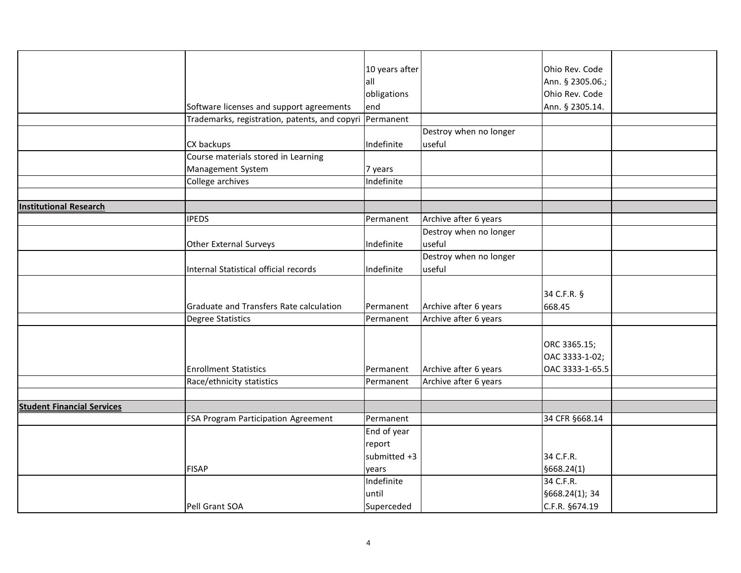| | | | | | |
|---|---|---|---|---|---|
| | Software licenses and support agreements | 10 years after all obligations end | | Ohio Rev. Code Ann. § 2305.06.; Ohio Rev. Code Ann. § 2305.14. | |
| | Trademarks, registration, patents, and copyri | Permanent | | | |
| | CX backups | Indefinite | Destroy when no longer useful | | |
| | Course materials stored in Learning Management System | 7 years | | | |
| | College archives | Indefinite | | | |
| | | | | | |
| **Institutional Research** | | | | | |
| | IPEDS | Permanent | Archive after 6 years | | |
| | Other External Surveys | Indefinite | Destroy when no longer useful | | |
| | Internal Statistical official records | Indefinite | Destroy when no longer useful | | |
| | Graduate and Transfers Rate calculation | Permanent | Archive after 6 years | 34 C.F.R. § 668.45 | |
| | Degree Statistics | Permanent | Archive after 6 years | | |
| | Enrollment Statistics | Permanent | Archive after 6 years | ORC 3365.15; OAC 3333-1-02; OAC 3333-1-65.5 | |
| | Race/ethnicity statistics | Permanent | Archive after 6 years | | |
| | | | | | |
| **Student Financial Services** | | | | | |
| | FSA Program Participation Agreement | Permanent | | 34 CFR §668.14 | |
| | FISAP | End of year report submitted +3 years | | 34 C.F.R. §668.24(1) | |
| | Pell Grant SOA | Indefinite until Superceded | | 34 C.F.R. §668.24(1); 34 C.F.R. §674.19 | |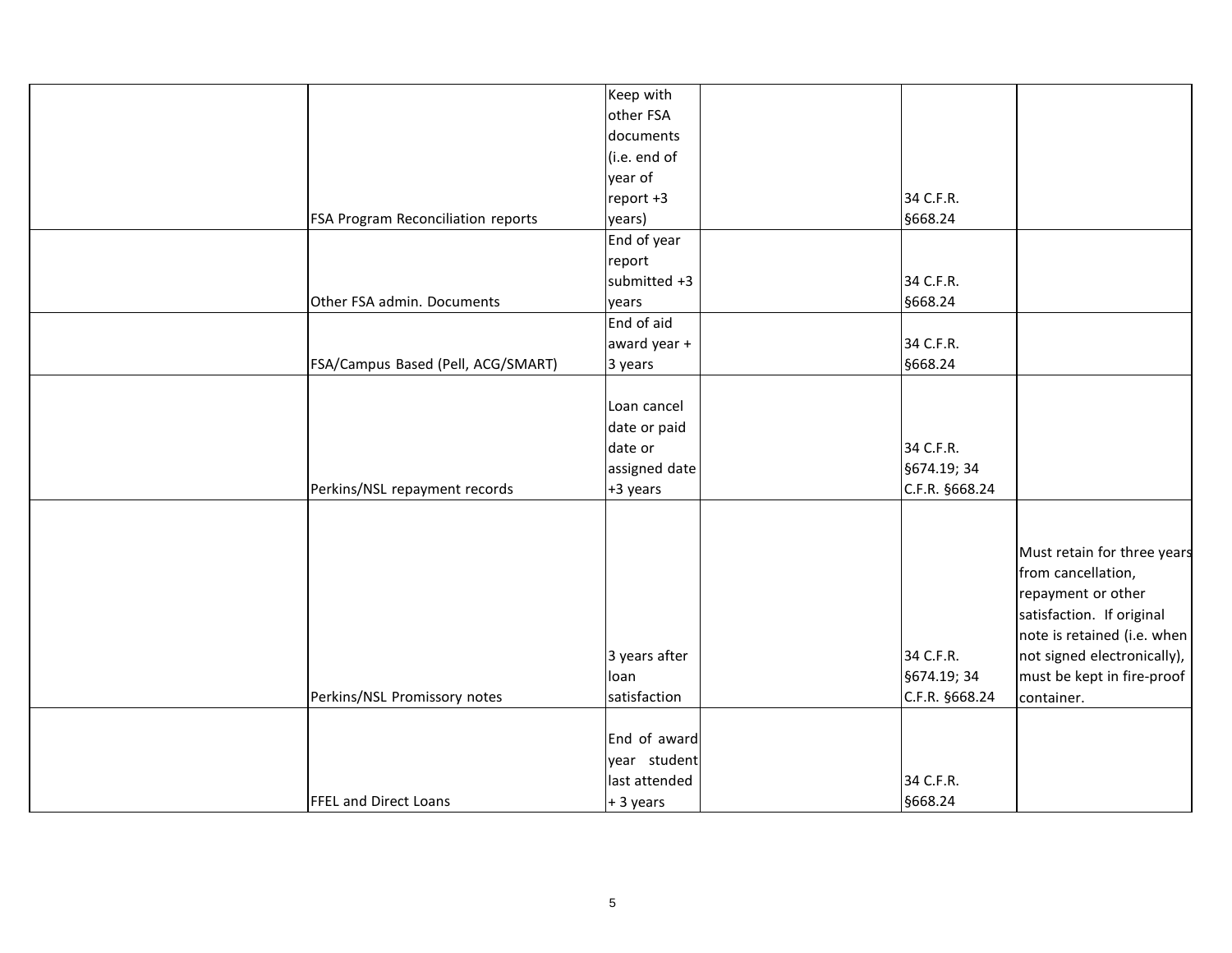| | | | | | |
|---|---|---|---|---|---|
| | FSA Program Reconciliation reports | Keep with other FSA documents (i.e. end of year of report +3 years) | | 34 C.F.R. §668.24 | |
| | Other FSA admin. Documents | End of year report submitted +3 years | | 34 C.F.R. §668.24 | |
| | FSA/Campus Based (Pell, ACG/SMART) | End of aid award year + 3 years | | 34 C.F.R. §668.24 | |
| | Perkins/NSL repayment records | Loan cancel date or paid date or assigned date +3 years | | 34 C.F.R. §674.19; 34 C.F.R. §668.24 | |
| | Perkins/NSL Promissory notes | 3 years after loan satisfaction | | 34 C.F.R. §674.19; 34 C.F.R. §668.24 | Must retain for three years from cancellation, repayment or other satisfaction. If original note is retained (i.e. when not signed electronically), must be kept in fire-proof container. |
| | FFEL and Direct Loans | End of award year student last attended + 3 years | | 34 C.F.R. §668.24 | |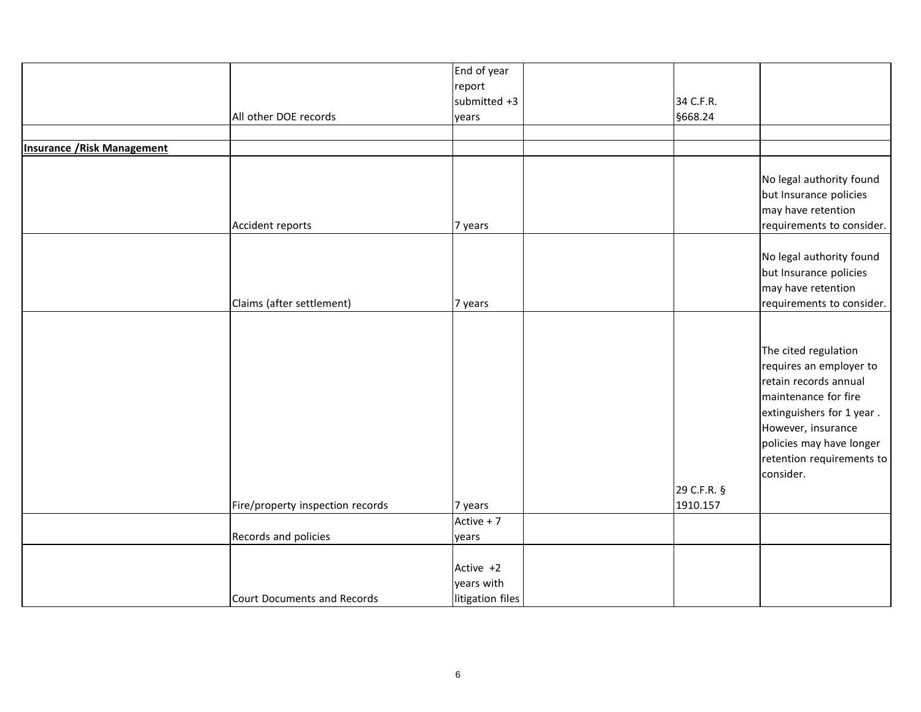| | | | | | |
|---|---|---|---|---|---|
| | All other DOE records | End of year report submitted +3 years | | 34 C.F.R. §668.24 | |
| | | | | | |
| **Insurance /Risk Management** | | | | | |
| | Accident reports | 7 years | | | No legal authority found but Insurance policies may have retention requirements to consider. |
| | Claims (after settlement) | 7 years | | | No legal authority found but Insurance policies may have retention requirements to consider. |
| | Fire/property inspection records | 7 years | | 29 C.F.R. § 1910.157 | The cited regulation requires an employer to retain records annual maintenance for fire extinguishers for 1 year . However, insurance policies may have longer retention requirements to consider. |
| | Records and policies | Active + 7 years | | | |
| | Court Documents and Records | Active +2 years with litigation files | | | |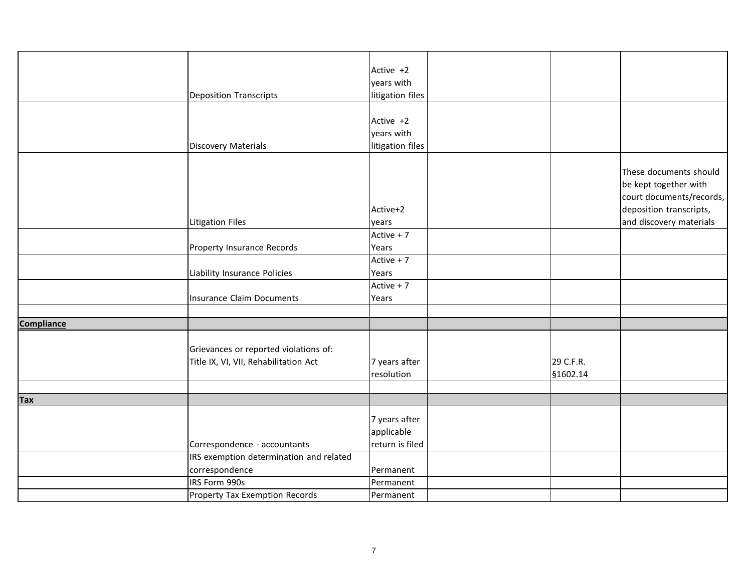| | | | | | |
|---|---|---|---|---|---|
| | Deposition Transcripts | Active +2 years with litigation files | | | |
| | Discovery Materials | Active +2 years with litigation files | | | |
| | Litigation Files | Active+2 years | | | These documents should be kept together with court documents/records, deposition transcripts, and discovery materials |
| | Property Insurance Records | Active + 7 Years | | | |
| | Liability Insurance Policies | Active + 7 Years | | | |
| | Insurance Claim Documents | Active + 7 Years | | | |
| | | | | | |
| **Compliance** | | | | | |
| | Grievances or reported violations of: Title IX, VI, VII, Rehabilitation Act | 7 years after resolution | | 29 C.F.R. §1602.14 | |
| | | | | | |
| **Tax** | | | | | |
| | Correspondence - accountants | 7 years after applicable return is filed | | | |
| | IRS exemption determination and related correspondence | Permanent | | | |
| | IRS Form 990s | Permanent | | | |
| | Property Tax Exemption Records | Permanent | | | |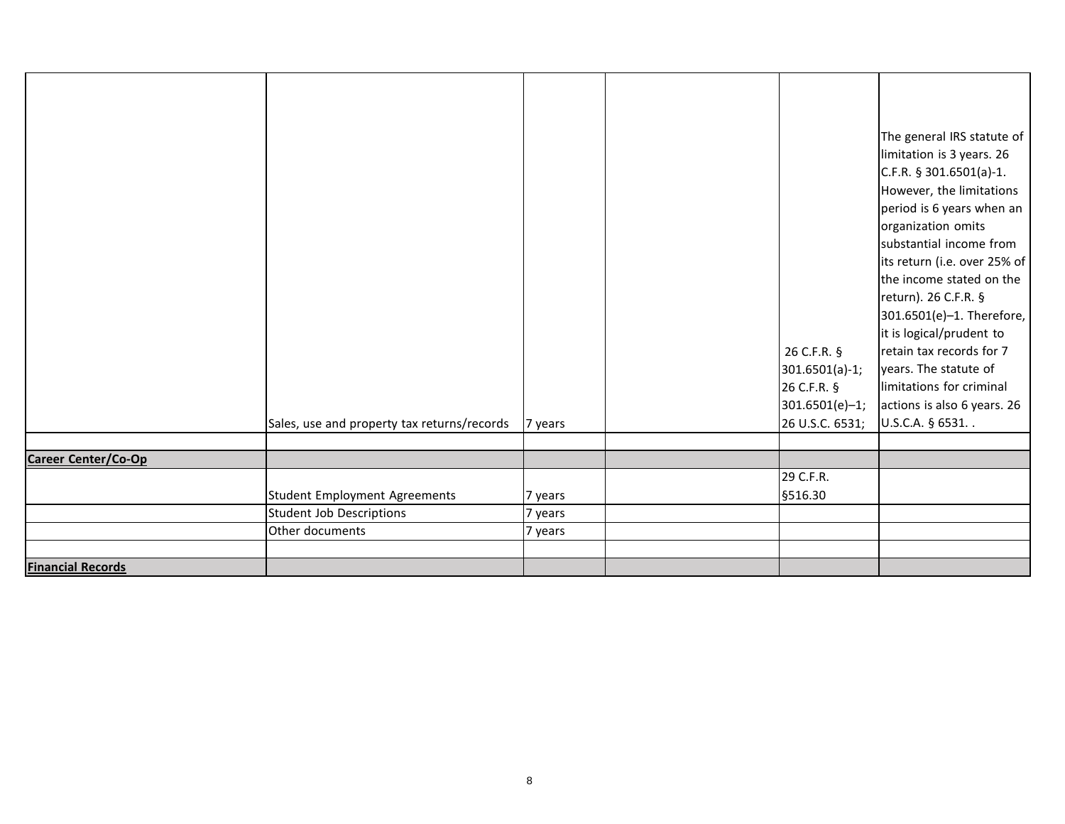| | | | | | |
|---|---|---|---|---|---|
| | Sales, use and property tax returns/records | 7 years | | 26 C.F.R. § 301.6501(a)-1; 26 C.F.R. § 301.6501(e)–1; 26 U.S.C. 6531; | The general IRS statute of limitation is 3 years. 26 C.F.R. § 301.6501(a)-1. However, the limitations period is 6 years when an organization omits substantial income from its return (i.e. over 25% of the income stated on the return). 26 C.F.R. § 301.6501(e)–1. Therefore, it is logical/prudent to retain tax records for 7 years. The statute of limitations for criminal actions is also 6 years. 26 U.S.C.A. § 6531. . |
| | | | | | |
| **Career Center/Co-Op** | | | | | |
| | Student Employment Agreements | 7 years | | 29 C.F.R. §516.30 | |
| | Student Job Descriptions | 7 years | | | |
| | Other documents | 7 years | | | |
| | | | | | |
| **Financial Records** | | | | | |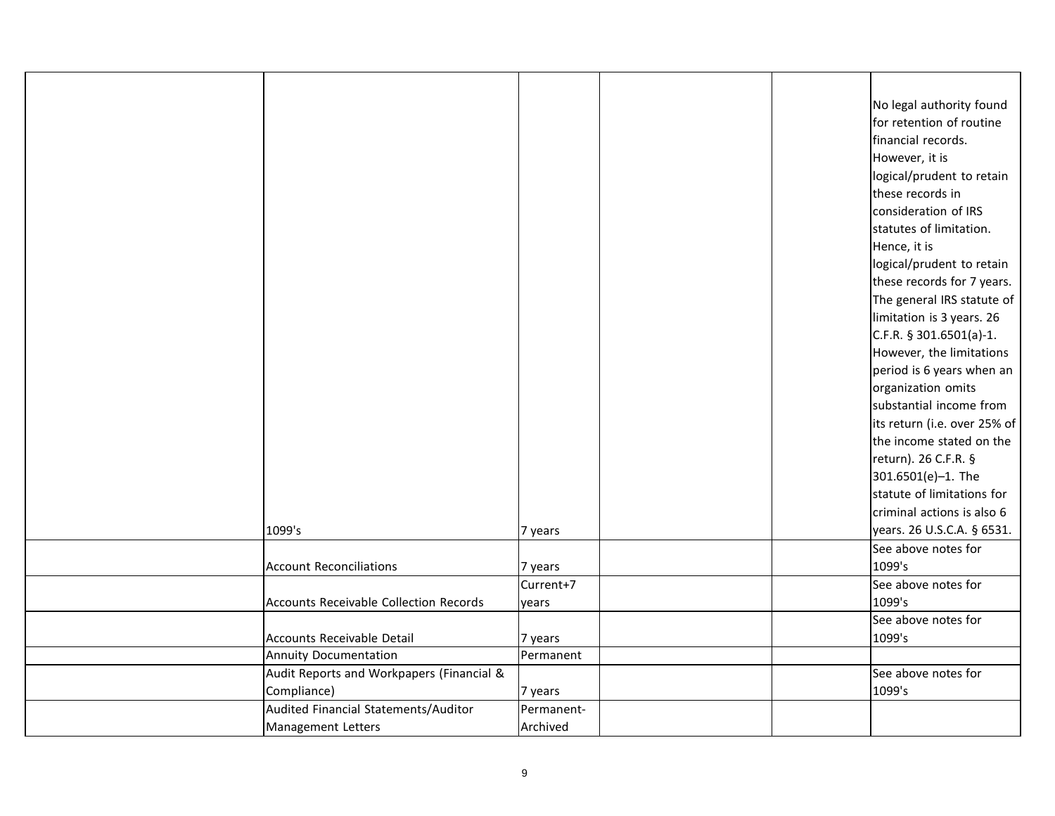| | | | | | |
|---|---|---|---|---|---|
| | 1099's | 7 years | | | No legal authority found for retention of routine financial records. However, it is logical/prudent to retain these records in consideration of IRS statutes of limitation. Hence, it is logical/prudent to retain these records for 7 years. The general IRS statute of limitation is 3 years. 26 C.F.R. § 301.6501(a)-1. However, the limitations period is 6 years when an organization omits substantial income from its return (i.e. over 25% of the income stated on the return). 26 C.F.R. § 301.6501(e)–1. The statute of limitations for criminal actions is also 6 years. 26 U.S.C.A. § 6531. |
| | Account Reconciliations | 7 years | | | See above notes for 1099's |
| | Accounts Receivable Collection Records | Current+7 years | | | See above notes for 1099's |
| | Accounts Receivable Detail | 7 years | | | See above notes for 1099's |
| | Annuity Documentation | Permanent | | | |
| | Audit Reports and Workpapers (Financial & Compliance) | 7 years | | | See above notes for 1099's |
| | Audited Financial Statements/Auditor Management Letters | Permanent-Archived | | | |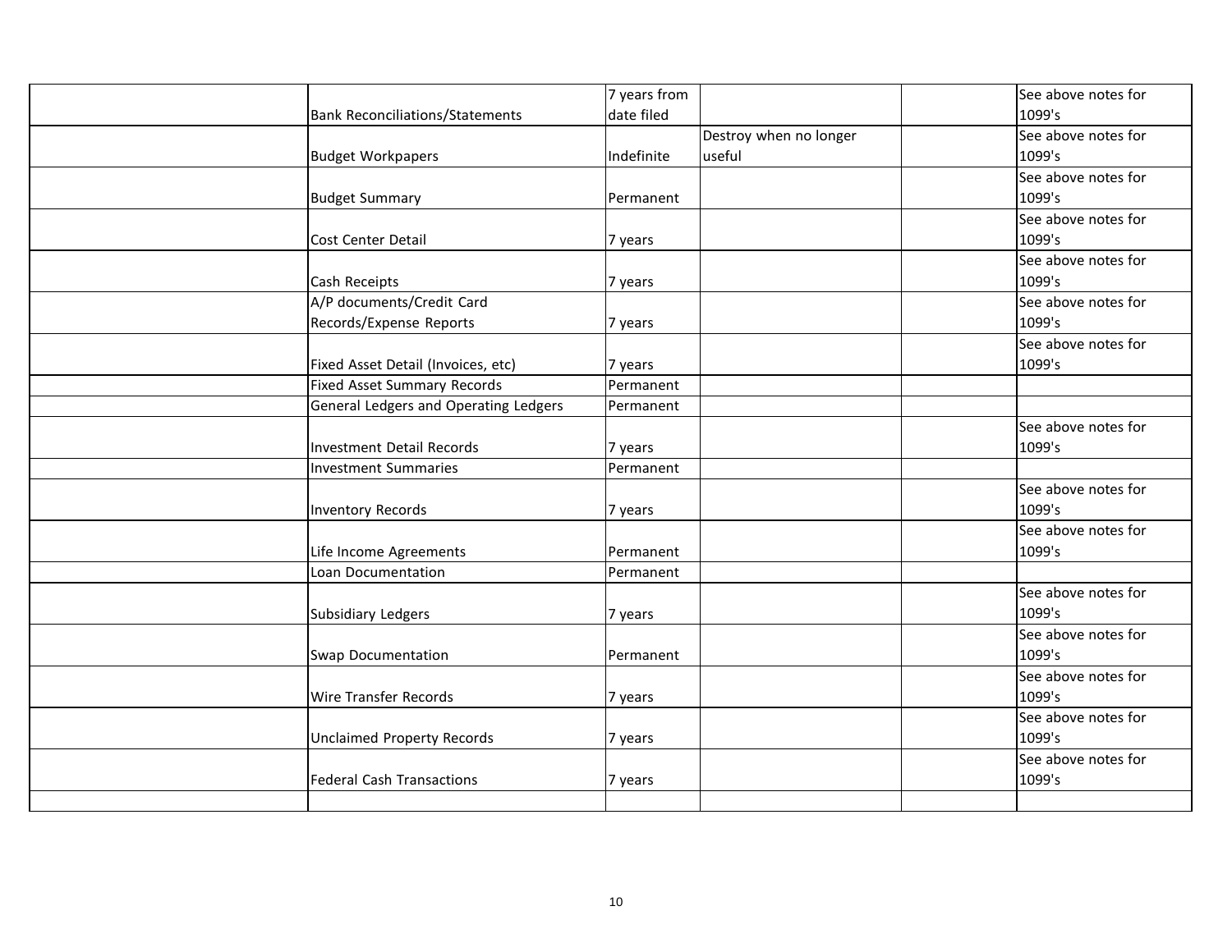| | | | | | |
|---|---|---|---|---|---|
| | Bank Reconciliations/Statements | 7 years from date filed | | | See above notes for 1099's |
| | Budget Workpapers | Indefinite | Destroy when no longer useful | | See above notes for 1099's |
| | Budget Summary | Permanent | | | See above notes for 1099's |
| | Cost Center Detail | 7 years | | | See above notes for 1099's |
| | Cash Receipts | 7 years | | | See above notes for 1099's |
| | A/P documents/Credit Card Records/Expense Reports | 7 years | | | See above notes for 1099's |
| | Fixed Asset Detail (Invoices, etc) | 7 years | | | See above notes for 1099's |
| | Fixed Asset Summary Records | Permanent | | | |
| | General Ledgers and Operating Ledgers | Permanent | | | |
| | Investment Detail Records | 7 years | | | See above notes for 1099's |
| | Investment Summaries | Permanent | | | |
| | Inventory Records | 7 years | | | See above notes for 1099's |
| | Life Income Agreements | Permanent | | | See above notes for 1099's |
| | Loan Documentation | Permanent | | | |
| | Subsidiary Ledgers | 7 years | | | See above notes for 1099's |
| | Swap Documentation | Permanent | | | See above notes for 1099's |
| | Wire Transfer Records | 7 years | | | See above notes for 1099's |
| | Unclaimed Property Records | 7 years | | | See above notes for 1099's |
| | Federal Cash Transactions | 7 years | | | See above notes for 1099's |
| | | | | | |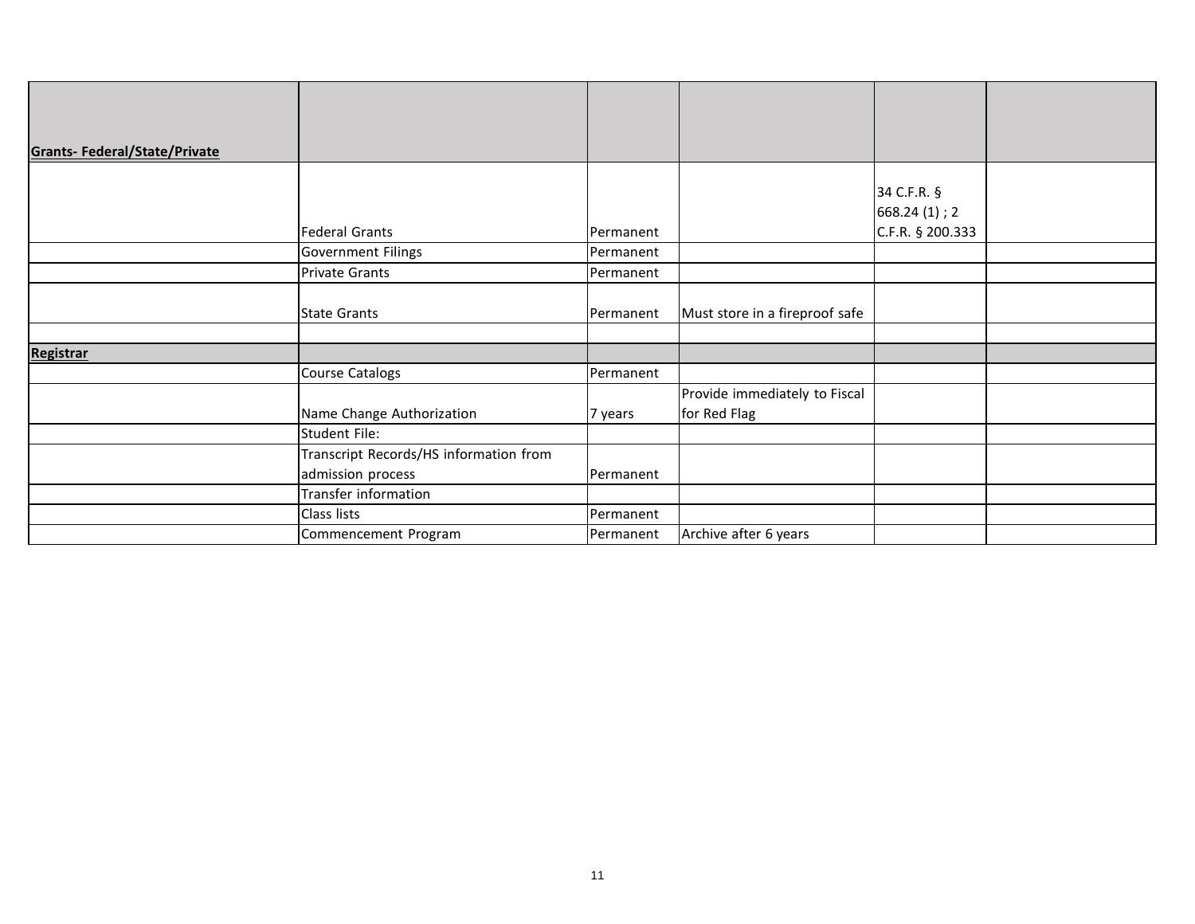| Grants- Federal/State/Private | | | | | |
|---|---|---|---|---|---|
| | Federal Grants | Permanent | | 34 C.F.R. § 668.24 (1) ; 2 C.F.R. § 200.333 | |
| | Government Filings | Permanent | | | |
| | Private Grants | Permanent | | | |
| | State Grants | Permanent | Must store in a fireproof safe | | |
| | | | | | |
| **Registrar** | | | | | |
| | Course Catalogs | Permanent | | | |
| | Name Change Authorization | 7 years | Provide immediately to Fiscal for Red Flag | | |
| | Student File: | | | | |
| | Transcript Records/HS information from admission process | Permanent | | | |
| | Transfer information | | | | |
| | Class lists | Permanent | | | |
| | Commencement Program | Permanent | Archive after 6 years | | |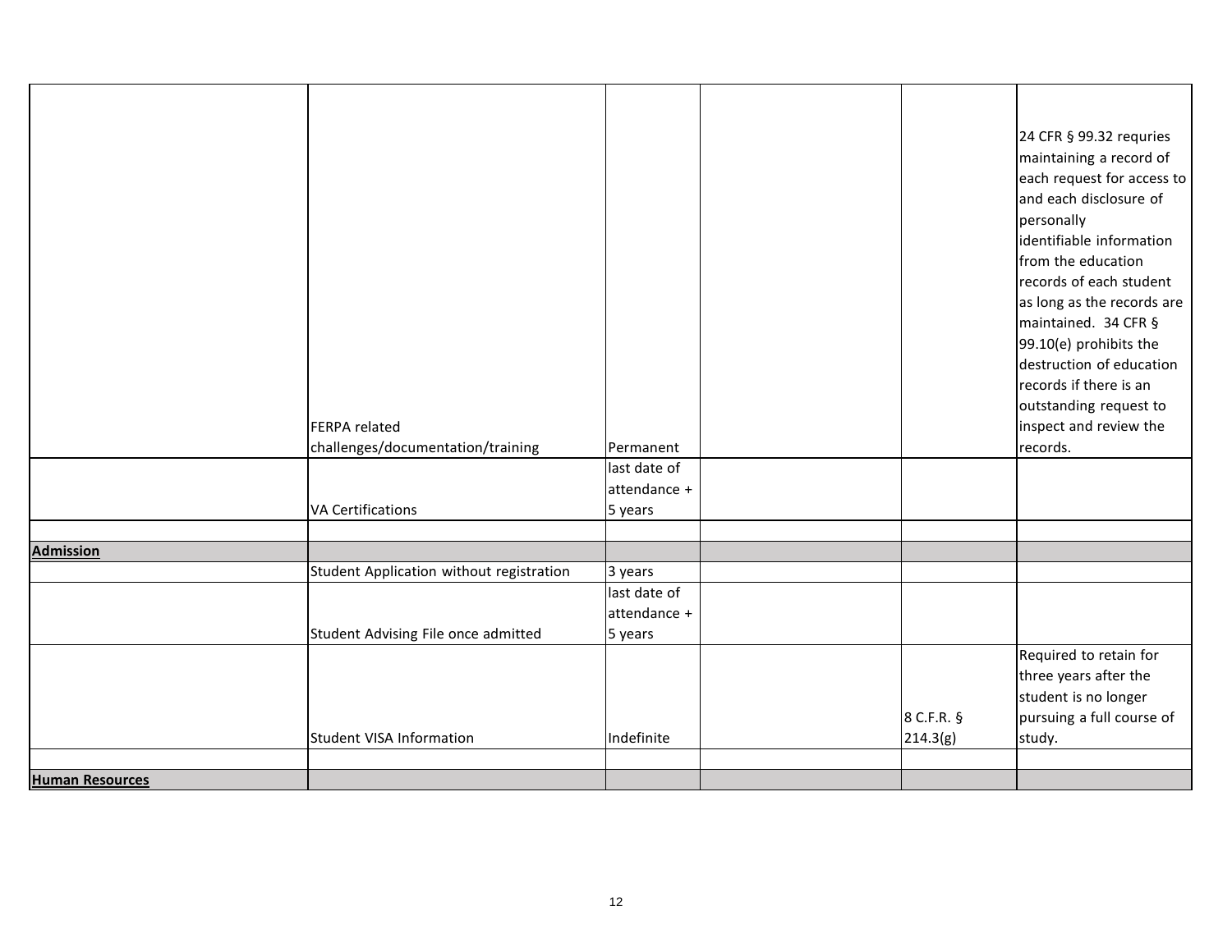| | | | | | |
|---|---|---|---|---|---|
| | FERPA related challenges/documentation/training | Permanent | | | 24 CFR § 99.32 requries maintaining a record of each request for access to and each disclosure of personally identifiable information from the education records of each student as long as the records are maintained. 34 CFR § 99.10(e) prohibits the destruction of education records if there is an outstanding request to inspect and review the records. |
| | VA Certifications | last date of attendance + 5 years | | | |
| | | | | | |
| **Admission** | | | | | |
| | Student Application without registration | 3 years | | | |
| | Student Advising File once admitted | last date of attendance + 5 years | | | |
| | Student VISA Information | Indefinite | | 8 C.F.R. § 214.3(g) | Required to retain for three years after the student is no longer pursuing a full course of study. |
| | | | | | |
| **Human Resources** | | | | | |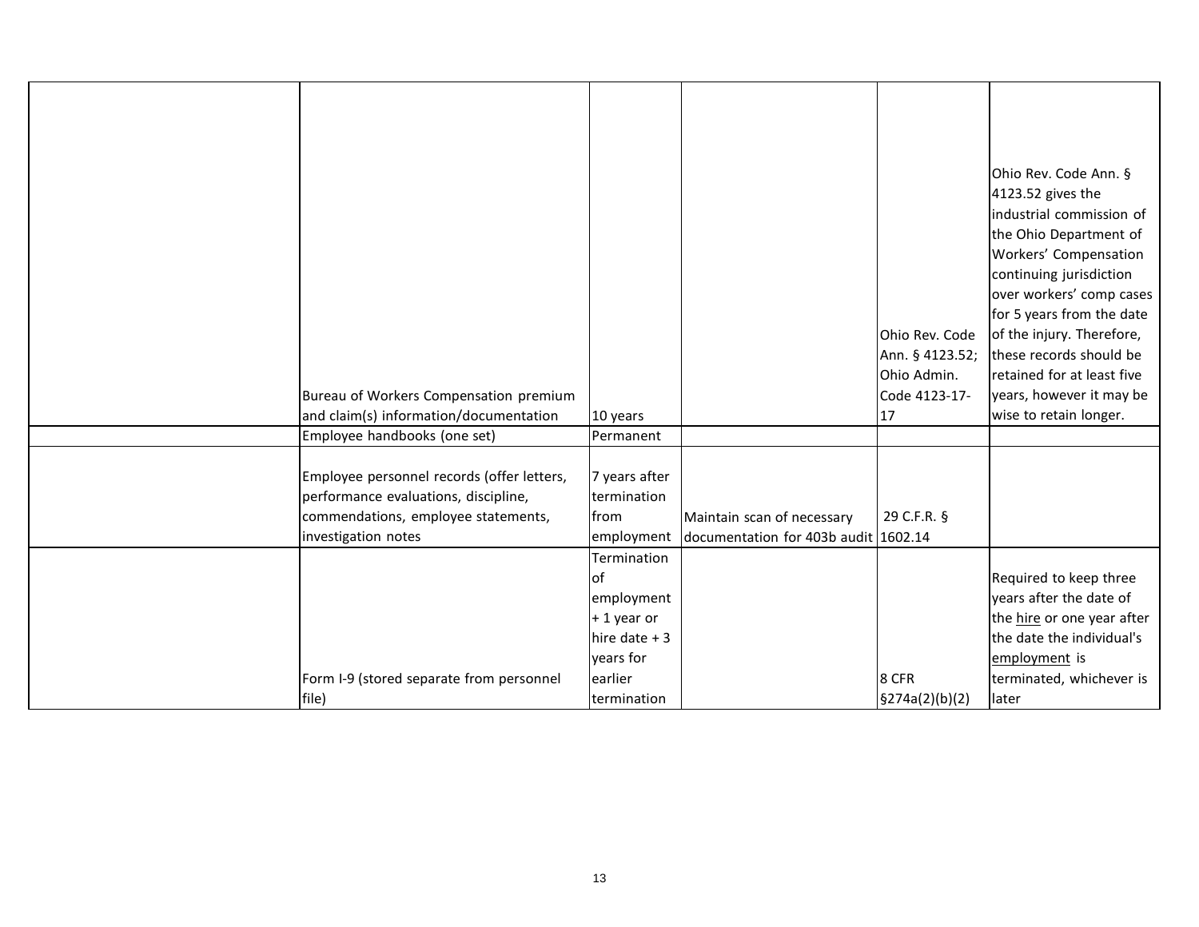| | | | | | |
|---|---|---|---|---|---|
| | Bureau of Workers Compensation premium and claim(s) information/documentation | 10 years | | Ohio Rev. Code Ann. § 4123.52; Ohio Admin. Code 4123-17-17 | Ohio Rev. Code Ann. § 4123.52 gives the industrial commission of the Ohio Department of Workers' Compensation continuing jurisdiction over workers' comp cases for 5 years from the date of the injury. Therefore, these records should be retained for at least five years, however it may be wise to retain longer. |
| | Employee handbooks (one set) | Permanent | | | |
| | Employee personnel records (offer letters, performance evaluations, discipline, commendations, employee statements, investigation notes | 7 years after termination from employment | Maintain scan of necessary documentation for 403b audit | 29 C.F.R. § 1602.14 | |
| | Form I-9 (stored separate from personnel file) | Termination of employment + 1 year or hire date + 3 years for earlier termination | | 8 CFR §274a(2)(b)(2) | Required to keep three years after the date of the hire or one year after the date the individual's employment is terminated, whichever is later |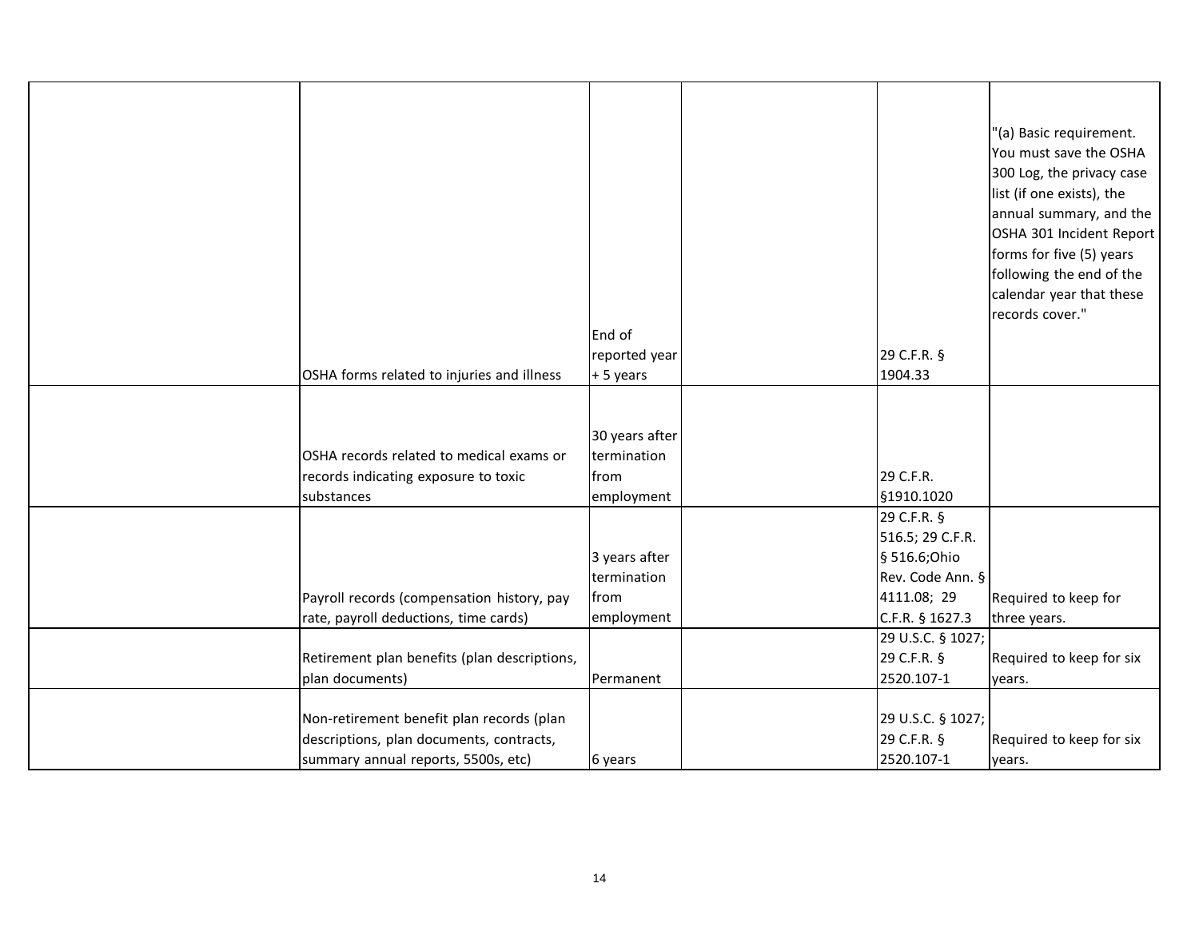| | | | | | |
|---|---|---|---|---|---|
| | OSHA forms related to injuries and illness | End of reported year + 5 years | | 29 C.F.R. § 1904.33 | "(a) Basic requirement. You must save the OSHA 300 Log, the privacy case list (if one exists), the annual summary, and the OSHA 301 Incident Report forms for five (5) years following the end of the calendar year that these records cover." |
| | OSHA records related to medical exams or records indicating exposure to toxic substances | 30 years after termination from employment | | 29 C.F.R. §1910.1020 | |
| | Payroll records (compensation history, pay rate, payroll deductions, time cards) | 3 years after termination from employment | | 29 C.F.R. § 516.5; 29 C.F.R. § 516.6;Ohio Rev. Code Ann. § 4111.08; 29 C.F.R. § 1627.3 | Required to keep for three years. |
| | Retirement plan benefits (plan descriptions, plan documents) | Permanent | | 29 U.S.C. § 1027; 29 C.F.R. § 2520.107-1 | Required to keep for six years. |
| | Non-retirement benefit plan records (plan descriptions, plan documents, contracts, summary annual reports, 5500s, etc) | 6 years | | 29 U.S.C. § 1027; 29 C.F.R. § 2520.107-1 | Required to keep for six years. |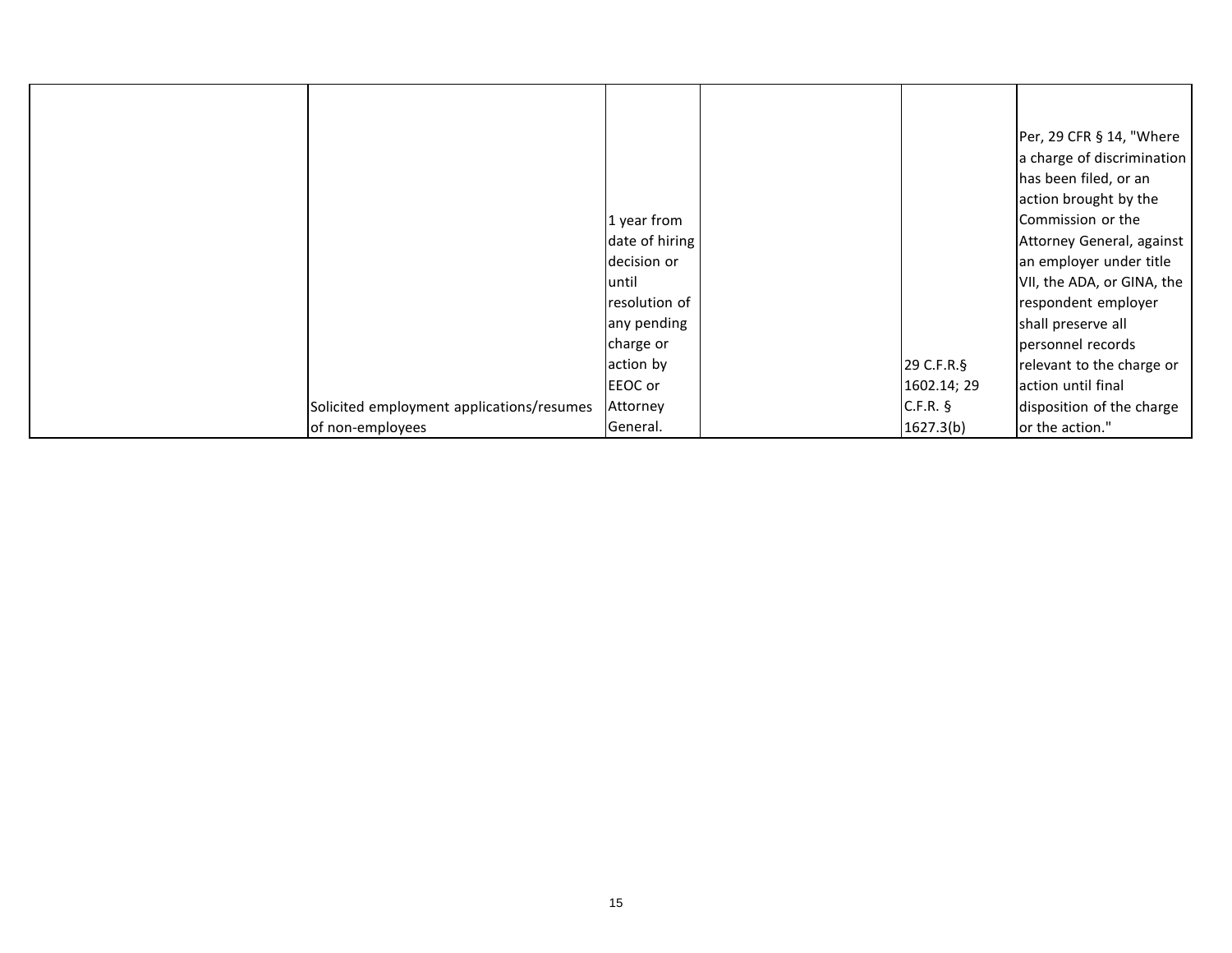| | | | | | |
|---|---|---|---|---|---|
| | Solicited employment applications/resumes of non-employees | 1 year from date of hiring decision or until resolution of any pending charge or action by EEOC or Attorney General. | | 29 C.F.R.§ 1602.14; 29 C.F.R. § 1627.3(b) | Per, 29 CFR § 14, "Where a charge of discrimination has been filed, or an action brought by the Commission or the Attorney General, against an employer under title VII, the ADA, or GINA, the respondent employer shall preserve all personnel records relevant to the charge or action until final disposition of the charge or the action." |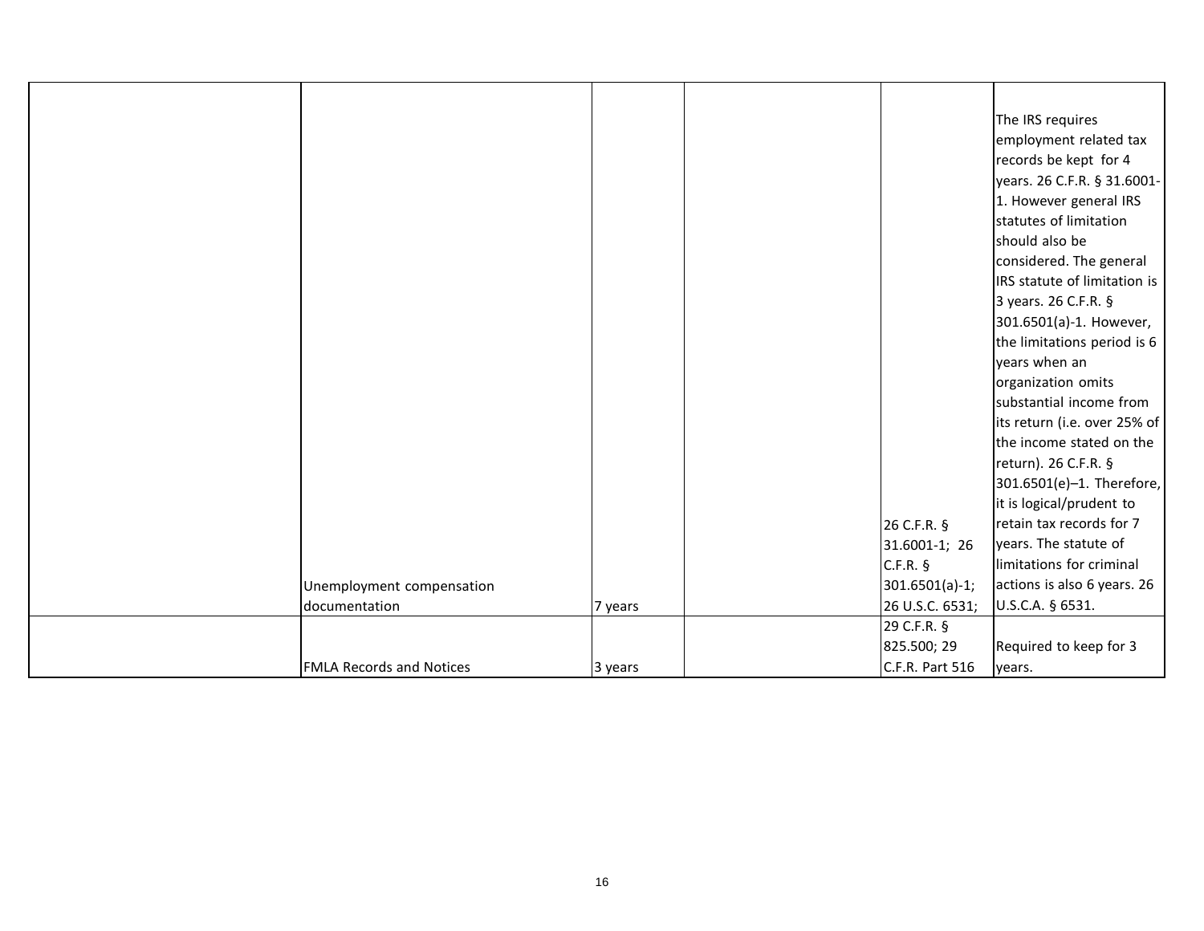| | | | | | |
|---|---|---|---|---|---|
| | Unemployment compensation documentation | 7 years | | 26 C.F.R. § 31.6001-1; 26 C.F.R. § 301.6501(a)-1; 26 U.S.C. 6531; | The IRS requires employment related tax records be kept for 4 years. 26 C.F.R. § 31.6001-1. However general IRS statutes of limitation should also be considered. The general IRS statute of limitation is 3 years. 26 C.F.R. § 301.6501(a)-1. However, the limitations period is 6 years when an organization omits substantial income from its return (i.e. over 25% of the income stated on the return). 26 C.F.R. § 301.6501(e)–1. Therefore, it is logical/prudent to retain tax records for 7 years. The statute of limitations for criminal actions is also 6 years. 26 U.S.C.A. § 6531. |
| | FMLA Records and Notices | 3 years | | 29 C.F.R. § 825.500; 29 C.F.R. Part 516 | Required to keep for 3 years. |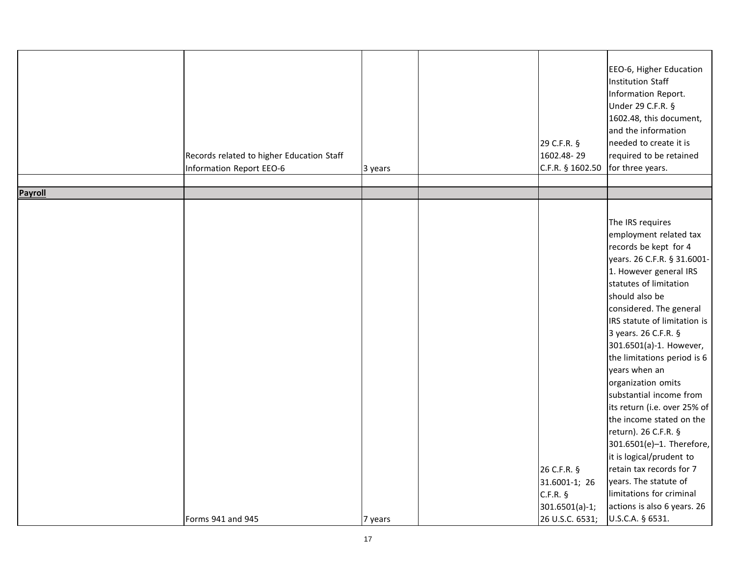| | | | | | |
|---|---|---|---|---|---|
| | Records related to higher Education Staff Information Report EEO-6 | 3 years | | 29 C.F.R. § 1602.48- 29 C.F.R. § 1602.50 | EEO-6, Higher Education Institution Staff Information Report. Under 29 C.F.R. § 1602.48, this document, and the information needed to create it is required to be retained for three years. |
| | | | | | |
| **Payroll** | | | | | |
| | Forms 941 and 945 | 7 years | | 26 C.F.R. § 31.6001-1; 26 C.F.R. § 301.6501(a)-1; 26 U.S.C. 6531; | The IRS requires employment related tax records be kept for 4 years. 26 C.F.R. § 31.6001-1. However general IRS statutes of limitation should also be considered. The general IRS statute of limitation is 3 years. 26 C.F.R. § 301.6501(a)-1. However, the limitations period is 6 years when an organization omits substantial income from its return (i.e. over 25% of the income stated on the return). 26 C.F.R. § 301.6501(e)–1. Therefore, it is logical/prudent to retain tax records for 7 years. The statute of limitations for criminal actions is also 6 years. 26 U.S.C.A. § 6531. |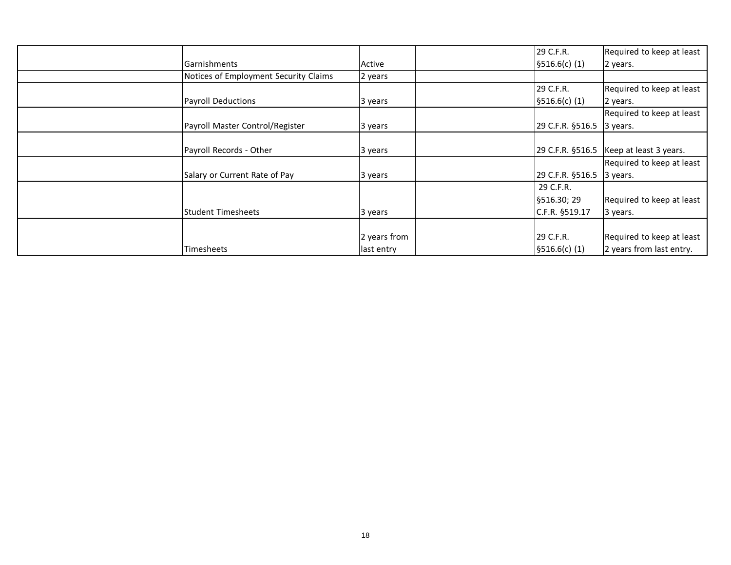| | | | | | |
|---|---|---|---|---|---|
| | Garnishments | Active | | 29 C.F.R. §516.6(c) (1) | Required to keep at least 2 years. |
| | Notices of Employment Security Claims | 2 years | | | |
| | Payroll Deductions | 3 years | | 29 C.F.R. §516.6(c) (1) | Required to keep at least 2 years. |
| | Payroll Master Control/Register | 3 years | | 29 C.F.R. §516.5 | Required to keep at least 3 years. |
| | Payroll Records - Other | 3 years | | 29 C.F.R. §516.5 | Keep at least 3 years. |
| | Salary or Current Rate of Pay | 3 years | | 29 C.F.R. §516.5 | Required to keep at least 3 years. |
| | Student Timesheets | 3 years | | 29 C.F.R. §516.30; 29 C.F.R. §519.17 | Required to keep at least 3 years. |
| | Timesheets | 2 years from last entry | | 29 C.F.R. §516.6(c) (1) | Required to keep at least 2 years from last entry. |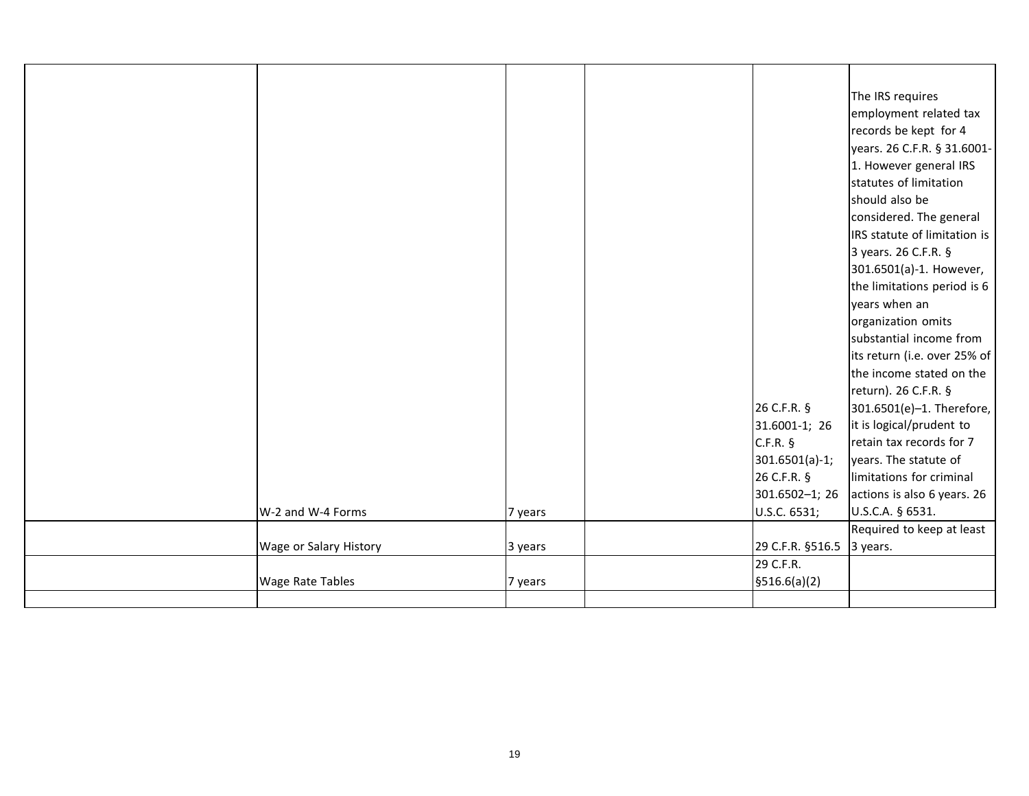| | | | | | |
|---|---|---|---|---|---|
| | W-2 and W-4 Forms | 7 years | | 26 C.F.R. § 31.6001-1; 26 C.F.R. § 301.6501(a)-1; 26 C.F.R. § 301.6502–1; 26 U.S.C. 6531; | The IRS requires employment related tax records be kept for 4 years. 26 C.F.R. § 31.6001-1. However general IRS statutes of limitation should also be considered. The general IRS statute of limitation is 3 years. 26 C.F.R. § 301.6501(a)-1. However, the limitations period is 6 years when an organization omits substantial income from its return (i.e. over 25% of the income stated on the return). 26 C.F.R. § 301.6501(e)–1. Therefore, it is logical/prudent to retain tax records for 7 years. The statute of limitations for criminal actions is also 6 years. 26 U.S.C.A. § 6531. |
| | Wage or Salary History | 3 years | | 29 C.F.R. §516.5 | Required to keep at least 3 years. |
| | Wage Rate Tables | 7 years | | 29 C.F.R. §516.6(a)(2) | |
| | | | | | |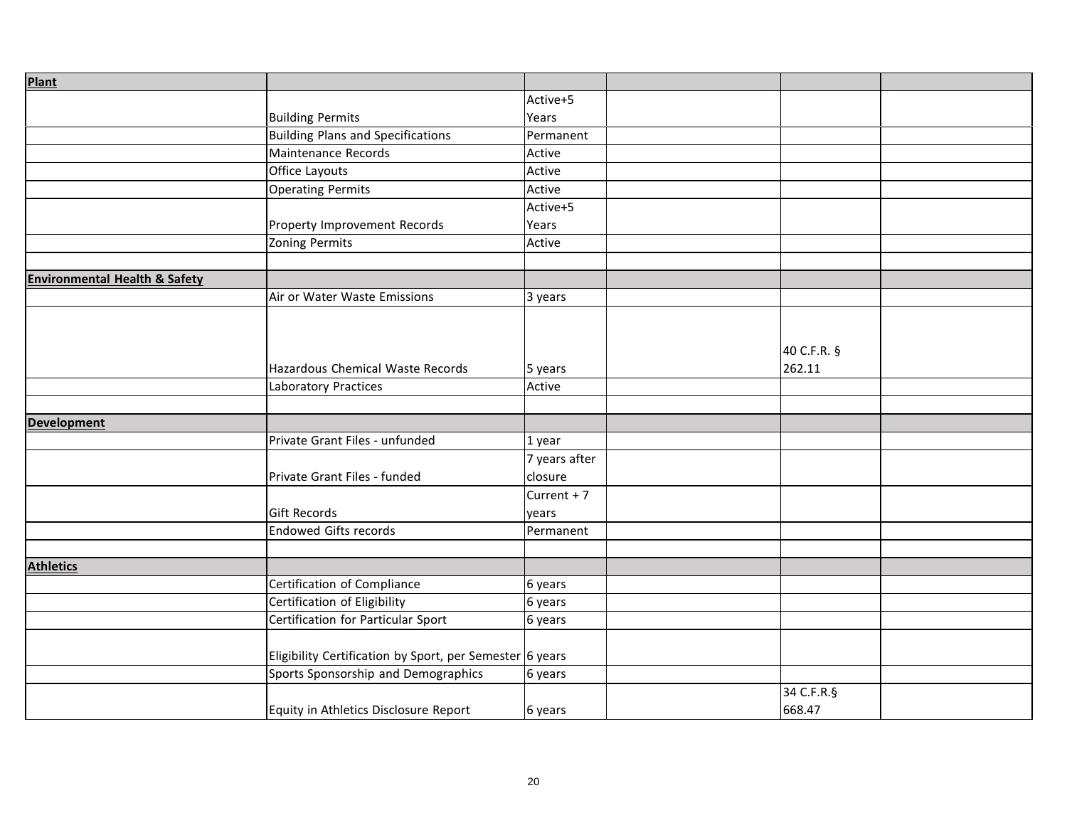| Plant | | | | | |
|---|---|---|---|---|---|
| | Building Permits | Active+5 Years | | | |
| | Building Plans and Specifications | Permanent | | | |
| | Maintenance Records | Active | | | |
| | Office Layouts | Active | | | |
| | Operating Permits | Active | | | |
| | Property Improvement Records | Active+5 Years | | | |
| | Zoning Permits | Active | | | |
| | | | | | |
| **Environmental Health & Safety** | | | | | |
| | Air or Water Waste Emissions | 3 years | | | |
| | Hazardous Chemical Waste Records | 5 years | | 40 C.F.R. § 262.11 | |
| | Laboratory Practices | Active | | | |
| | | | | | |
| **Development** | | | | | |
| | Private Grant Files - unfunded | 1 year | | | |
| | Private Grant Files - funded | 7 years after closure | | | |
| | Gift Records | Current + 7 years | | | |
| | Endowed Gifts records | Permanent | | | |
| | | | | | |
| **Athletics** | | | | | |
| | Certification of Compliance | 6 years | | | |
| | Certification of Eligibility | 6 years | | | |
| | Certification for Particular Sport | 6 years | | | |
| | Eligibility Certification by Sport, per Semester | 6 years | | | |
| | Sports Sponsorship and Demographics | 6 years | | | |
| | Equity in Athletics Disclosure Report | 6 years | | 34 C.F.R.§ 668.47 | |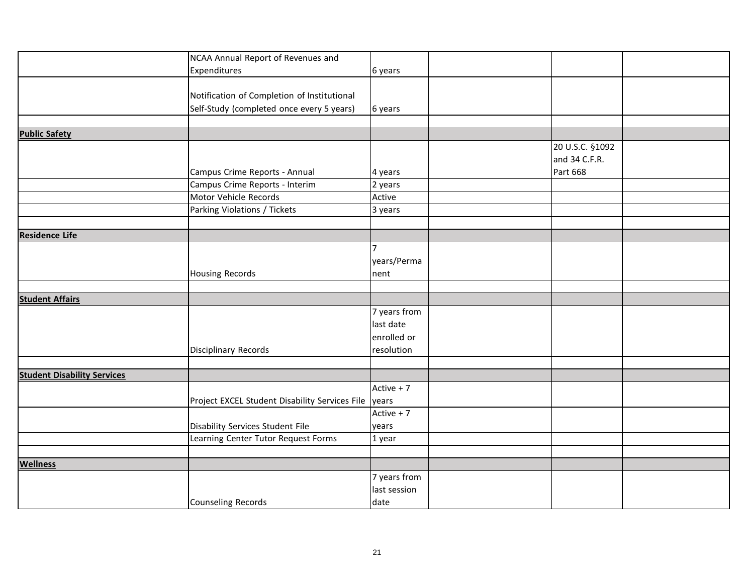| | | | | | |
|---|---|---|---|---|---|
| | NCAA Annual Report of Revenues and Expenditures | 6 years | | | |
| | Notification of Completion of Institutional Self-Study (completed once every 5 years) | 6 years | | | |
| | | | | | |
| **Public Safety** | | | | | |
| | Campus Crime Reports - Annual | 4 years | | 20 U.S.C. §1092 and 34 C.F.R. Part 668 | |
| | Campus Crime Reports - Interim | 2 years | | | |
| | Motor Vehicle Records | Active | | | |
| | Parking Violations / Tickets | 3 years | | | |
| | | | | | |
| **Residence Life** | | | | | |
| | Housing Records | 7 years/Permanent | | | |
| | | | | | |
| **Student Affairs** | | | | | |
| | Disciplinary Records | 7 years from last date enrolled or resolution | | | |
| | | | | | |
| **Student Disability Services** | | | | | |
| | Project EXCEL Student Disability Services File | Active + 7 years | | | |
| | Disability Services Student File | Active + 7 years | | | |
| | Learning Center Tutor Request Forms | 1 year | | | |
| | | | | | |
| **Wellness** | | | | | |
| | Counseling Records | 7 years from last session date | | | |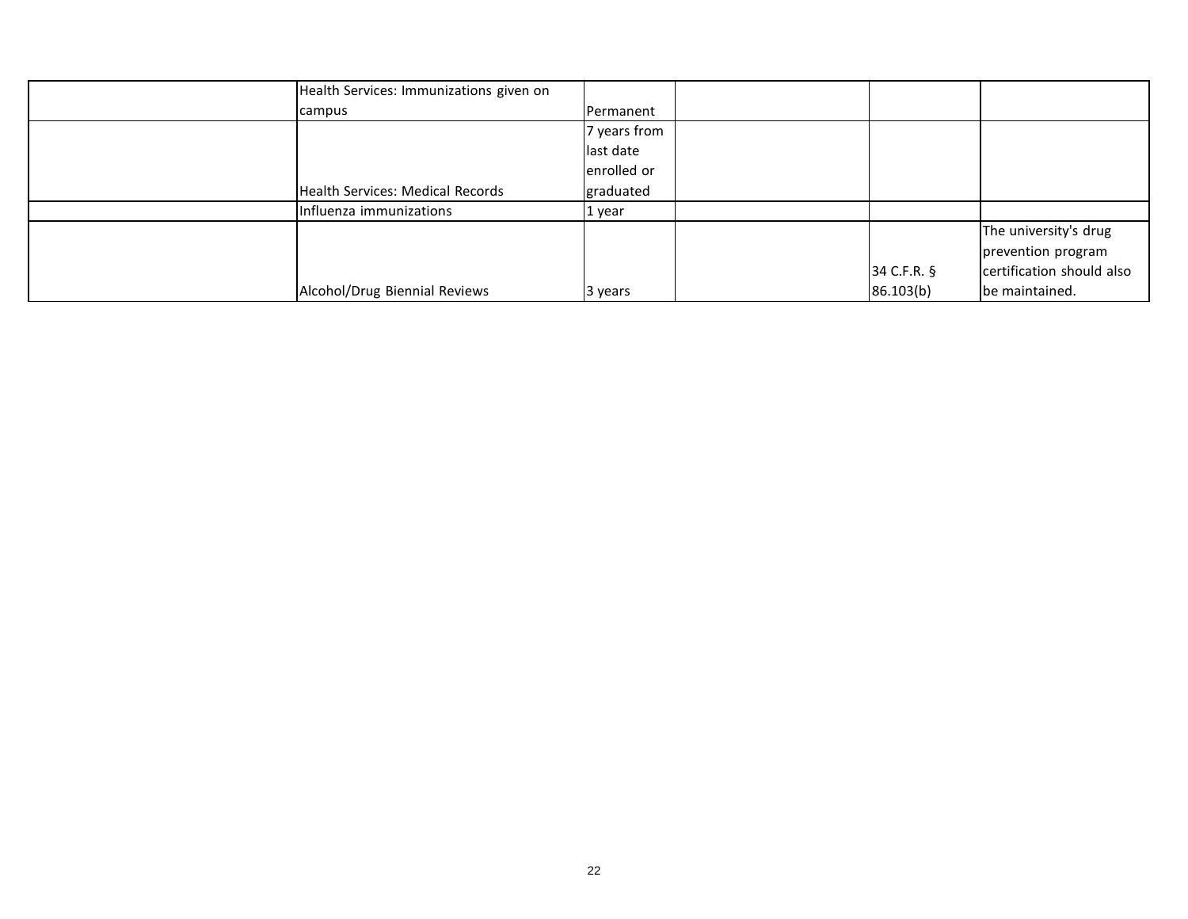| | | | | | |
|---|---|---|---|---|---|
| | Health Services: Immunizations given on campus | Permanent | | | |
| | Health Services: Medical Records | 7 years from last date enrolled or graduated | | | |
| | Influenza immunizations | 1 year | | | |
| | Alcohol/Drug Biennial Reviews | 3 years | | 34 C.F.R. § 86.103(b) | The university's drug prevention program certification should also be maintained. |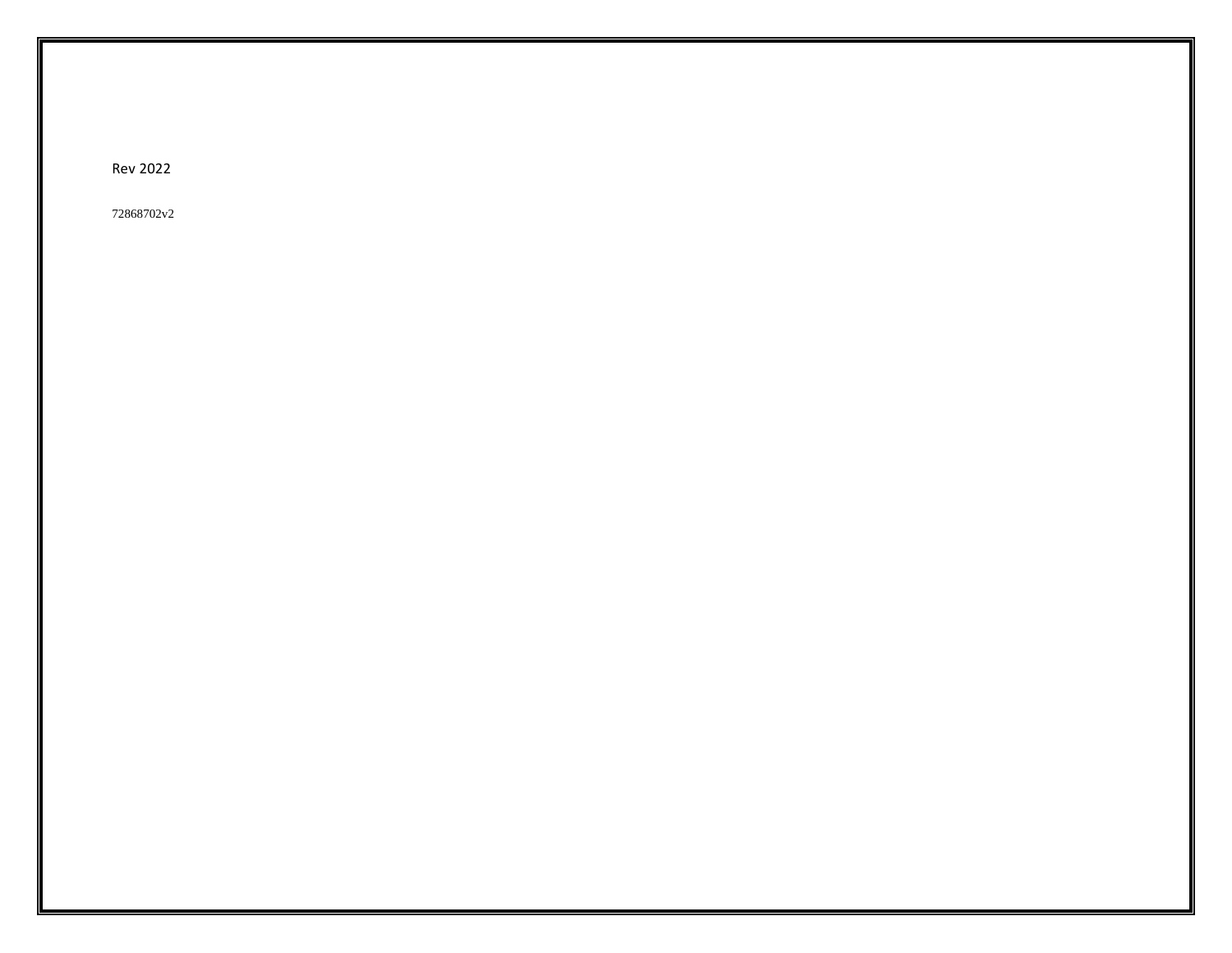Rev 2022

72868702v2